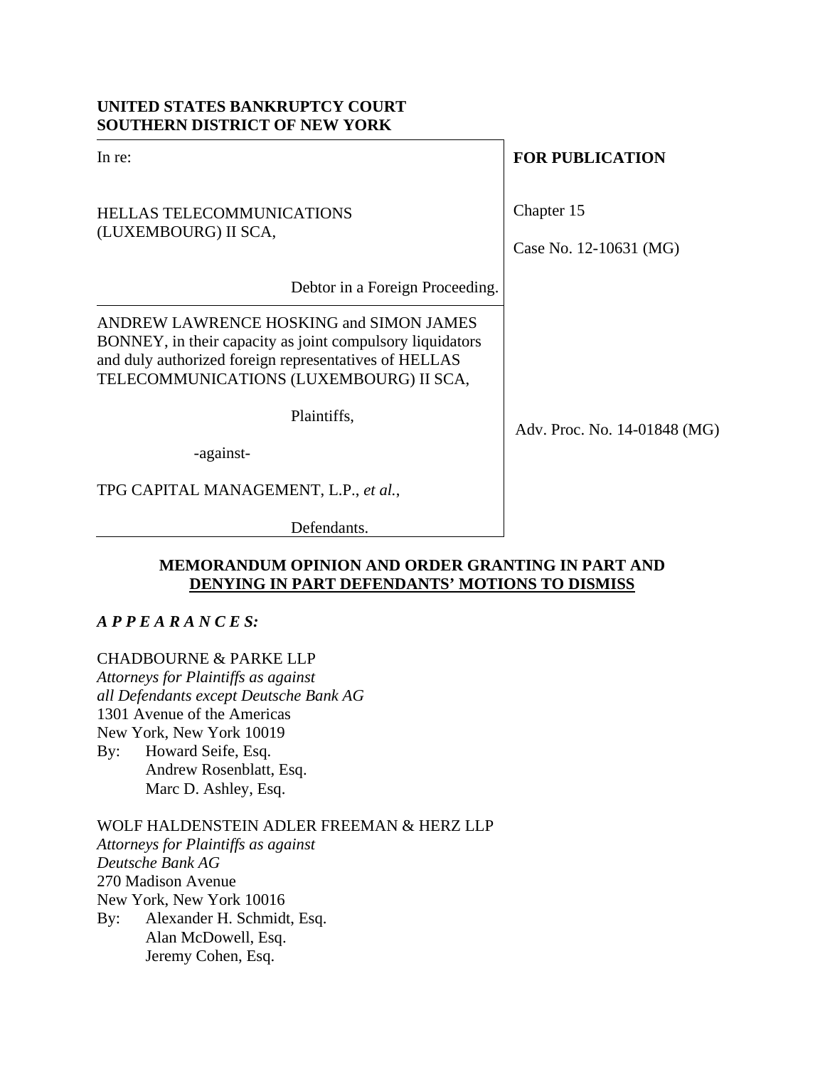**UNITED STATES BANKRUPTCY COURT**
**SOUTHERN DISTRICT OF NEW YORK**

| | |
|---|---|
| In re:<br><br>HELLAS TELECOMMUNICATIONS (LUXEMBOURG) II SCA,<br><br>Debtor in a Foreign Proceeding. | **FOR PUBLICATION**<br><br>Chapter 15<br><br>Case No. 12-10631 (MG) |
| ANDREW LAWRENCE HOSKING and SIMON JAMES BONNEY, in their capacity as joint compulsory liquidators and duly authorized foreign representatives of HELLAS TELECOMMUNICATIONS (LUXEMBOURG) II SCA,<br><br>Plaintiffs,<br><br>-against-<br><br>TPG CAPITAL MANAGEMENT, L.P., *et al.*,<br><br>Defendants. | Adv. Proc. No. 14-01848 (MG) |

**MEMORANDUM OPINION AND ORDER GRANTING IN PART AND DENYING IN PART DEFENDANTS' MOTIONS TO DISMISS**

***A P P E A R A N C E S:***

CHADBOURNE & PARKE LLP
*Attorneys for Plaintiffs as against all Defendants except Deutsche Bank AG*
1301 Avenue of the Americas
New York, New York 10019
By: Howard Seife, Esq.
Andrew Rosenblatt, Esq.
Marc D. Ashley, Esq.

WOLF HALDENSTEIN ADLER FREEMAN & HERZ LLP
*Attorneys for Plaintiffs as against Deutsche Bank AG*
270 Madison Avenue
New York, New York 10016
By: Alexander H. Schmidt, Esq.
Alan McDowell, Esq.
Jeremy Cohen, Esq.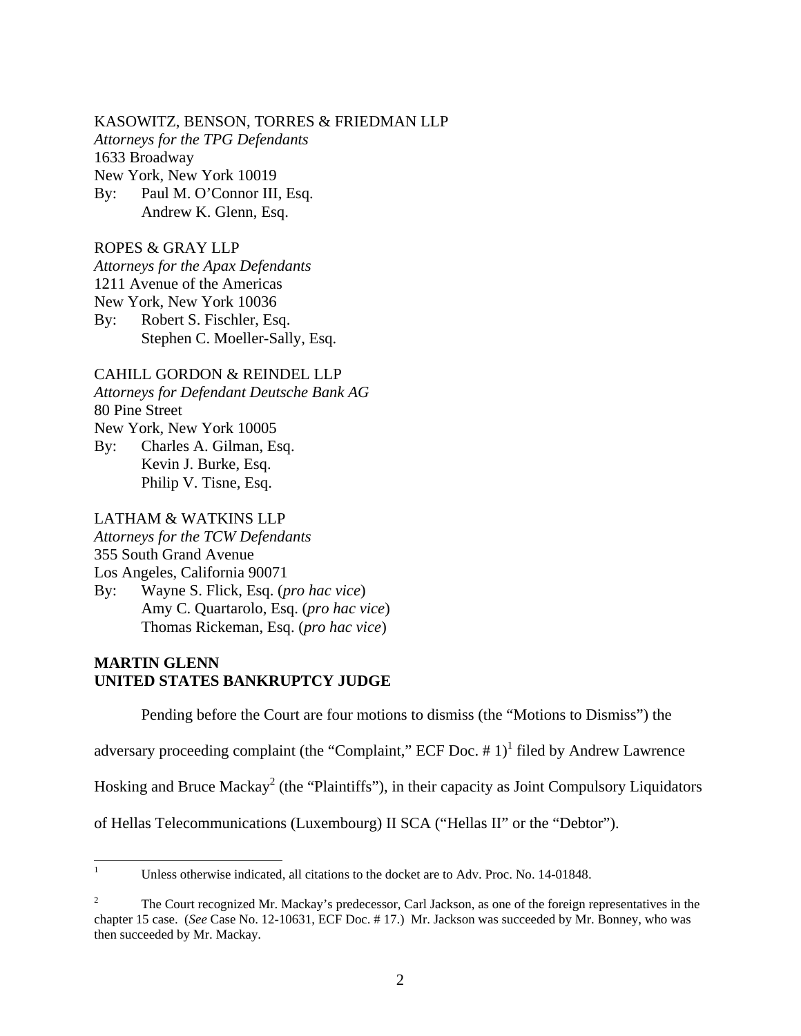KASOWITZ, BENSON, TORRES & FRIEDMAN LLP
*Attorneys for the TPG Defendants*
1633 Broadway
New York, New York 10019
By: Paul M. O'Connor III, Esq.
Andrew K. Glenn, Esq.

ROPES & GRAY LLP
*Attorneys for the Apax Defendants*
1211 Avenue of the Americas
New York, New York 10036
By: Robert S. Fischler, Esq.
Stephen C. Moeller-Sally, Esq.

CAHILL GORDON & REINDEL LLP
*Attorneys for Defendant Deutsche Bank AG*
80 Pine Street
New York, New York 10005
By: Charles A. Gilman, Esq.
Kevin J. Burke, Esq.
Philip V. Tisne, Esq.

LATHAM & WATKINS LLP
*Attorneys for the TCW Defendants*
355 South Grand Avenue
Los Angeles, California 90071
By: Wayne S. Flick, Esq. (*pro hac vice*)
Amy C. Quartarolo, Esq. (*pro hac vice*)
Thomas Rickeman, Esq. (*pro hac vice*)

**MARTIN GLENN**
**UNITED STATES BANKRUPTCY JUDGE**

Pending before the Court are four motions to dismiss (the "Motions to Dismiss") the adversary proceeding complaint (the "Complaint," ECF Doc. # 1)[1] filed by Andrew Lawrence Hosking and Bruce Mackay[2] (the "Plaintiffs"), in their capacity as Joint Compulsory Liquidators of Hellas Telecommunications (Luxembourg) II SCA ("Hellas II" or the "Debtor").

[1] Unless otherwise indicated, all citations to the docket are to Adv. Proc. No. 14-01848.

[2] The Court recognized Mr. Mackay's predecessor, Carl Jackson, as one of the foreign representatives in the chapter 15 case. (*See* Case No. 12-10631, ECF Doc. # 17.) Mr. Jackson was succeeded by Mr. Bonney, who was then succeeded by Mr. Mackay.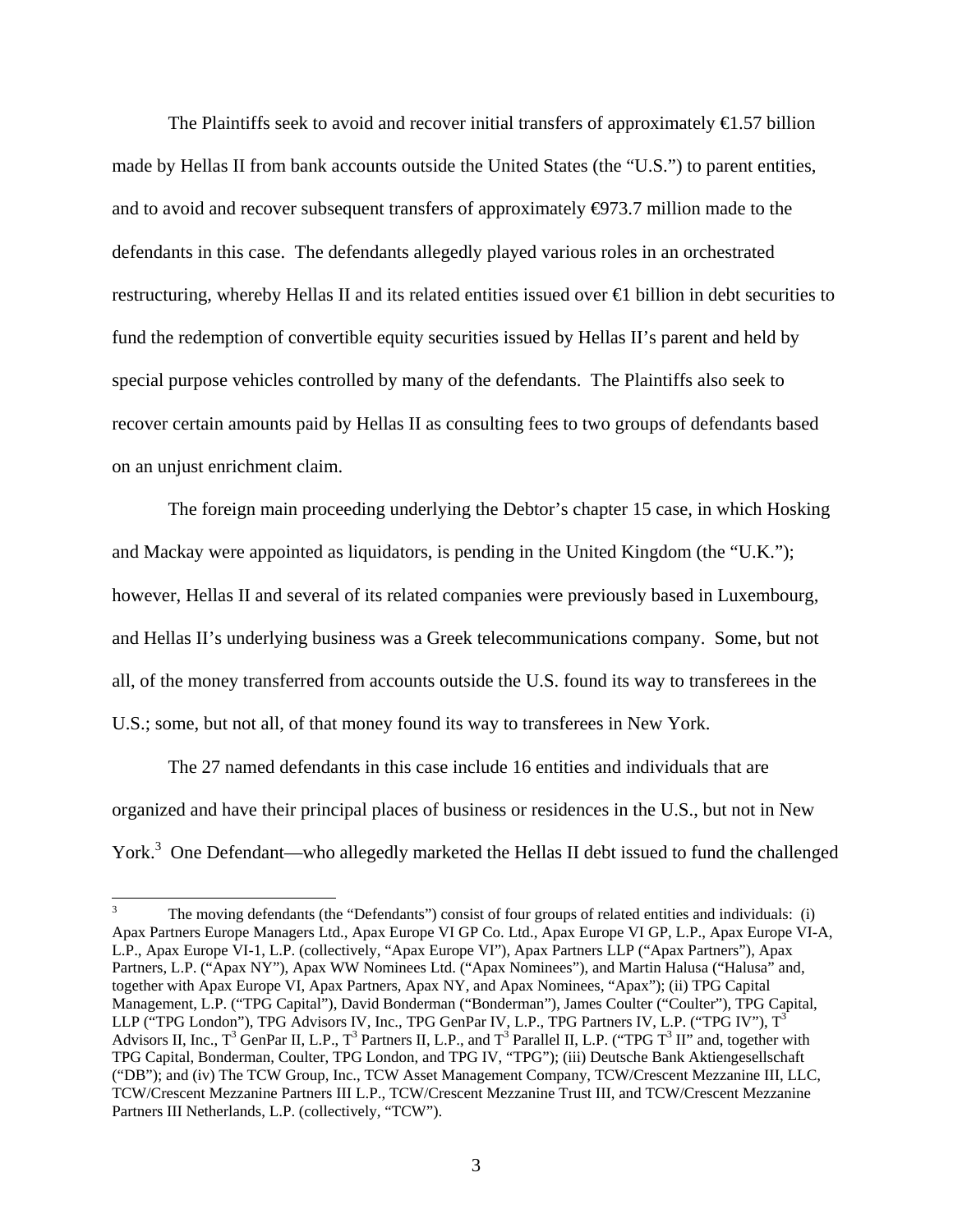The Plaintiffs seek to avoid and recover initial transfers of approximately €1.57 billion made by Hellas II from bank accounts outside the United States (the "U.S.") to parent entities, and to avoid and recover subsequent transfers of approximately €973.7 million made to the defendants in this case. The defendants allegedly played various roles in an orchestrated restructuring, whereby Hellas II and its related entities issued over €1 billion in debt securities to fund the redemption of convertible equity securities issued by Hellas II's parent and held by special purpose vehicles controlled by many of the defendants. The Plaintiffs also seek to recover certain amounts paid by Hellas II as consulting fees to two groups of defendants based on an unjust enrichment claim.

The foreign main proceeding underlying the Debtor's chapter 15 case, in which Hosking and Mackay were appointed as liquidators, is pending in the United Kingdom (the "U.K."); however, Hellas II and several of its related companies were previously based in Luxembourg, and Hellas II's underlying business was a Greek telecommunications company. Some, but not all, of the money transferred from accounts outside the U.S. found its way to transferees in the U.S.; some, but not all, of that money found its way to transferees in New York.

The 27 named defendants in this case include 16 entities and individuals that are organized and have their principal places of business or residences in the U.S., but not in New York.[3] One Defendant—who allegedly marketed the Hellas II debt issued to fund the challenged

[3] The moving defendants (the "Defendants") consist of four groups of related entities and individuals: (i) Apax Partners Europe Managers Ltd., Apax Europe VI GP Co. Ltd., Apax Europe VI GP, L.P., Apax Europe VI-A, L.P., Apax Europe VI-1, L.P. (collectively, "Apax Europe VI"), Apax Partners LLP ("Apax Partners"), Apax Partners, L.P. ("Apax NY"), Apax WW Nominees Ltd. ("Apax Nominees"), and Martin Halusa ("Halusa" and, together with Apax Europe VI, Apax Partners, Apax NY, and Apax Nominees, "Apax"); (ii) TPG Capital Management, L.P. ("TPG Capital"), David Bonderman ("Bonderman"), James Coulter ("Coulter"), TPG Capital, LLP ("TPG London"), TPG Advisors IV, Inc., TPG GenPar IV, L.P., TPG Partners IV, L.P. ("TPG IV"), $T^3$ Advisors II, Inc., $T^3$ GenPar II, L.P., $T^3$ Partners II, L.P., and $T^3$ Parallel II, L.P. ("TPG $T^3$ II" and, together with TPG Capital, Bonderman, Coulter, TPG London, and TPG IV, "TPG"); (iii) Deutsche Bank Aktiengesellschaft ("DB"); and (iv) The TCW Group, Inc., TCW Asset Management Company, TCW/Crescent Mezzanine III, LLC, TCW/Crescent Mezzanine Partners III L.P., TCW/Crescent Mezzanine Trust III, and TCW/Crescent Mezzanine Partners III Netherlands, L.P. (collectively, "TCW").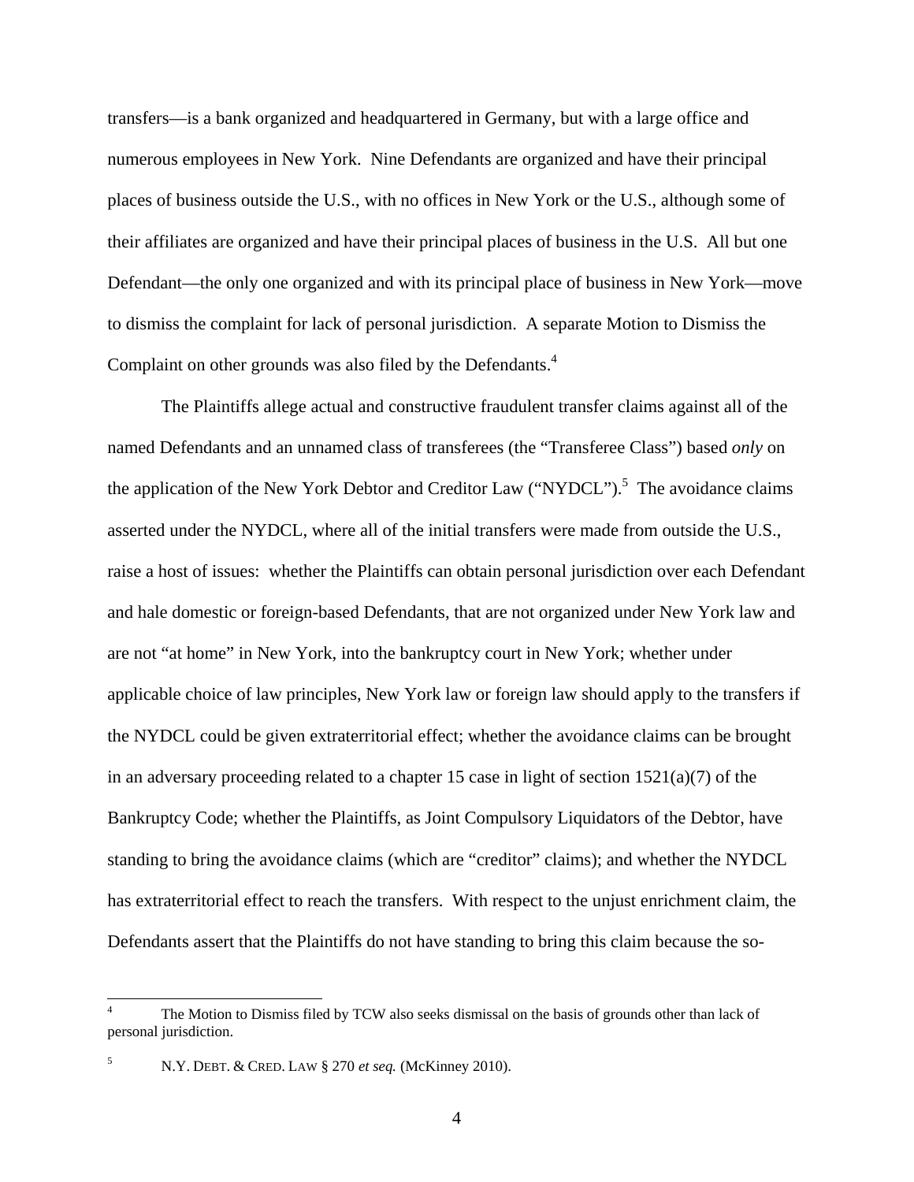transfers—is a bank organized and headquartered in Germany, but with a large office and numerous employees in New York. Nine Defendants are organized and have their principal places of business outside the U.S., with no offices in New York or the U.S., although some of their affiliates are organized and have their principal places of business in the U.S. All but one Defendant—the only one organized and with its principal place of business in New York—move to dismiss the complaint for lack of personal jurisdiction. A separate Motion to Dismiss the Complaint on other grounds was also filed by the Defendants.[4]

The Plaintiffs allege actual and constructive fraudulent transfer claims against all of the named Defendants and an unnamed class of transferees (the "Transferee Class") based *only* on the application of the New York Debtor and Creditor Law ("NYDCL").[5] The avoidance claims asserted under the NYDCL, where all of the initial transfers were made from outside the U.S., raise a host of issues: whether the Plaintiffs can obtain personal jurisdiction over each Defendant and hale domestic or foreign-based Defendants, that are not organized under New York law and are not "at home" in New York, into the bankruptcy court in New York; whether under applicable choice of law principles, New York law or foreign law should apply to the transfers if the NYDCL could be given extraterritorial effect; whether the avoidance claims can be brought in an adversary proceeding related to a chapter 15 case in light of section 1521(a)(7) of the Bankruptcy Code; whether the Plaintiffs, as Joint Compulsory Liquidators of the Debtor, have standing to bring the avoidance claims (which are "creditor" claims); and whether the NYDCL has extraterritorial effect to reach the transfers. With respect to the unjust enrichment claim, the Defendants assert that the Plaintiffs do not have standing to bring this claim because the so-

---

[4] The Motion to Dismiss filed by TCW also seeks dismissal on the basis of grounds other than lack of personal jurisdiction.

[5] N.Y. DEBT. & CRED. LAW § 270 *et seq.* (McKinney 2010).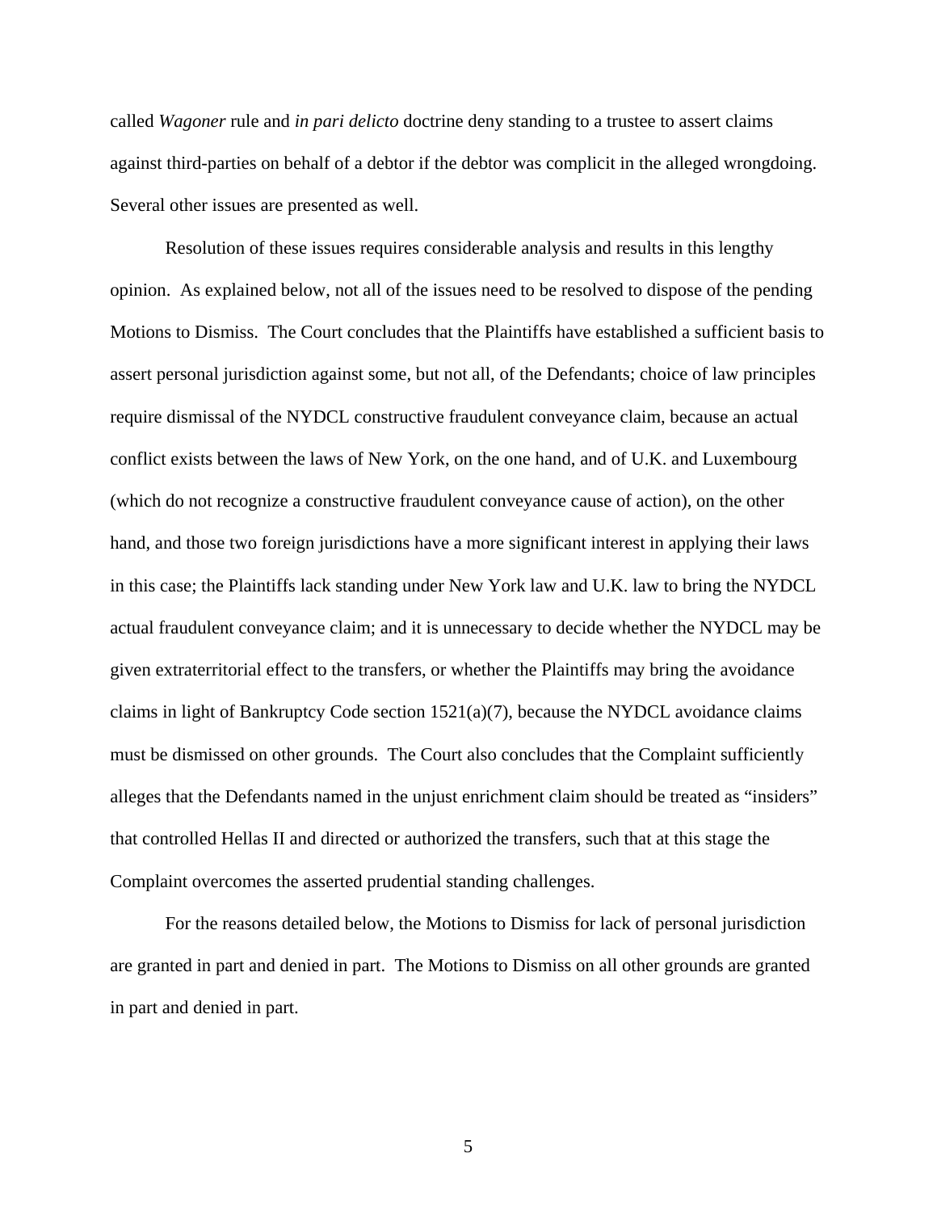called *Wagoner* rule and *in pari delicto* doctrine deny standing to a trustee to assert claims against third-parties on behalf of a debtor if the debtor was complicit in the alleged wrongdoing. Several other issues are presented as well.

Resolution of these issues requires considerable analysis and results in this lengthy opinion. As explained below, not all of the issues need to be resolved to dispose of the pending Motions to Dismiss. The Court concludes that the Plaintiffs have established a sufficient basis to assert personal jurisdiction against some, but not all, of the Defendants; choice of law principles require dismissal of the NYDCL constructive fraudulent conveyance claim, because an actual conflict exists between the laws of New York, on the one hand, and of U.K. and Luxembourg (which do not recognize a constructive fraudulent conveyance cause of action), on the other hand, and those two foreign jurisdictions have a more significant interest in applying their laws in this case; the Plaintiffs lack standing under New York law and U.K. law to bring the NYDCL actual fraudulent conveyance claim; and it is unnecessary to decide whether the NYDCL may be given extraterritorial effect to the transfers, or whether the Plaintiffs may bring the avoidance claims in light of Bankruptcy Code section 1521(a)(7), because the NYDCL avoidance claims must be dismissed on other grounds. The Court also concludes that the Complaint sufficiently alleges that the Defendants named in the unjust enrichment claim should be treated as "insiders" that controlled Hellas II and directed or authorized the transfers, such that at this stage the Complaint overcomes the asserted prudential standing challenges.

For the reasons detailed below, the Motions to Dismiss for lack of personal jurisdiction are granted in part and denied in part. The Motions to Dismiss on all other grounds are granted in part and denied in part.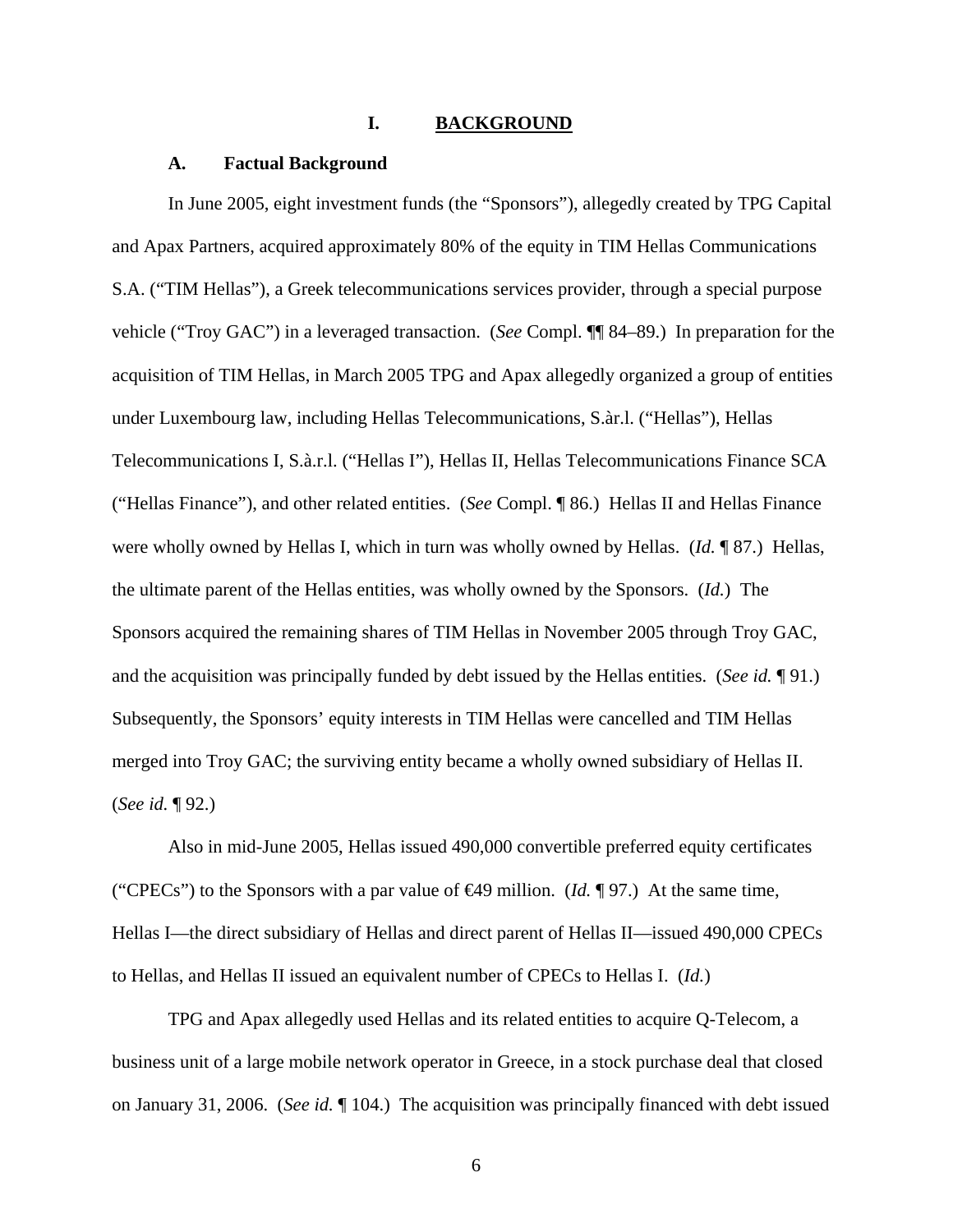# I. BACKGROUND

## A. Factual Background

In June 2005, eight investment funds (the "Sponsors"), allegedly created by TPG Capital and Apax Partners, acquired approximately 80% of the equity in TIM Hellas Communications S.A. ("TIM Hellas"), a Greek telecommunications services provider, through a special purpose vehicle ("Troy GAC") in a leveraged transaction. (*See* Compl. ¶¶ 84–89.) In preparation for the acquisition of TIM Hellas, in March 2005 TPG and Apax allegedly organized a group of entities under Luxembourg law, including Hellas Telecommunications, S.àr.l. ("Hellas"), Hellas Telecommunications I, S.à.r.l. ("Hellas I"), Hellas II, Hellas Telecommunications Finance SCA ("Hellas Finance"), and other related entities. (*See* Compl. ¶ 86.) Hellas II and Hellas Finance were wholly owned by Hellas I, which in turn was wholly owned by Hellas. (*Id.* ¶ 87.) Hellas, the ultimate parent of the Hellas entities, was wholly owned by the Sponsors. (*Id.*) The Sponsors acquired the remaining shares of TIM Hellas in November 2005 through Troy GAC, and the acquisition was principally funded by debt issued by the Hellas entities. (*See id.* ¶ 91.) Subsequently, the Sponsors' equity interests in TIM Hellas were cancelled and TIM Hellas merged into Troy GAC; the surviving entity became a wholly owned subsidiary of Hellas II. (*See id.* ¶ 92.)

Also in mid-June 2005, Hellas issued 490,000 convertible preferred equity certificates ("CPECs") to the Sponsors with a par value of €49 million. (*Id.* ¶ 97.) At the same time, Hellas I—the direct subsidiary of Hellas and direct parent of Hellas II—issued 490,000 CPECs to Hellas, and Hellas II issued an equivalent number of CPECs to Hellas I. (*Id.*)

TPG and Apax allegedly used Hellas and its related entities to acquire Q-Telecom, a business unit of a large mobile network operator in Greece, in a stock purchase deal that closed on January 31, 2006. (*See id.* ¶ 104.) The acquisition was principally financed with debt issued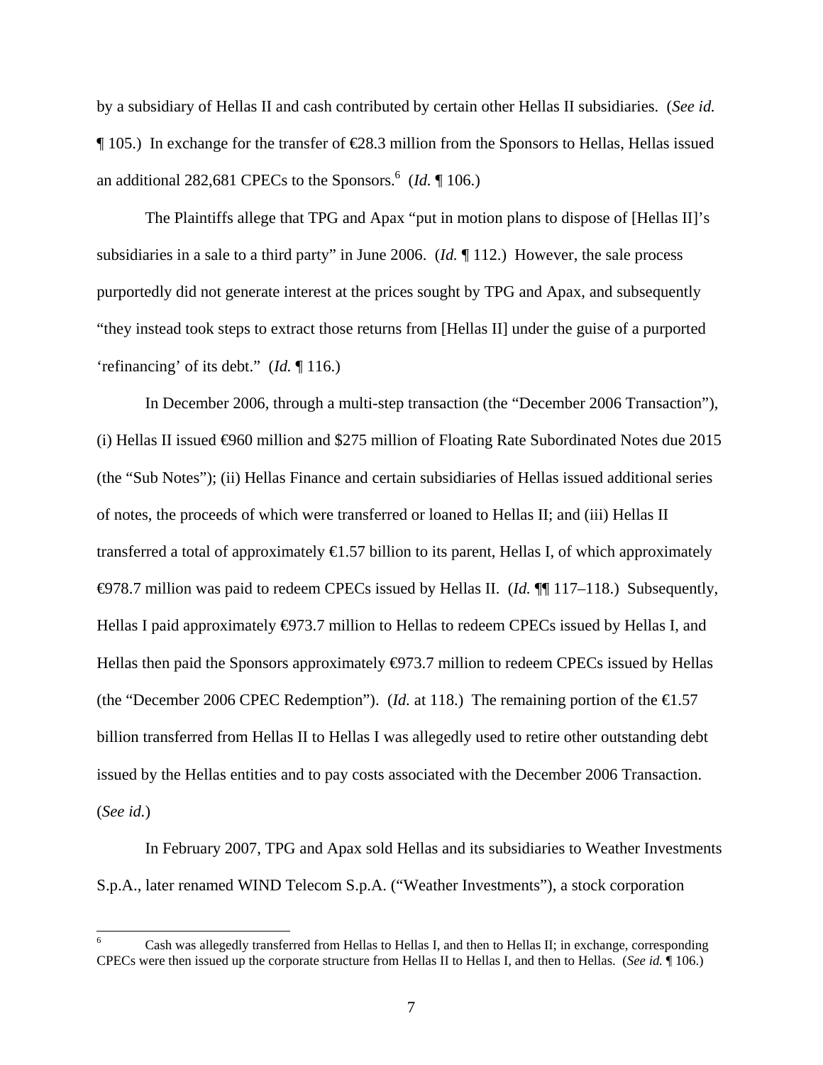by a subsidiary of Hellas II and cash contributed by certain other Hellas II subsidiaries. (*See id.* ¶ 105.) In exchange for the transfer of €28.3 million from the Sponsors to Hellas, Hellas issued an additional 282,681 CPECs to the Sponsors.[6] (*Id.* ¶ 106.)

The Plaintiffs allege that TPG and Apax "put in motion plans to dispose of [Hellas II]'s subsidiaries in a sale to a third party" in June 2006. (*Id.* ¶ 112.) However, the sale process purportedly did not generate interest at the prices sought by TPG and Apax, and subsequently "they instead took steps to extract those returns from [Hellas II] under the guise of a purported 'refinancing' of its debt." (*Id.* ¶ 116.)

In December 2006, through a multi-step transaction (the "December 2006 Transaction"), (i) Hellas II issued €960 million and $275 million of Floating Rate Subordinated Notes due 2015 (the "Sub Notes"); (ii) Hellas Finance and certain subsidiaries of Hellas issued additional series of notes, the proceeds of which were transferred or loaned to Hellas II; and (iii) Hellas II transferred a total of approximately €1.57 billion to its parent, Hellas I, of which approximately €978.7 million was paid to redeem CPECs issued by Hellas II. (*Id.* ¶¶ 117–118.) Subsequently, Hellas I paid approximately €973.7 million to Hellas to redeem CPECs issued by Hellas I, and Hellas then paid the Sponsors approximately €973.7 million to redeem CPECs issued by Hellas (the "December 2006 CPEC Redemption"). (*Id.* at 118.) The remaining portion of the €1.57 billion transferred from Hellas II to Hellas I was allegedly used to retire other outstanding debt issued by the Hellas entities and to pay costs associated with the December 2006 Transaction. (*See id.*)

In February 2007, TPG and Apax sold Hellas and its subsidiaries to Weather Investments S.p.A., later renamed WIND Telecom S.p.A. ("Weather Investments"), a stock corporation

---

[6] Cash was allegedly transferred from Hellas to Hellas I, and then to Hellas II; in exchange, corresponding CPECs were then issued up the corporate structure from Hellas II to Hellas I, and then to Hellas. (*See id.* ¶ 106.)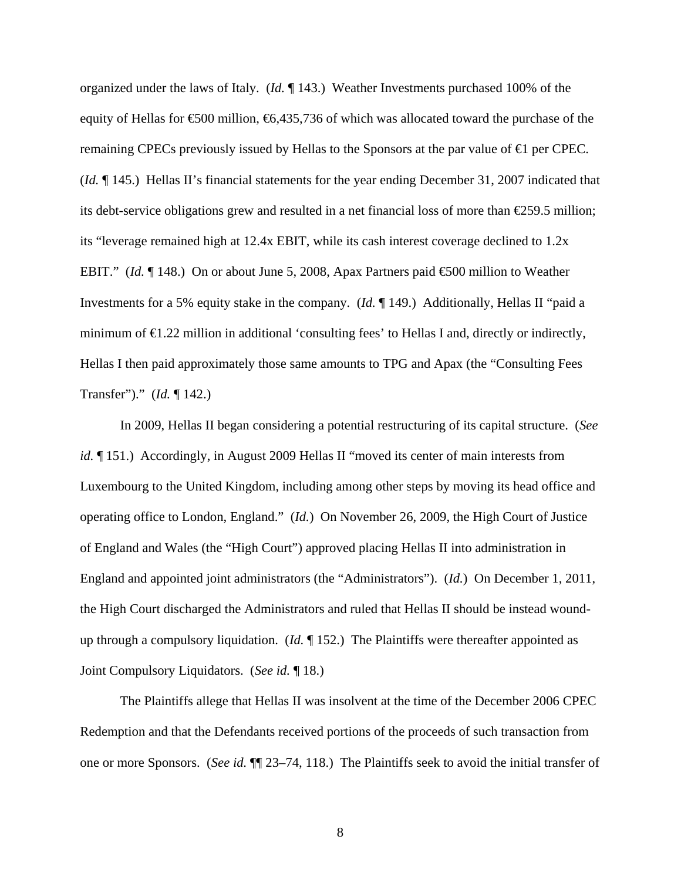organized under the laws of Italy. (*Id.* ¶ 143.) Weather Investments purchased 100% of the equity of Hellas for €500 million, €6,435,736 of which was allocated toward the purchase of the remaining CPECs previously issued by Hellas to the Sponsors at the par value of €1 per CPEC. (*Id.* ¶ 145.) Hellas II's financial statements for the year ending December 31, 2007 indicated that its debt-service obligations grew and resulted in a net financial loss of more than €259.5 million; its "leverage remained high at 12.4x EBIT, while its cash interest coverage declined to 1.2x EBIT." (*Id.* ¶ 148.) On or about June 5, 2008, Apax Partners paid €500 million to Weather Investments for a 5% equity stake in the company. (*Id.* ¶ 149.) Additionally, Hellas II "paid a minimum of €1.22 million in additional 'consulting fees' to Hellas I and, directly or indirectly, Hellas I then paid approximately those same amounts to TPG and Apax (the "Consulting Fees Transfer")." (*Id.* ¶ 142.)

In 2009, Hellas II began considering a potential restructuring of its capital structure. (*See id.* ¶ 151.) Accordingly, in August 2009 Hellas II "moved its center of main interests from Luxembourg to the United Kingdom, including among other steps by moving its head office and operating office to London, England." (*Id.*) On November 26, 2009, the High Court of Justice of England and Wales (the "High Court") approved placing Hellas II into administration in England and appointed joint administrators (the "Administrators"). (*Id.*) On December 1, 2011, the High Court discharged the Administrators and ruled that Hellas II should be instead wound-up through a compulsory liquidation. (*Id.* ¶ 152.) The Plaintiffs were thereafter appointed as Joint Compulsory Liquidators. (*See id.* ¶ 18.)

The Plaintiffs allege that Hellas II was insolvent at the time of the December 2006 CPEC Redemption and that the Defendants received portions of the proceeds of such transaction from one or more Sponsors. (*See id.* ¶¶ 23–74, 118.) The Plaintiffs seek to avoid the initial transfer of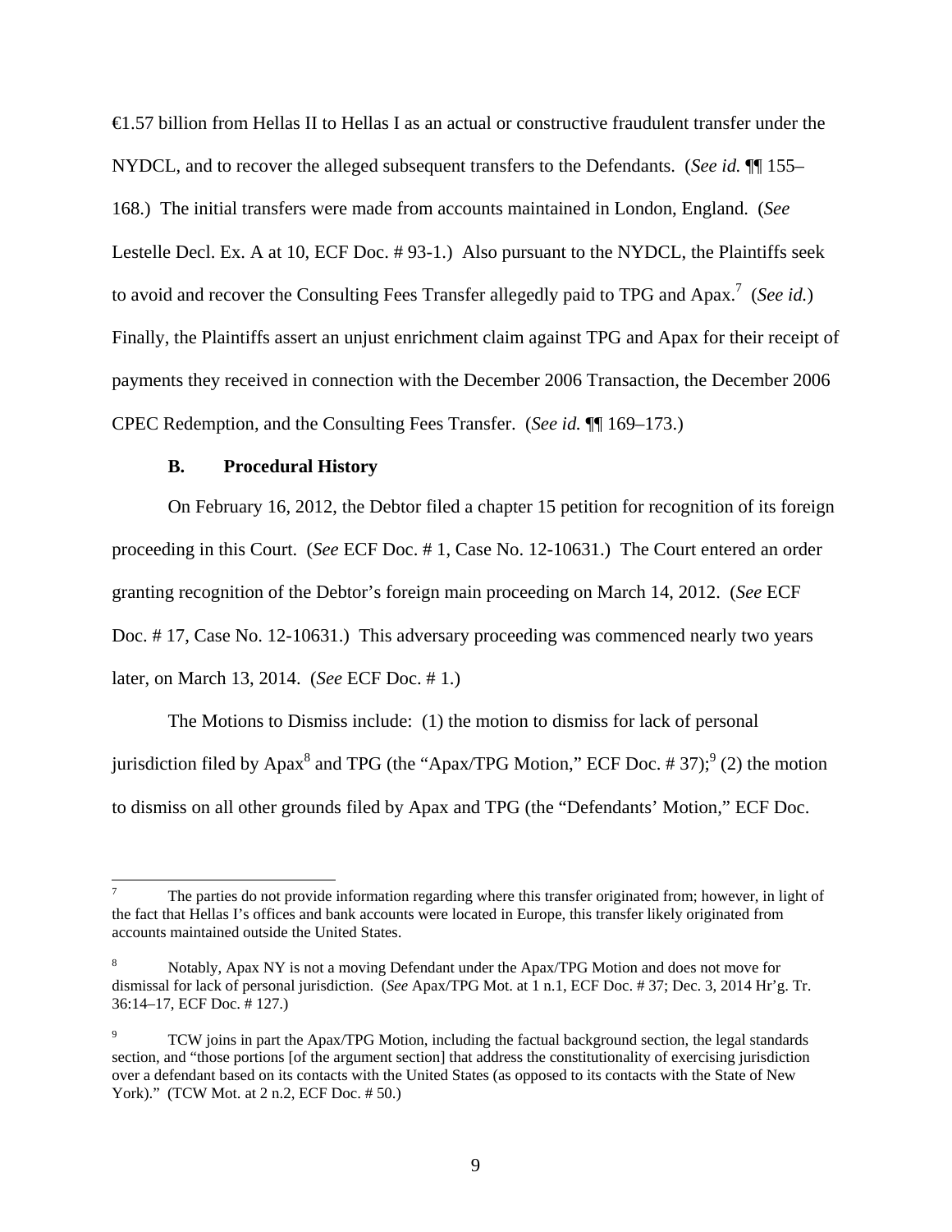€1.57 billion from Hellas II to Hellas I as an actual or constructive fraudulent transfer under the NYDCL, and to recover the alleged subsequent transfers to the Defendants. (*See id.* ¶¶ 155–168.) The initial transfers were made from accounts maintained in London, England. (*See* Lestelle Decl. Ex. A at 10, ECF Doc. # 93-1.) Also pursuant to the NYDCL, the Plaintiffs seek to avoid and recover the Consulting Fees Transfer allegedly paid to TPG and Apax.[7] (*See id.*) Finally, the Plaintiffs assert an unjust enrichment claim against TPG and Apax for their receipt of payments they received in connection with the December 2006 Transaction, the December 2006 CPEC Redemption, and the Consulting Fees Transfer. (*See id.* ¶¶ 169–173.)

### B. Procedural History

On February 16, 2012, the Debtor filed a chapter 15 petition for recognition of its foreign proceeding in this Court. (*See* ECF Doc. # 1, Case No. 12-10631.) The Court entered an order granting recognition of the Debtor's foreign main proceeding on March 14, 2012. (*See* ECF Doc. # 17, Case No. 12-10631.) This adversary proceeding was commenced nearly two years later, on March 13, 2014. (*See* ECF Doc. # 1.)

The Motions to Dismiss include: (1) the motion to dismiss for lack of personal jurisdiction filed by Apax[8] and TPG (the "Apax/TPG Motion," ECF Doc. # 37);[9] (2) the motion to dismiss on all other grounds filed by Apax and TPG (the "Defendants' Motion," ECF Doc.

---

[7] The parties do not provide information regarding where this transfer originated from; however, in light of the fact that Hellas I's offices and bank accounts were located in Europe, this transfer likely originated from accounts maintained outside the United States.

[8] Notably, Apax NY is not a moving Defendant under the Apax/TPG Motion and does not move for dismissal for lack of personal jurisdiction. (*See* Apax/TPG Mot. at 1 n.1, ECF Doc. # 37; Dec. 3, 2014 Hr'g. Tr. 36:14–17, ECF Doc. # 127.)

[9] TCW joins in part the Apax/TPG Motion, including the factual background section, the legal standards section, and "those portions [of the argument section] that address the constitutionality of exercising jurisdiction over a defendant based on its contacts with the United States (as opposed to its contacts with the State of New York)." (TCW Mot. at 2 n.2, ECF Doc. # 50.)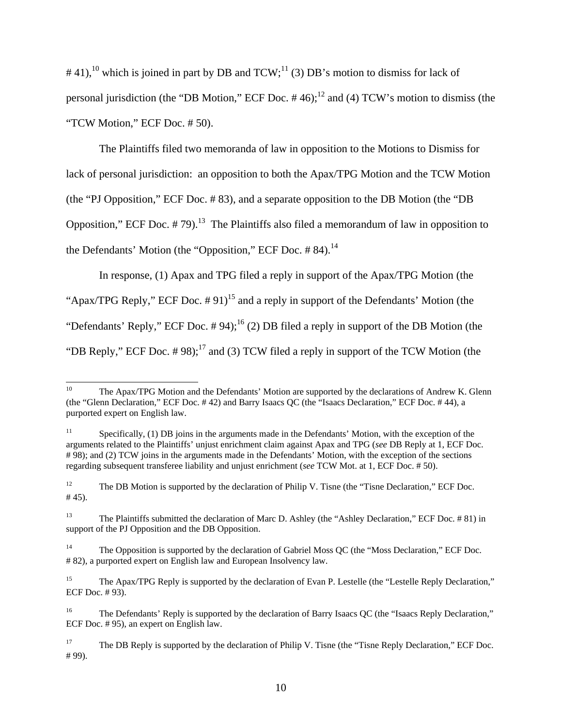# 41),[10] which is joined in part by DB and TCW;[11] (3) DB's motion to dismiss for lack of personal jurisdiction (the "DB Motion," ECF Doc. # 46);[12] and (4) TCW's motion to dismiss (the "TCW Motion," ECF Doc. # 50).

The Plaintiffs filed two memoranda of law in opposition to the Motions to Dismiss for lack of personal jurisdiction: an opposition to both the Apax/TPG Motion and the TCW Motion (the "PJ Opposition," ECF Doc. # 83), and a separate opposition to the DB Motion (the "DB Opposition," ECF Doc. # 79).[13] The Plaintiffs also filed a memorandum of law in opposition to the Defendants' Motion (the "Opposition," ECF Doc. # 84).[14]

In response, (1) Apax and TPG filed a reply in support of the Apax/TPG Motion (the "Apax/TPG Reply," ECF Doc. # 91)[15] and a reply in support of the Defendants' Motion (the "Defendants' Reply," ECF Doc. # 94);[16] (2) DB filed a reply in support of the DB Motion (the "DB Reply," ECF Doc. # 98);[17] and (3) TCW filed a reply in support of the TCW Motion (the

---

[10] The Apax/TPG Motion and the Defendants' Motion are supported by the declarations of Andrew K. Glenn (the "Glenn Declaration," ECF Doc. # 42) and Barry Isaacs QC (the "Isaacs Declaration," ECF Doc. # 44), a purported expert on English law.

[11] Specifically, (1) DB joins in the arguments made in the Defendants' Motion, with the exception of the arguments related to the Plaintiffs' unjust enrichment claim against Apax and TPG (*see* DB Reply at 1, ECF Doc. # 98); and (2) TCW joins in the arguments made in the Defendants' Motion, with the exception of the sections regarding subsequent transferee liability and unjust enrichment (*see* TCW Mot. at 1, ECF Doc. # 50).

[12] The DB Motion is supported by the declaration of Philip V. Tisne (the "Tisne Declaration," ECF Doc. # 45).

[13] The Plaintiffs submitted the declaration of Marc D. Ashley (the "Ashley Declaration," ECF Doc. # 81) in support of the PJ Opposition and the DB Opposition.

[14] The Opposition is supported by the declaration of Gabriel Moss QC (the "Moss Declaration," ECF Doc. # 82), a purported expert on English law and European Insolvency law.

[15] The Apax/TPG Reply is supported by the declaration of Evan P. Lestelle (the "Lestelle Reply Declaration," ECF Doc. # 93).

[16] The Defendants' Reply is supported by the declaration of Barry Isaacs QC (the "Isaacs Reply Declaration," ECF Doc. # 95), an expert on English law.

[17] The DB Reply is supported by the declaration of Philip V. Tisne (the "Tisne Reply Declaration," ECF Doc. # 99).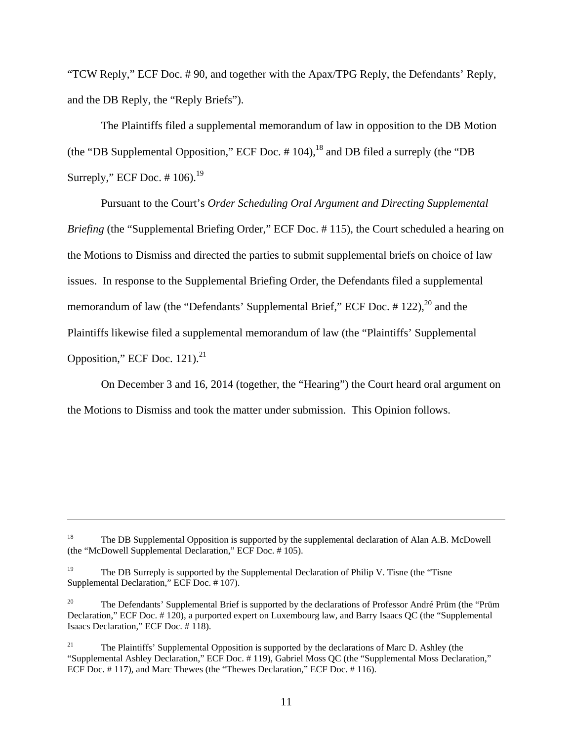"TCW Reply," ECF Doc. # 90, and together with the Apax/TPG Reply, the Defendants' Reply, and the DB Reply, the "Reply Briefs").

The Plaintiffs filed a supplemental memorandum of law in opposition to the DB Motion (the "DB Supplemental Opposition," ECF Doc. # 104),[18] and DB filed a surreply (the "DB Surreply," ECF Doc. # 106).[19]

Pursuant to the Court's *Order Scheduling Oral Argument and Directing Supplemental Briefing* (the "Supplemental Briefing Order," ECF Doc. # 115), the Court scheduled a hearing on the Motions to Dismiss and directed the parties to submit supplemental briefs on choice of law issues. In response to the Supplemental Briefing Order, the Defendants filed a supplemental memorandum of law (the "Defendants' Supplemental Brief," ECF Doc. # 122),[20] and the Plaintiffs likewise filed a supplemental memorandum of law (the "Plaintiffs' Supplemental Opposition," ECF Doc. 121).[21]

On December 3 and 16, 2014 (together, the "Hearing") the Court heard oral argument on the Motions to Dismiss and took the matter under submission. This Opinion follows.

---

[18] The DB Supplemental Opposition is supported by the supplemental declaration of Alan A.B. McDowell (the "McDowell Supplemental Declaration," ECF Doc. # 105).

[19] The DB Surreply is supported by the Supplemental Declaration of Philip V. Tisne (the "Tisne Supplemental Declaration," ECF Doc. # 107).

[20] The Defendants' Supplemental Brief is supported by the declarations of Professor André Prüm (the "Prüm Declaration," ECF Doc. # 120), a purported expert on Luxembourg law, and Barry Isaacs QC (the "Supplemental Isaacs Declaration," ECF Doc. # 118).

[21] The Plaintiffs' Supplemental Opposition is supported by the declarations of Marc D. Ashley (the "Supplemental Ashley Declaration," ECF Doc. # 119), Gabriel Moss QC (the "Supplemental Moss Declaration," ECF Doc. # 117), and Marc Thewes (the "Thewes Declaration," ECF Doc. # 116).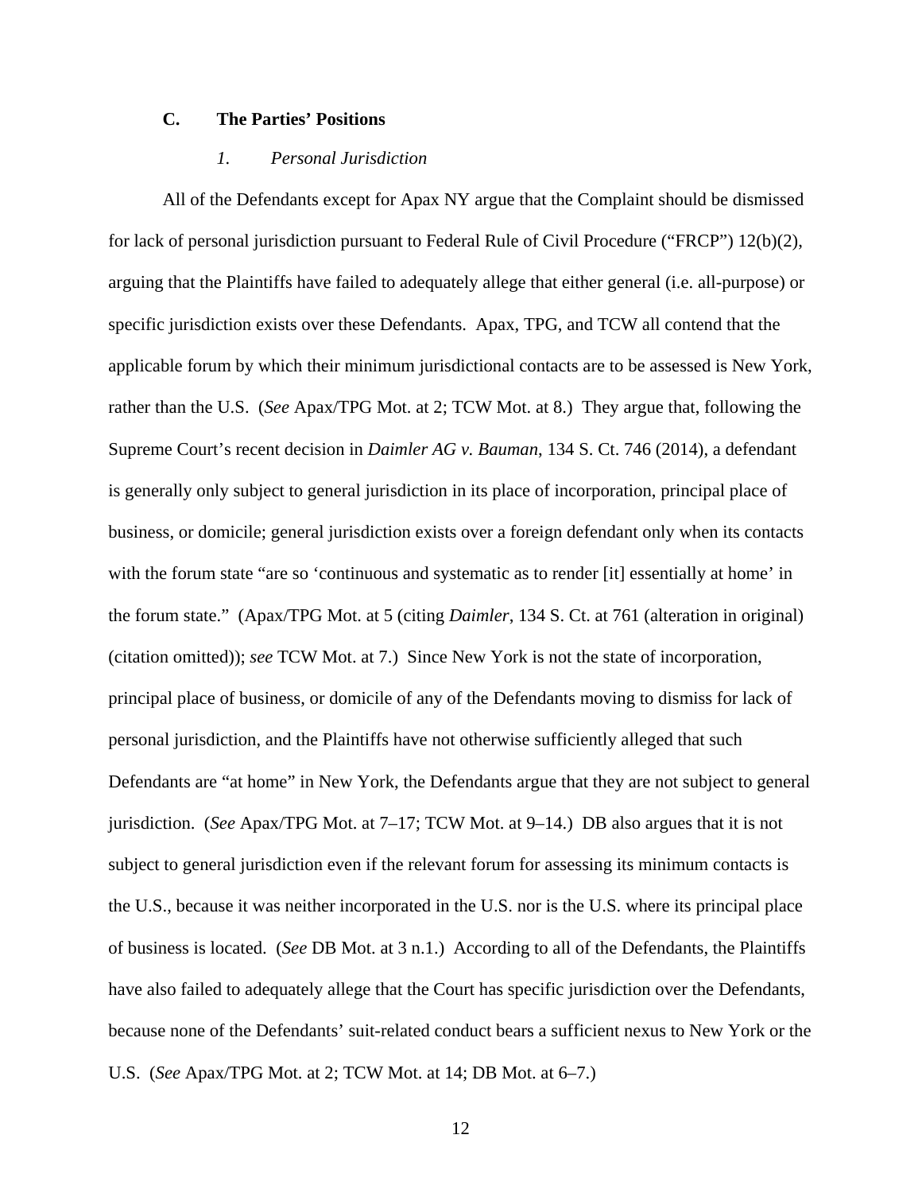### C. The Parties' Positions

#### *1. Personal Jurisdiction*

All of the Defendants except for Apax NY argue that the Complaint should be dismissed for lack of personal jurisdiction pursuant to Federal Rule of Civil Procedure ("FRCP") 12(b)(2), arguing that the Plaintiffs have failed to adequately allege that either general (i.e. all-purpose) or specific jurisdiction exists over these Defendants. Apax, TPG, and TCW all contend that the applicable forum by which their minimum jurisdictional contacts are to be assessed is New York, rather than the U.S. (*See* Apax/TPG Mot. at 2; TCW Mot. at 8.) They argue that, following the Supreme Court's recent decision in *Daimler AG v. Bauman*, 134 S. Ct. 746 (2014), a defendant is generally only subject to general jurisdiction in its place of incorporation, principal place of business, or domicile; general jurisdiction exists over a foreign defendant only when its contacts with the forum state "are so 'continuous and systematic as to render [it] essentially at home' in the forum state." (Apax/TPG Mot. at 5 (citing *Daimler*, 134 S. Ct. at 761 (alteration in original) (citation omitted)); *see* TCW Mot. at 7.) Since New York is not the state of incorporation, principal place of business, or domicile of any of the Defendants moving to dismiss for lack of personal jurisdiction, and the Plaintiffs have not otherwise sufficiently alleged that such Defendants are "at home" in New York, the Defendants argue that they are not subject to general jurisdiction. (*See* Apax/TPG Mot. at 7–17; TCW Mot. at 9–14.) DB also argues that it is not subject to general jurisdiction even if the relevant forum for assessing its minimum contacts is the U.S., because it was neither incorporated in the U.S. nor is the U.S. where its principal place of business is located. (*See* DB Mot. at 3 n.1.) According to all of the Defendants, the Plaintiffs have also failed to adequately allege that the Court has specific jurisdiction over the Defendants, because none of the Defendants' suit-related conduct bears a sufficient nexus to New York or the U.S. (*See* Apax/TPG Mot. at 2; TCW Mot. at 14; DB Mot. at 6–7.)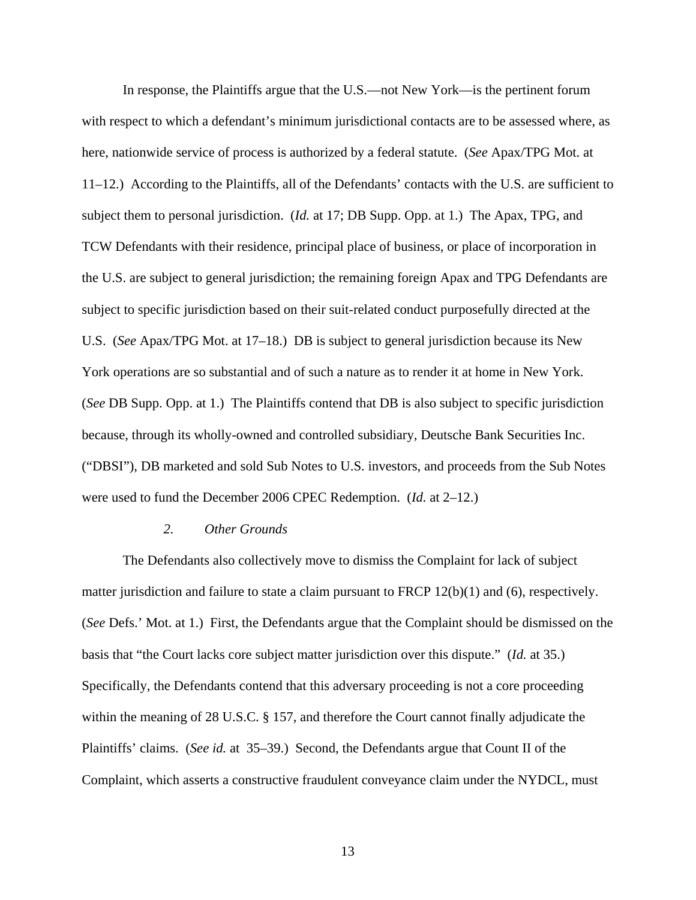In response, the Plaintiffs argue that the U.S.—not New York—is the pertinent forum with respect to which a defendant's minimum jurisdictional contacts are to be assessed where, as here, nationwide service of process is authorized by a federal statute. (*See* Apax/TPG Mot. at 11–12.) According to the Plaintiffs, all of the Defendants' contacts with the U.S. are sufficient to subject them to personal jurisdiction. (*Id.* at 17; DB Supp. Opp. at 1.) The Apax, TPG, and TCW Defendants with their residence, principal place of business, or place of incorporation in the U.S. are subject to general jurisdiction; the remaining foreign Apax and TPG Defendants are subject to specific jurisdiction based on their suit-related conduct purposefully directed at the U.S. (*See* Apax/TPG Mot. at 17–18.) DB is subject to general jurisdiction because its New York operations are so substantial and of such a nature as to render it at home in New York. (*See* DB Supp. Opp. at 1.) The Plaintiffs contend that DB is also subject to specific jurisdiction because, through its wholly-owned and controlled subsidiary, Deutsche Bank Securities Inc. ("DBSI"), DB marketed and sold Sub Notes to U.S. investors, and proceeds from the Sub Notes were used to fund the December 2006 CPEC Redemption. (*Id.* at 2–12.)

### *2. Other Grounds*

The Defendants also collectively move to dismiss the Complaint for lack of subject matter jurisdiction and failure to state a claim pursuant to FRCP 12(b)(1) and (6), respectively. (*See* Defs.' Mot. at 1.) First, the Defendants argue that the Complaint should be dismissed on the basis that "the Court lacks core subject matter jurisdiction over this dispute." (*Id.* at 35.) Specifically, the Defendants contend that this adversary proceeding is not a core proceeding within the meaning of 28 U.S.C. § 157, and therefore the Court cannot finally adjudicate the Plaintiffs' claims. (*See id.* at 35–39.) Second, the Defendants argue that Count II of the Complaint, which asserts a constructive fraudulent conveyance claim under the NYDCL, must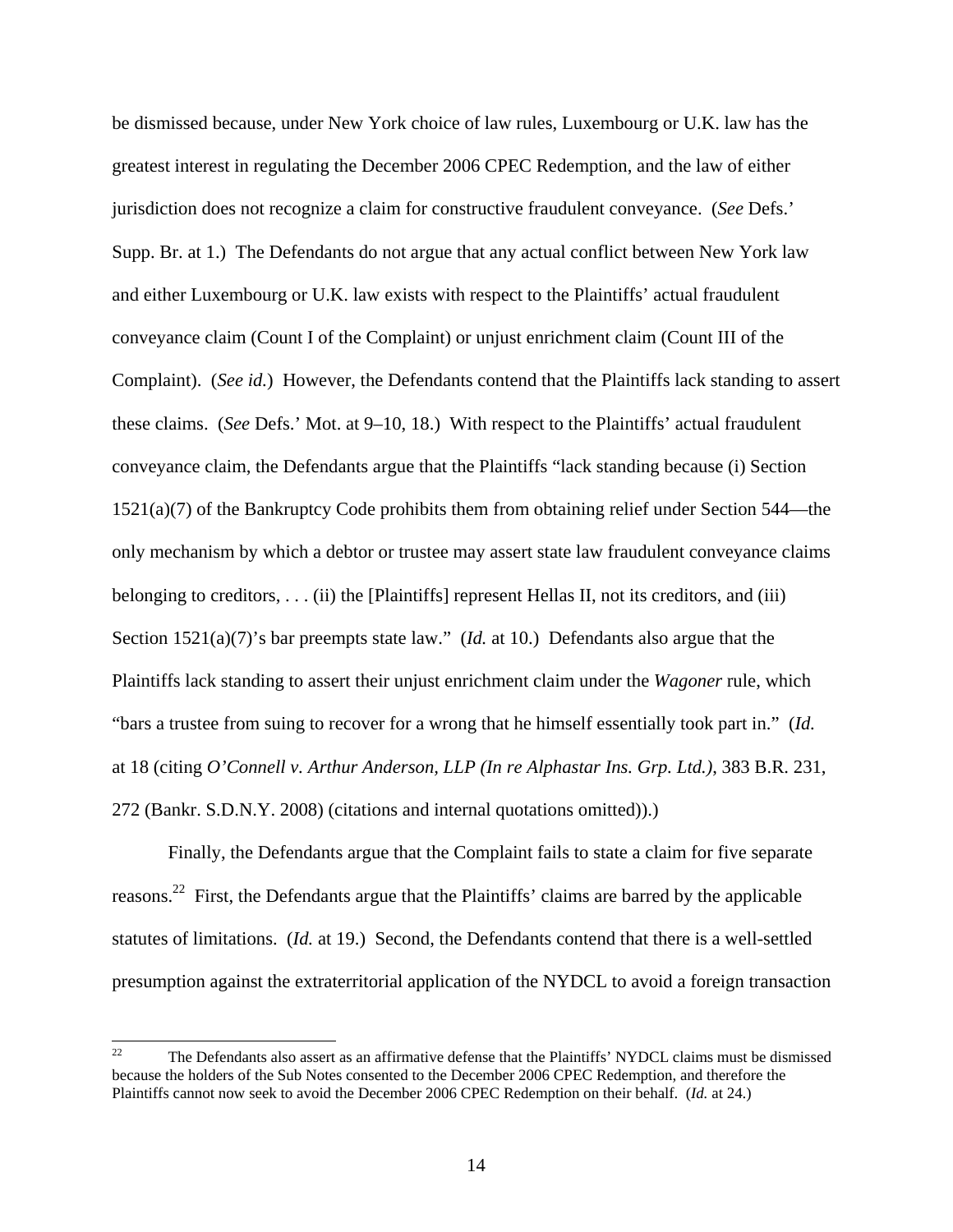be dismissed because, under New York choice of law rules, Luxembourg or U.K. law has the greatest interest in regulating the December 2006 CPEC Redemption, and the law of either jurisdiction does not recognize a claim for constructive fraudulent conveyance. (*See* Defs.' Supp. Br. at 1.) The Defendants do not argue that any actual conflict between New York law and either Luxembourg or U.K. law exists with respect to the Plaintiffs' actual fraudulent conveyance claim (Count I of the Complaint) or unjust enrichment claim (Count III of the Complaint). (*See id.*) However, the Defendants contend that the Plaintiffs lack standing to assert these claims. (*See* Defs.' Mot. at 9–10, 18.) With respect to the Plaintiffs' actual fraudulent conveyance claim, the Defendants argue that the Plaintiffs "lack standing because (i) Section 1521(a)(7) of the Bankruptcy Code prohibits them from obtaining relief under Section 544—the only mechanism by which a debtor or trustee may assert state law fraudulent conveyance claims belonging to creditors, . . . (ii) the [Plaintiffs] represent Hellas II, not its creditors, and (iii) Section 1521(a)(7)'s bar preempts state law." (*Id.* at 10.) Defendants also argue that the Plaintiffs lack standing to assert their unjust enrichment claim under the *Wagoner* rule, which "bars a trustee from suing to recover for a wrong that he himself essentially took part in." (*Id.* at 18 (citing *O'Connell v. Arthur Anderson, LLP (In re Alphastar Ins. Grp. Ltd.)*, 383 B.R. 231, 272 (Bankr. S.D.N.Y. 2008) (citations and internal quotations omitted)).)

Finally, the Defendants argue that the Complaint fails to state a claim for five separate reasons.[22] First, the Defendants argue that the Plaintiffs' claims are barred by the applicable statutes of limitations. (*Id.* at 19.) Second, the Defendants contend that there is a well-settled presumption against the extraterritorial application of the NYDCL to avoid a foreign transaction

[22] The Defendants also assert as an affirmative defense that the Plaintiffs' NYDCL claims must be dismissed because the holders of the Sub Notes consented to the December 2006 CPEC Redemption, and therefore the Plaintiffs cannot now seek to avoid the December 2006 CPEC Redemption on their behalf. (*Id.* at 24.)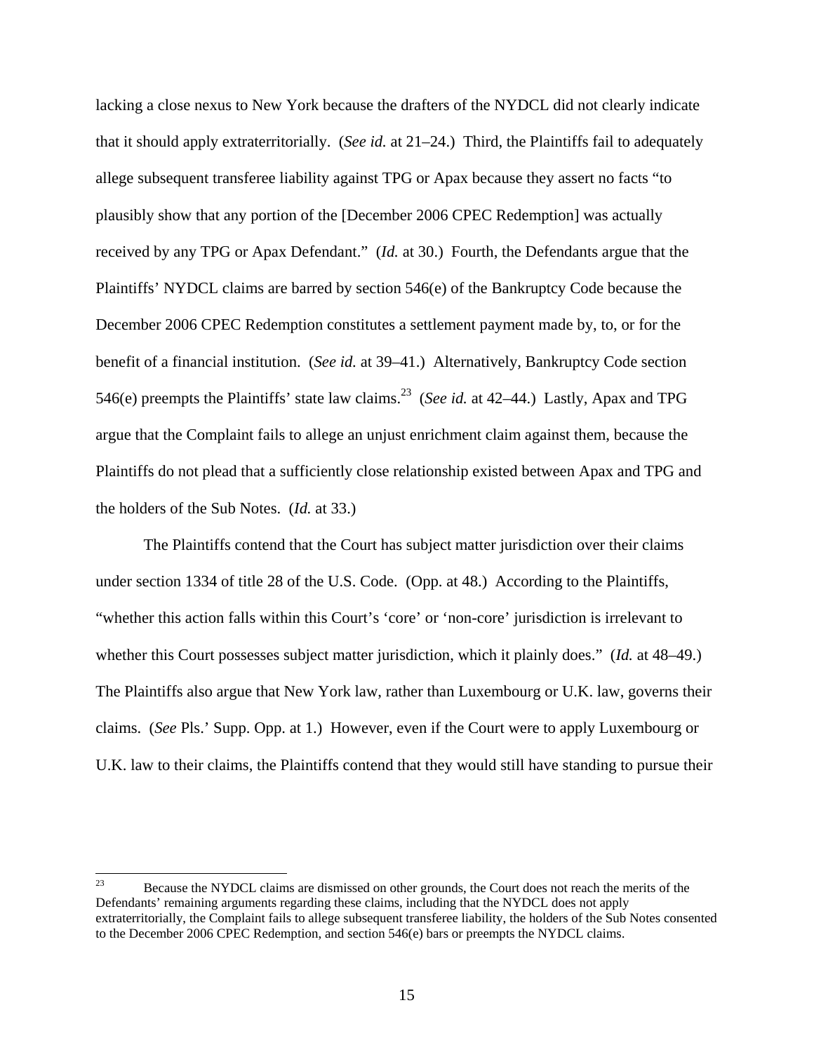lacking a close nexus to New York because the drafters of the NYDCL did not clearly indicate that it should apply extraterritorially. (*See id.* at 21–24.) Third, the Plaintiffs fail to adequately allege subsequent transferee liability against TPG or Apax because they assert no facts "to plausibly show that any portion of the [December 2006 CPEC Redemption] was actually received by any TPG or Apax Defendant." (*Id.* at 30.) Fourth, the Defendants argue that the Plaintiffs' NYDCL claims are barred by section 546(e) of the Bankruptcy Code because the December 2006 CPEC Redemption constitutes a settlement payment made by, to, or for the benefit of a financial institution. (*See id.* at 39–41.) Alternatively, Bankruptcy Code section 546(e) preempts the Plaintiffs' state law claims.[23] (*See id.* at 42–44.) Lastly, Apax and TPG argue that the Complaint fails to allege an unjust enrichment claim against them, because the Plaintiffs do not plead that a sufficiently close relationship existed between Apax and TPG and the holders of the Sub Notes. (*Id.* at 33.)

The Plaintiffs contend that the Court has subject matter jurisdiction over their claims under section 1334 of title 28 of the U.S. Code. (Opp. at 48.) According to the Plaintiffs, "whether this action falls within this Court's 'core' or 'non-core' jurisdiction is irrelevant to whether this Court possesses subject matter jurisdiction, which it plainly does." (*Id.* at 48–49.) The Plaintiffs also argue that New York law, rather than Luxembourg or U.K. law, governs their claims. (*See* Pls.' Supp. Opp. at 1.) However, even if the Court were to apply Luxembourg or U.K. law to their claims, the Plaintiffs contend that they would still have standing to pursue their

---

[23] Because the NYDCL claims are dismissed on other grounds, the Court does not reach the merits of the Defendants' remaining arguments regarding these claims, including that the NYDCL does not apply extraterritorially, the Complaint fails to allege subsequent transferee liability, the holders of the Sub Notes consented to the December 2006 CPEC Redemption, and section 546(e) bars or preempts the NYDCL claims.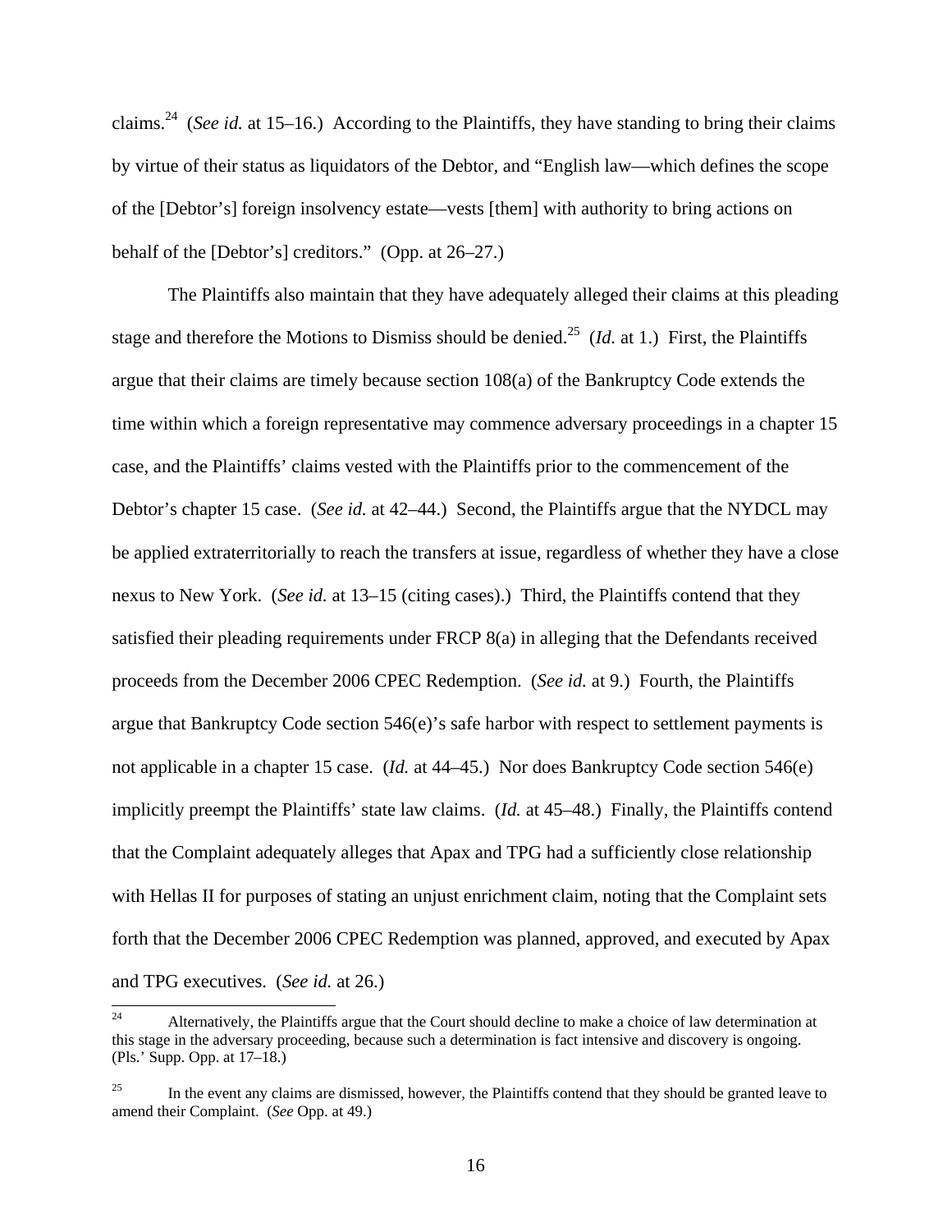claims.[24] (*See id.* at 15–16.) According to the Plaintiffs, they have standing to bring their claims by virtue of their status as liquidators of the Debtor, and "English law—which defines the scope of the [Debtor's] foreign insolvency estate—vests [them] with authority to bring actions on behalf of the [Debtor's] creditors." (Opp. at 26–27.)

The Plaintiffs also maintain that they have adequately alleged their claims at this pleading stage and therefore the Motions to Dismiss should be denied.[25] (*Id.* at 1.) First, the Plaintiffs argue that their claims are timely because section 108(a) of the Bankruptcy Code extends the time within which a foreign representative may commence adversary proceedings in a chapter 15 case, and the Plaintiffs' claims vested with the Plaintiffs prior to the commencement of the Debtor's chapter 15 case. (*See id.* at 42–44.) Second, the Plaintiffs argue that the NYDCL may be applied extraterritorially to reach the transfers at issue, regardless of whether they have a close nexus to New York. (*See id.* at 13–15 (citing cases).) Third, the Plaintiffs contend that they satisfied their pleading requirements under FRCP 8(a) in alleging that the Defendants received proceeds from the December 2006 CPEC Redemption. (*See id.* at 9.) Fourth, the Plaintiffs argue that Bankruptcy Code section 546(e)'s safe harbor with respect to settlement payments is not applicable in a chapter 15 case. (*Id.* at 44–45.) Nor does Bankruptcy Code section 546(e) implicitly preempt the Plaintiffs' state law claims. (*Id.* at 45–48.) Finally, the Plaintiffs contend that the Complaint adequately alleges that Apax and TPG had a sufficiently close relationship with Hellas II for purposes of stating an unjust enrichment claim, noting that the Complaint sets forth that the December 2006 CPEC Redemption was planned, approved, and executed by Apax and TPG executives. (*See id.* at 26.)

---

[24] Alternatively, the Plaintiffs argue that the Court should decline to make a choice of law determination at this stage in the adversary proceeding, because such a determination is fact intensive and discovery is ongoing. (Pls.' Supp. Opp. at 17–18.)

[25] In the event any claims are dismissed, however, the Plaintiffs contend that they should be granted leave to amend their Complaint. (*See* Opp. at 49.)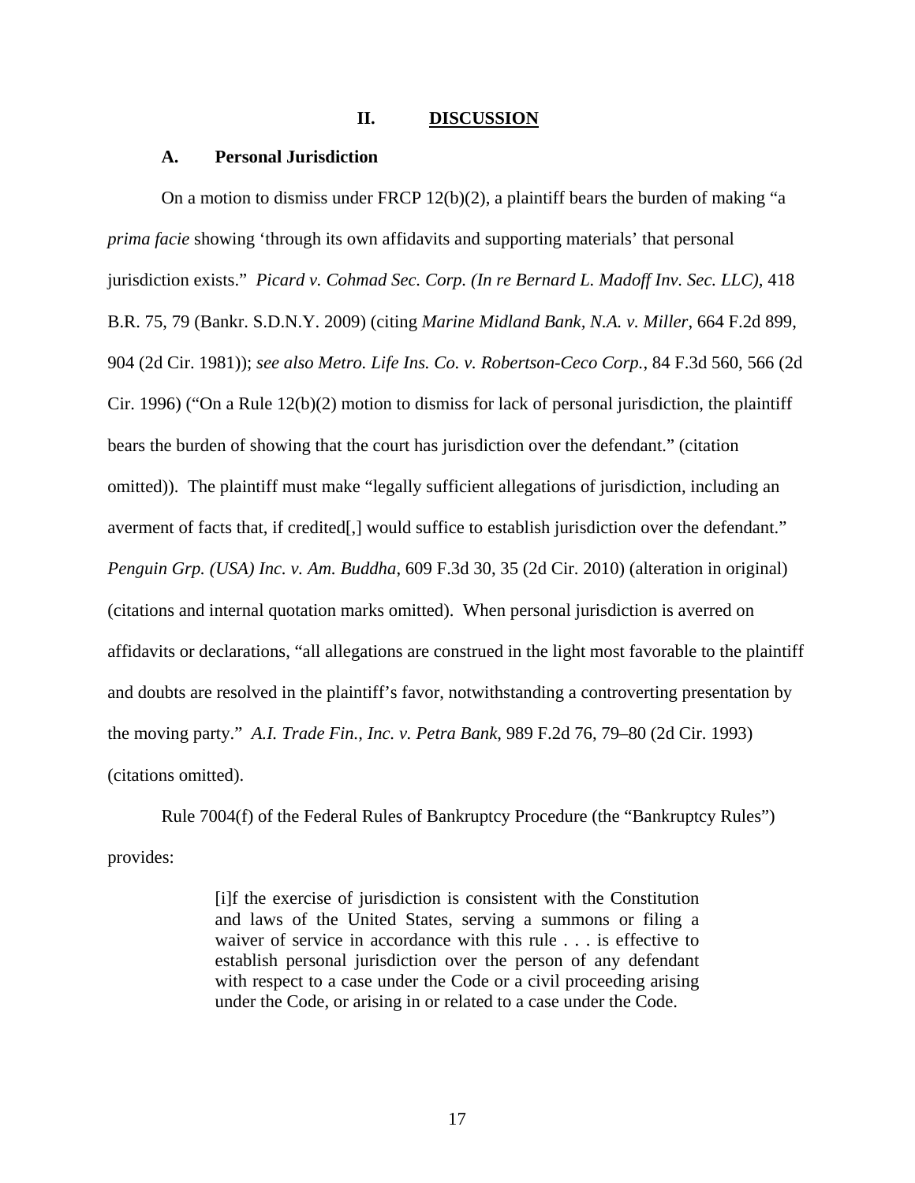## II. DISCUSSION

### A. Personal Jurisdiction

On a motion to dismiss under FRCP 12(b)(2), a plaintiff bears the burden of making "a *prima facie* showing 'through its own affidavits and supporting materials' that personal jurisdiction exists." *Picard v. Cohmad Sec. Corp. (In re Bernard L. Madoff Inv. Sec. LLC)*, 418 B.R. 75, 79 (Bankr. S.D.N.Y. 2009) (citing *Marine Midland Bank, N.A. v. Miller*, 664 F.2d 899, 904 (2d Cir. 1981)); *see also Metro. Life Ins. Co. v. Robertson-Ceco Corp.*, 84 F.3d 560, 566 (2d Cir. 1996) ("On a Rule 12(b)(2) motion to dismiss for lack of personal jurisdiction, the plaintiff bears the burden of showing that the court has jurisdiction over the defendant." (citation omitted)). The plaintiff must make "legally sufficient allegations of jurisdiction, including an averment of facts that, if credited[,] would suffice to establish jurisdiction over the defendant." *Penguin Grp. (USA) Inc. v. Am. Buddha*, 609 F.3d 30, 35 (2d Cir. 2010) (alteration in original) (citations and internal quotation marks omitted). When personal jurisdiction is averred on affidavits or declarations, "all allegations are construed in the light most favorable to the plaintiff and doubts are resolved in the plaintiff's favor, notwithstanding a controverting presentation by the moving party." *A.I. Trade Fin., Inc. v. Petra Bank*, 989 F.2d 76, 79–80 (2d Cir. 1993) (citations omitted).

Rule 7004(f) of the Federal Rules of Bankruptcy Procedure (the "Bankruptcy Rules") provides:

> [i]f the exercise of jurisdiction is consistent with the Constitution and laws of the United States, serving a summons or filing a waiver of service in accordance with this rule . . . is effective to establish personal jurisdiction over the person of any defendant with respect to a case under the Code or a civil proceeding arising under the Code, or arising in or related to a case under the Code.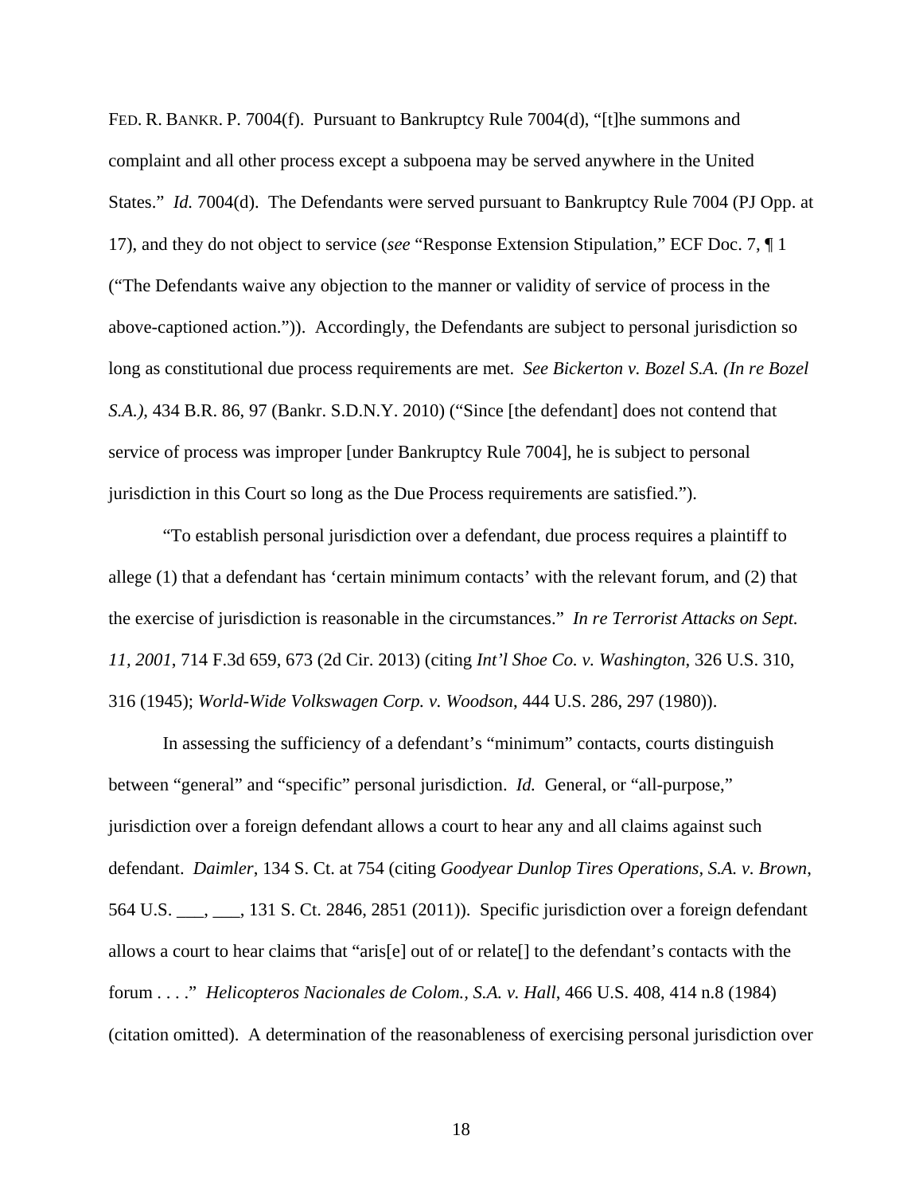FED. R. BANKR. P. 7004(f). Pursuant to Bankruptcy Rule 7004(d), "[t]he summons and complaint and all other process except a subpoena may be served anywhere in the United States." *Id.* 7004(d). The Defendants were served pursuant to Bankruptcy Rule 7004 (PJ Opp. at 17), and they do not object to service (*see* "Response Extension Stipulation," ECF Doc. 7, ¶ 1 ("The Defendants waive any objection to the manner or validity of service of process in the above-captioned action.")). Accordingly, the Defendants are subject to personal jurisdiction so long as constitutional due process requirements are met. *See Bickerton v. Bozel S.A. (In re Bozel S.A.)*, 434 B.R. 86, 97 (Bankr. S.D.N.Y. 2010) ("Since [the defendant] does not contend that service of process was improper [under Bankruptcy Rule 7004], he is subject to personal jurisdiction in this Court so long as the Due Process requirements are satisfied.").

"To establish personal jurisdiction over a defendant, due process requires a plaintiff to allege (1) that a defendant has 'certain minimum contacts' with the relevant forum, and (2) that the exercise of jurisdiction is reasonable in the circumstances." *In re Terrorist Attacks on Sept. 11, 2001*, 714 F.3d 659, 673 (2d Cir. 2013) (citing *Int'l Shoe Co. v. Washington*, 326 U.S. 310, 316 (1945); *World-Wide Volkswagen Corp. v. Woodson*, 444 U.S. 286, 297 (1980)).

In assessing the sufficiency of a defendant's "minimum" contacts, courts distinguish between "general" and "specific" personal jurisdiction. *Id.* General, or "all-purpose," jurisdiction over a foreign defendant allows a court to hear any and all claims against such defendant. *Daimler*, 134 S. Ct. at 754 (citing *Goodyear Dunlop Tires Operations, S.A. v. Brown*, 564 U.S. ___, ___, 131 S. Ct. 2846, 2851 (2011)). Specific jurisdiction over a foreign defendant allows a court to hear claims that "aris[e] out of or relate[] to the defendant's contacts with the forum . . . ." *Helicopteros Nacionales de Colom., S.A. v. Hall*, 466 U.S. 408, 414 n.8 (1984) (citation omitted). A determination of the reasonableness of exercising personal jurisdiction over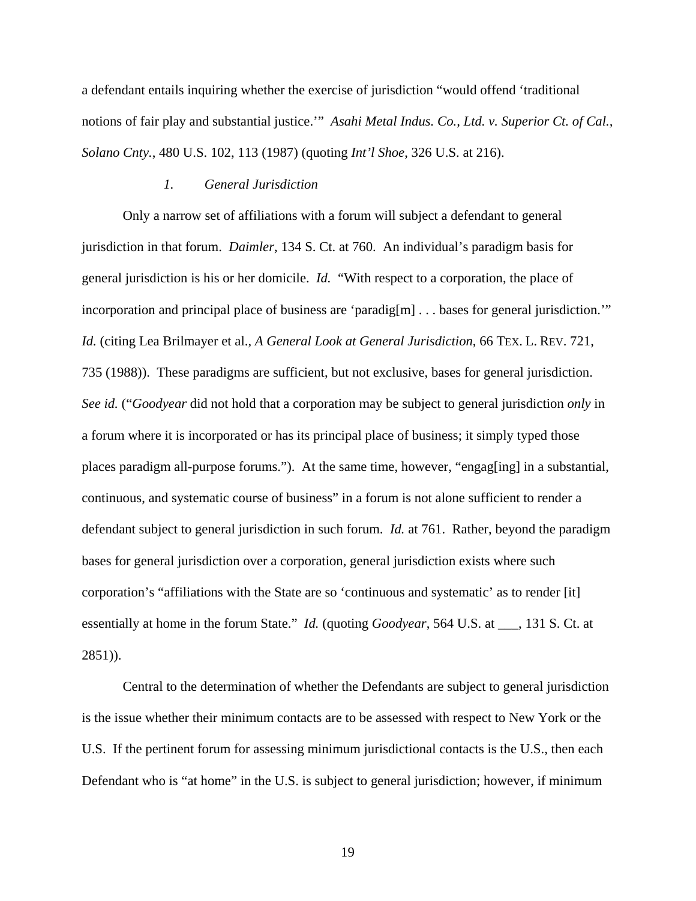a defendant entails inquiring whether the exercise of jurisdiction "would offend 'traditional notions of fair play and substantial justice.'" *Asahi Metal Indus. Co., Ltd. v. Superior Ct. of Cal., Solano Cnty.*, 480 U.S. 102, 113 (1987) (quoting *Int'l Shoe*, 326 U.S. at 216).

### *1. General Jurisdiction*

Only a narrow set of affiliations with a forum will subject a defendant to general jurisdiction in that forum. *Daimler*, 134 S. Ct. at 760. An individual's paradigm basis for general jurisdiction is his or her domicile. *Id.* "With respect to a corporation, the place of incorporation and principal place of business are 'paradig[m] . . . bases for general jurisdiction.'" *Id.* (citing Lea Brilmayer et al., *A General Look at General Jurisdiction*, 66 TEX. L. REV. 721, 735 (1988)). These paradigms are sufficient, but not exclusive, bases for general jurisdiction. *See id.* ("*Goodyear* did not hold that a corporation may be subject to general jurisdiction *only* in a forum where it is incorporated or has its principal place of business; it simply typed those places paradigm all-purpose forums."). At the same time, however, "engag[ing] in a substantial, continuous, and systematic course of business" in a forum is not alone sufficient to render a defendant subject to general jurisdiction in such forum. *Id.* at 761. Rather, beyond the paradigm bases for general jurisdiction over a corporation, general jurisdiction exists where such corporation's "affiliations with the State are so 'continuous and systematic' as to render [it] essentially at home in the forum State." *Id.* (quoting *Goodyear*, 564 U.S. at ___, 131 S. Ct. at 2851)).

Central to the determination of whether the Defendants are subject to general jurisdiction is the issue whether their minimum contacts are to be assessed with respect to New York or the U.S. If the pertinent forum for assessing minimum jurisdictional contacts is the U.S., then each Defendant who is "at home" in the U.S. is subject to general jurisdiction; however, if minimum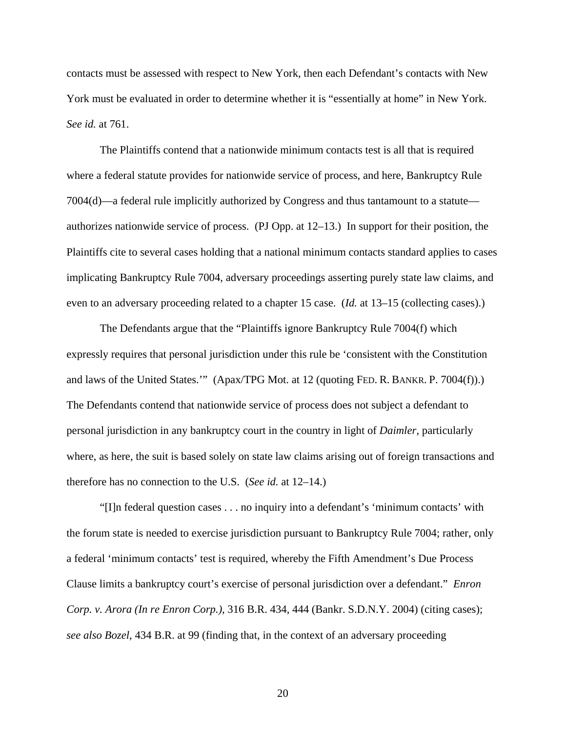contacts must be assessed with respect to New York, then each Defendant's contacts with New York must be evaluated in order to determine whether it is "essentially at home" in New York. *See id.* at 761.

The Plaintiffs contend that a nationwide minimum contacts test is all that is required where a federal statute provides for nationwide service of process, and here, Bankruptcy Rule 7004(d)—a federal rule implicitly authorized by Congress and thus tantamount to a statute—authorizes nationwide service of process. (PJ Opp. at 12–13.) In support for their position, the Plaintiffs cite to several cases holding that a national minimum contacts standard applies to cases implicating Bankruptcy Rule 7004, adversary proceedings asserting purely state law claims, and even to an adversary proceeding related to a chapter 15 case. (*Id.* at 13–15 (collecting cases).)

The Defendants argue that the "Plaintiffs ignore Bankruptcy Rule 7004(f) which expressly requires that personal jurisdiction under this rule be 'consistent with the Constitution and laws of the United States.'" (Apax/TPG Mot. at 12 (quoting FED. R. BANKR. P. 7004(f)).) The Defendants contend that nationwide service of process does not subject a defendant to personal jurisdiction in any bankruptcy court in the country in light of *Daimler*, particularly where, as here, the suit is based solely on state law claims arising out of foreign transactions and therefore has no connection to the U.S. (*See id.* at 12–14.)

"[I]n federal question cases . . . no inquiry into a defendant's 'minimum contacts' with the forum state is needed to exercise jurisdiction pursuant to Bankruptcy Rule 7004; rather, only a federal 'minimum contacts' test is required, whereby the Fifth Amendment's Due Process Clause limits a bankruptcy court's exercise of personal jurisdiction over a defendant." *Enron Corp. v. Arora (In re Enron Corp.)*, 316 B.R. 434, 444 (Bankr. S.D.N.Y. 2004) (citing cases); *see also Bozel*, 434 B.R. at 99 (finding that, in the context of an adversary proceeding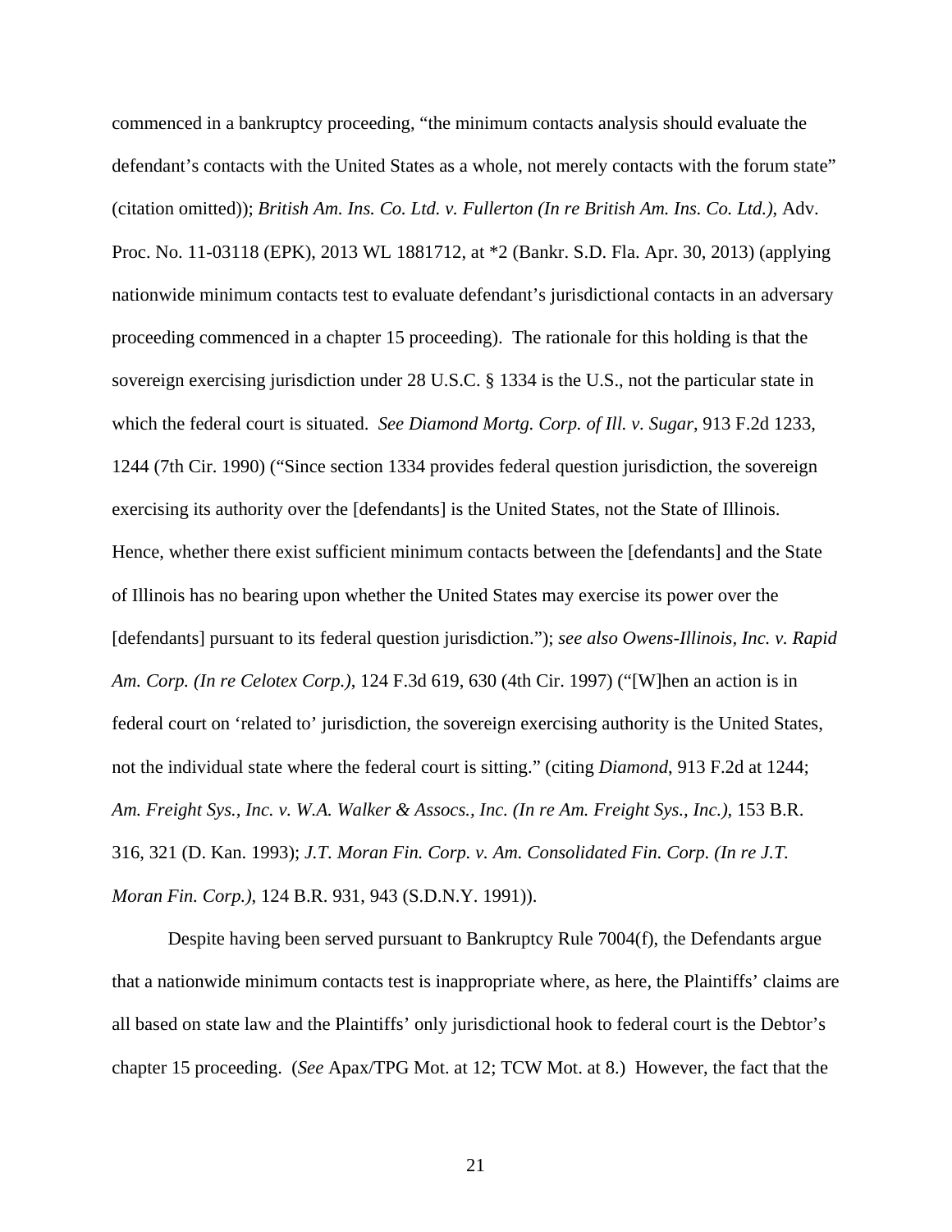commenced in a bankruptcy proceeding, "the minimum contacts analysis should evaluate the defendant's contacts with the United States as a whole, not merely contacts with the forum state" (citation omitted)); *British Am. Ins. Co. Ltd. v. Fullerton (In re British Am. Ins. Co. Ltd.)*, Adv. Proc. No. 11-03118 (EPK), 2013 WL 1881712, at *2 (Bankr. S.D. Fla. Apr. 30, 2013) (applying nationwide minimum contacts test to evaluate defendant's jurisdictional contacts in an adversary proceeding commenced in a chapter 15 proceeding). The rationale for this holding is that the sovereign exercising jurisdiction under 28 U.S.C. § 1334 is the U.S., not the particular state in which the federal court is situated. *See Diamond Mortg. Corp. of Ill. v. Sugar*, 913 F.2d 1233, 1244 (7th Cir. 1990) ("Since section 1334 provides federal question jurisdiction, the sovereign exercising its authority over the [defendants] is the United States, not the State of Illinois. Hence, whether there exist sufficient minimum contacts between the [defendants] and the State of Illinois has no bearing upon whether the United States may exercise its power over the [defendants] pursuant to its federal question jurisdiction."); *see also Owens-Illinois, Inc. v. Rapid Am. Corp. (In re Celotex Corp.)*, 124 F.3d 619, 630 (4th Cir. 1997) ("[W]hen an action is in federal court on 'related to' jurisdiction, the sovereign exercising authority is the United States, not the individual state where the federal court is sitting." (citing *Diamond*, 913 F.2d at 1244; *Am. Freight Sys., Inc. v. W.A. Walker & Assocs., Inc. (In re Am. Freight Sys., Inc.)*, 153 B.R. 316, 321 (D. Kan. 1993); *J.T. Moran Fin. Corp. v. Am. Consolidated Fin. Corp. (In re J.T. Moran Fin. Corp.)*, 124 B.R. 931, 943 (S.D.N.Y. 1991)).

Despite having been served pursuant to Bankruptcy Rule 7004(f), the Defendants argue that a nationwide minimum contacts test is inappropriate where, as here, the Plaintiffs' claims are all based on state law and the Plaintiffs' only jurisdictional hook to federal court is the Debtor's chapter 15 proceeding. (*See* Apax/TPG Mot. at 12; TCW Mot. at 8.) However, the fact that the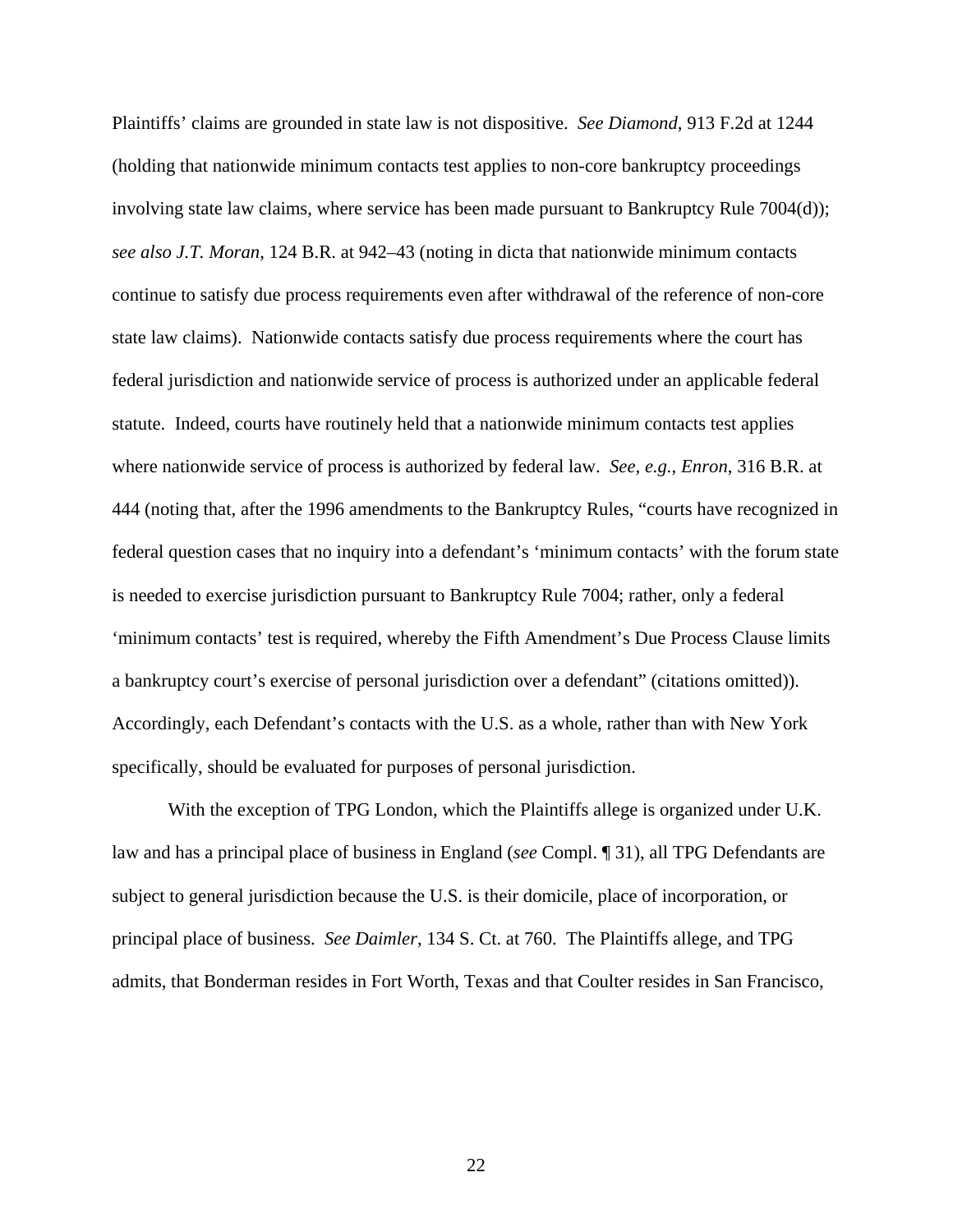Plaintiffs' claims are grounded in state law is not dispositive. *See Diamond*, 913 F.2d at 1244 (holding that nationwide minimum contacts test applies to non-core bankruptcy proceedings involving state law claims, where service has been made pursuant to Bankruptcy Rule 7004(d)); *see also J.T. Moran*, 124 B.R. at 942–43 (noting in dicta that nationwide minimum contacts continue to satisfy due process requirements even after withdrawal of the reference of non-core state law claims). Nationwide contacts satisfy due process requirements where the court has federal jurisdiction and nationwide service of process is authorized under an applicable federal statute. Indeed, courts have routinely held that a nationwide minimum contacts test applies where nationwide service of process is authorized by federal law. *See, e.g.*, *Enron*, 316 B.R. at 444 (noting that, after the 1996 amendments to the Bankruptcy Rules, "courts have recognized in federal question cases that no inquiry into a defendant's 'minimum contacts' with the forum state is needed to exercise jurisdiction pursuant to Bankruptcy Rule 7004; rather, only a federal 'minimum contacts' test is required, whereby the Fifth Amendment's Due Process Clause limits a bankruptcy court's exercise of personal jurisdiction over a defendant" (citations omitted)). Accordingly, each Defendant's contacts with the U.S. as a whole, rather than with New York specifically, should be evaluated for purposes of personal jurisdiction.

With the exception of TPG London, which the Plaintiffs allege is organized under U.K. law and has a principal place of business in England (*see* Compl. ¶ 31), all TPG Defendants are subject to general jurisdiction because the U.S. is their domicile, place of incorporation, or principal place of business. *See Daimler*, 134 S. Ct. at 760. The Plaintiffs allege, and TPG admits, that Bonderman resides in Fort Worth, Texas and that Coulter resides in San Francisco,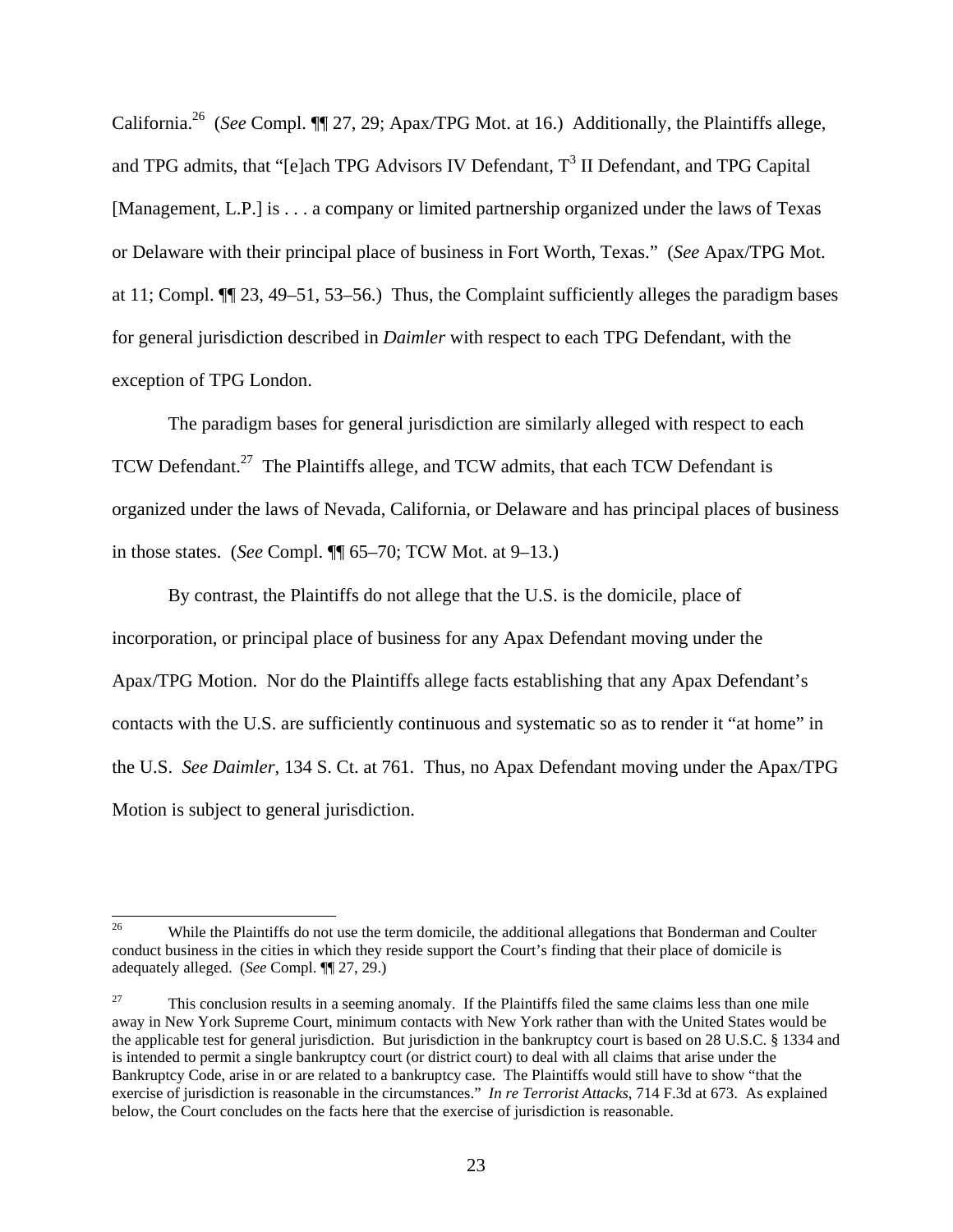California.[26] (*See* Compl. ¶¶ 27, 29; Apax/TPG Mot. at 16.) Additionally, the Plaintiffs allege, and TPG admits, that "[e]ach TPG Advisors IV Defendant, T[3] II Defendant, and TPG Capital [Management, L.P.] is . . . a company or limited partnership organized under the laws of Texas or Delaware with their principal place of business in Fort Worth, Texas." (*See* Apax/TPG Mot. at 11; Compl. ¶¶ 23, 49–51, 53–56.) Thus, the Complaint sufficiently alleges the paradigm bases for general jurisdiction described in *Daimler* with respect to each TPG Defendant, with the exception of TPG London.

The paradigm bases for general jurisdiction are similarly alleged with respect to each TCW Defendant.[27] The Plaintiffs allege, and TCW admits, that each TCW Defendant is organized under the laws of Nevada, California, or Delaware and has principal places of business in those states. (*See* Compl. ¶¶ 65–70; TCW Mot. at 9–13.)

By contrast, the Plaintiffs do not allege that the U.S. is the domicile, place of incorporation, or principal place of business for any Apax Defendant moving under the Apax/TPG Motion. Nor do the Plaintiffs allege facts establishing that any Apax Defendant's contacts with the U.S. are sufficiently continuous and systematic so as to render it "at home" in the U.S. *See Daimler*, 134 S. Ct. at 761. Thus, no Apax Defendant moving under the Apax/TPG Motion is subject to general jurisdiction.

---

[26] While the Plaintiffs do not use the term domicile, the additional allegations that Bonderman and Coulter conduct business in the cities in which they reside support the Court's finding that their place of domicile is adequately alleged. (*See* Compl. ¶¶ 27, 29.)

[27] This conclusion results in a seeming anomaly. If the Plaintiffs filed the same claims less than one mile away in New York Supreme Court, minimum contacts with New York rather than with the United States would be the applicable test for general jurisdiction. But jurisdiction in the bankruptcy court is based on 28 U.S.C. § 1334 and is intended to permit a single bankruptcy court (or district court) to deal with all claims that arise under the Bankruptcy Code, arise in or are related to a bankruptcy case. The Plaintiffs would still have to show "that the exercise of jurisdiction is reasonable in the circumstances." *In re Terrorist Attacks*, 714 F.3d at 673. As explained below, the Court concludes on the facts here that the exercise of jurisdiction is reasonable.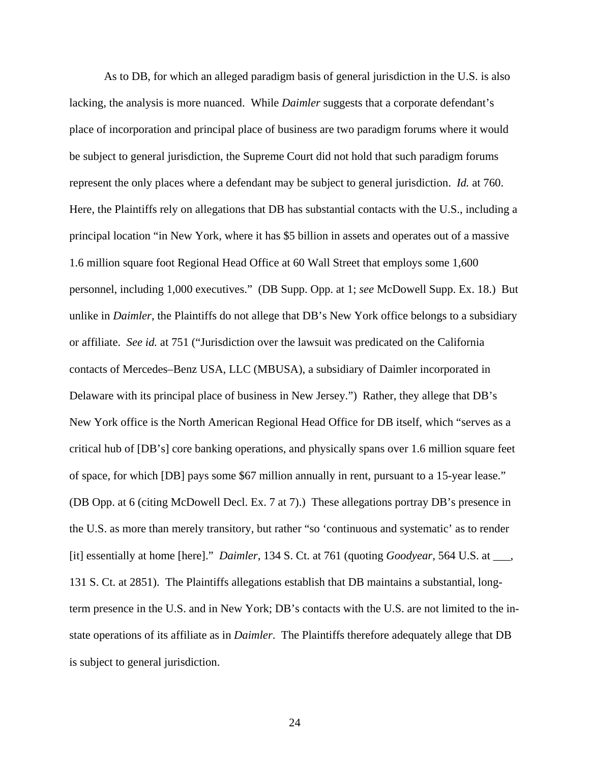As to DB, for which an alleged paradigm basis of general jurisdiction in the U.S. is also lacking, the analysis is more nuanced. While *Daimler* suggests that a corporate defendant's place of incorporation and principal place of business are two paradigm forums where it would be subject to general jurisdiction, the Supreme Court did not hold that such paradigm forums represent the only places where a defendant may be subject to general jurisdiction. *Id.* at 760. Here, the Plaintiffs rely on allegations that DB has substantial contacts with the U.S., including a principal location "in New York, where it has $5 billion in assets and operates out of a massive 1.6 million square foot Regional Head Office at 60 Wall Street that employs some 1,600 personnel, including 1,000 executives." (DB Supp. Opp. at 1; *see* McDowell Supp. Ex. 18.) But unlike in *Daimler*, the Plaintiffs do not allege that DB's New York office belongs to a subsidiary or affiliate. *See id.* at 751 ("Jurisdiction over the lawsuit was predicated on the California contacts of Mercedes–Benz USA, LLC (MBUSA), a subsidiary of Daimler incorporated in Delaware with its principal place of business in New Jersey.") Rather, they allege that DB's New York office is the North American Regional Head Office for DB itself, which "serves as a critical hub of [DB's] core banking operations, and physically spans over 1.6 million square feet of space, for which [DB] pays some $67 million annually in rent, pursuant to a 15-year lease." (DB Opp. at 6 (citing McDowell Decl. Ex. 7 at 7).) These allegations portray DB's presence in the U.S. as more than merely transitory, but rather "so 'continuous and systematic' as to render [it] essentially at home [here]." *Daimler*, 134 S. Ct. at 761 (quoting *Goodyear*, 564 U.S. at ___, 131 S. Ct. at 2851). The Plaintiffs allegations establish that DB maintains a substantial, long-term presence in the U.S. and in New York; DB's contacts with the U.S. are not limited to the in-state operations of its affiliate as in *Daimler*. The Plaintiffs therefore adequately allege that DB is subject to general jurisdiction.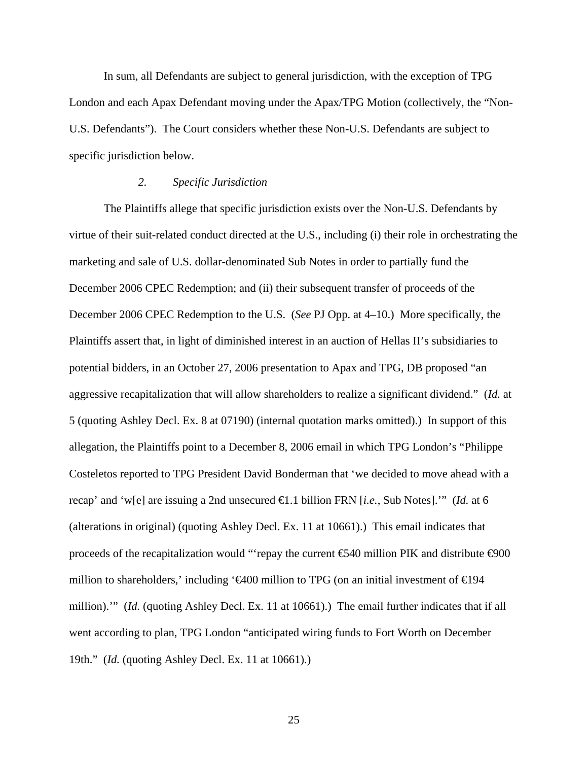In sum, all Defendants are subject to general jurisdiction, with the exception of TPG London and each Apax Defendant moving under the Apax/TPG Motion (collectively, the "Non-U.S. Defendants"). The Court considers whether these Non-U.S. Defendants are subject to specific jurisdiction below.

### *2. Specific Jurisdiction*

The Plaintiffs allege that specific jurisdiction exists over the Non-U.S. Defendants by virtue of their suit-related conduct directed at the U.S., including (i) their role in orchestrating the marketing and sale of U.S. dollar-denominated Sub Notes in order to partially fund the December 2006 CPEC Redemption; and (ii) their subsequent transfer of proceeds of the December 2006 CPEC Redemption to the U.S. (*See* PJ Opp. at 4–10.) More specifically, the Plaintiffs assert that, in light of diminished interest in an auction of Hellas II's subsidiaries to potential bidders, in an October 27, 2006 presentation to Apax and TPG, DB proposed "an aggressive recapitalization that will allow shareholders to realize a significant dividend." (*Id.* at 5 (quoting Ashley Decl. Ex. 8 at 07190) (internal quotation marks omitted).) In support of this allegation, the Plaintiffs point to a December 8, 2006 email in which TPG London's "Philippe Costeletos reported to TPG President David Bonderman that 'we decided to move ahead with a recap' and 'w[e] are issuing a 2nd unsecured €1.1 billion FRN [*i.e.*, Sub Notes].'" (*Id.* at 6 (alterations in original) (quoting Ashley Decl. Ex. 11 at 10661).) This email indicates that proceeds of the recapitalization would "'repay the current €540 million PIK and distribute €900 million to shareholders,' including '€400 million to TPG (on an initial investment of €194 million).'" (*Id.* (quoting Ashley Decl. Ex. 11 at 10661).) The email further indicates that if all went according to plan, TPG London "anticipated wiring funds to Fort Worth on December 19th." (*Id.* (quoting Ashley Decl. Ex. 11 at 10661).)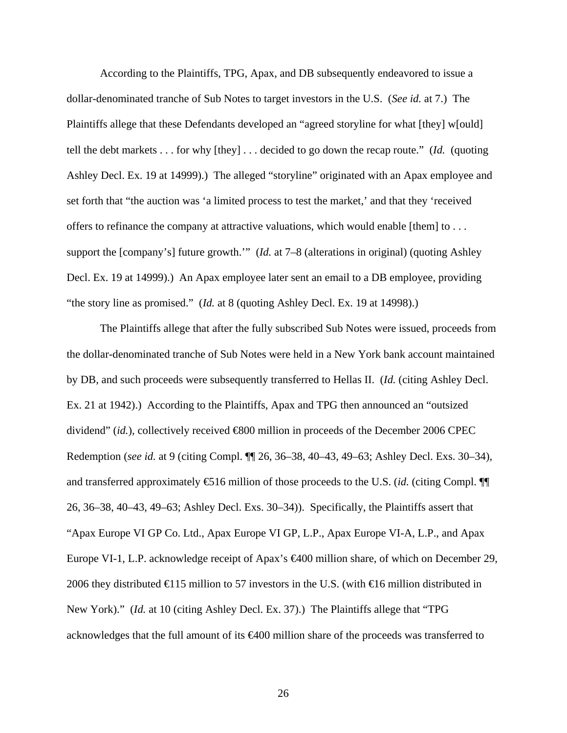According to the Plaintiffs, TPG, Apax, and DB subsequently endeavored to issue a dollar-denominated tranche of Sub Notes to target investors in the U.S. (*See id.* at 7.) The Plaintiffs allege that these Defendants developed an "agreed storyline for what [they] w[ould] tell the debt markets . . . for why [they] . . . decided to go down the recap route." (*Id.* (quoting Ashley Decl. Ex. 19 at 14999).) The alleged "storyline" originated with an Apax employee and set forth that "the auction was 'a limited process to test the market,' and that they 'received offers to refinance the company at attractive valuations, which would enable [them] to . . . support the [company's] future growth.'" (*Id.* at 7–8 (alterations in original) (quoting Ashley Decl. Ex. 19 at 14999).) An Apax employee later sent an email to a DB employee, providing "the story line as promised." (*Id.* at 8 (quoting Ashley Decl. Ex. 19 at 14998).)

The Plaintiffs allege that after the fully subscribed Sub Notes were issued, proceeds from the dollar-denominated tranche of Sub Notes were held in a New York bank account maintained by DB, and such proceeds were subsequently transferred to Hellas II. (*Id.* (citing Ashley Decl. Ex. 21 at 1942).) According to the Plaintiffs, Apax and TPG then announced an "outsized dividend" (*id.*), collectively received €800 million in proceeds of the December 2006 CPEC Redemption (*see id.* at 9 (citing Compl. ¶¶ 26, 36–38, 40–43, 49–63; Ashley Decl. Exs. 30–34), and transferred approximately €516 million of those proceeds to the U.S. (*id.* (citing Compl. ¶¶ 26, 36–38, 40–43, 49–63; Ashley Decl. Exs. 30–34)). Specifically, the Plaintiffs assert that "Apax Europe VI GP Co. Ltd., Apax Europe VI GP, L.P., Apax Europe VI-A, L.P., and Apax Europe VI-1, L.P. acknowledge receipt of Apax's €400 million share, of which on December 29, 2006 they distributed €115 million to 57 investors in the U.S. (with €16 million distributed in New York)." (*Id.* at 10 (citing Ashley Decl. Ex. 37).) The Plaintiffs allege that "TPG acknowledges that the full amount of its €400 million share of the proceeds was transferred to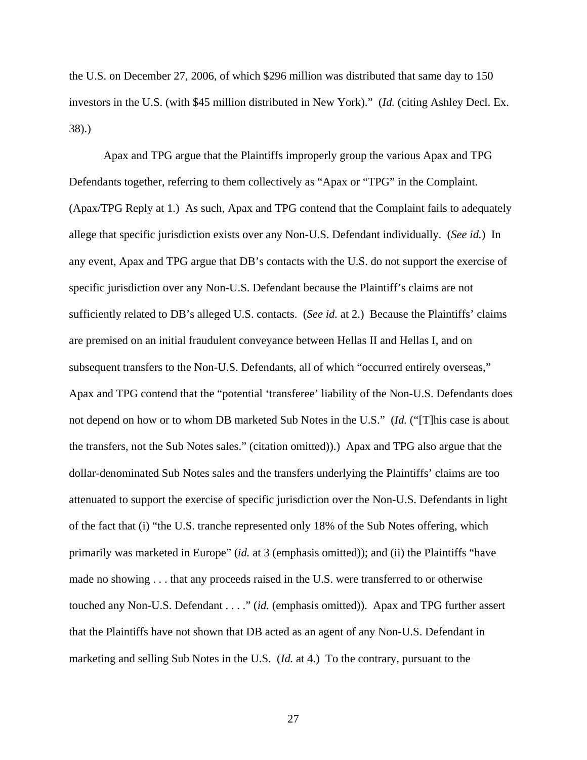the U.S. on December 27, 2006, of which $296 million was distributed that same day to 150 investors in the U.S. (with $45 million distributed in New York)." (*Id.* (citing Ashley Decl. Ex. 38).)

Apax and TPG argue that the Plaintiffs improperly group the various Apax and TPG Defendants together, referring to them collectively as "Apax or "TPG" in the Complaint. (Apax/TPG Reply at 1.) As such, Apax and TPG contend that the Complaint fails to adequately allege that specific jurisdiction exists over any Non-U.S. Defendant individually. (*See id.*) In any event, Apax and TPG argue that DB's contacts with the U.S. do not support the exercise of specific jurisdiction over any Non-U.S. Defendant because the Plaintiff's claims are not sufficiently related to DB's alleged U.S. contacts. (*See id.* at 2.) Because the Plaintiffs' claims are premised on an initial fraudulent conveyance between Hellas II and Hellas I, and on subsequent transfers to the Non-U.S. Defendants, all of which "occurred entirely overseas," Apax and TPG contend that the "potential 'transferee' liability of the Non-U.S. Defendants does not depend on how or to whom DB marketed Sub Notes in the U.S." (*Id.* ("[T]his case is about the transfers, not the Sub Notes sales." (citation omitted)).) Apax and TPG also argue that the dollar-denominated Sub Notes sales and the transfers underlying the Plaintiffs' claims are too attenuated to support the exercise of specific jurisdiction over the Non-U.S. Defendants in light of the fact that (i) "the U.S. tranche represented only 18% of the Sub Notes offering, which primarily was marketed in Europe" (*id.* at 3 (emphasis omitted)); and (ii) the Plaintiffs "have made no showing . . . that any proceeds raised in the U.S. were transferred to or otherwise touched any Non-U.S. Defendant . . . ." (*id.* (emphasis omitted)). Apax and TPG further assert that the Plaintiffs have not shown that DB acted as an agent of any Non-U.S. Defendant in marketing and selling Sub Notes in the U.S. (*Id.* at 4.) To the contrary, pursuant to the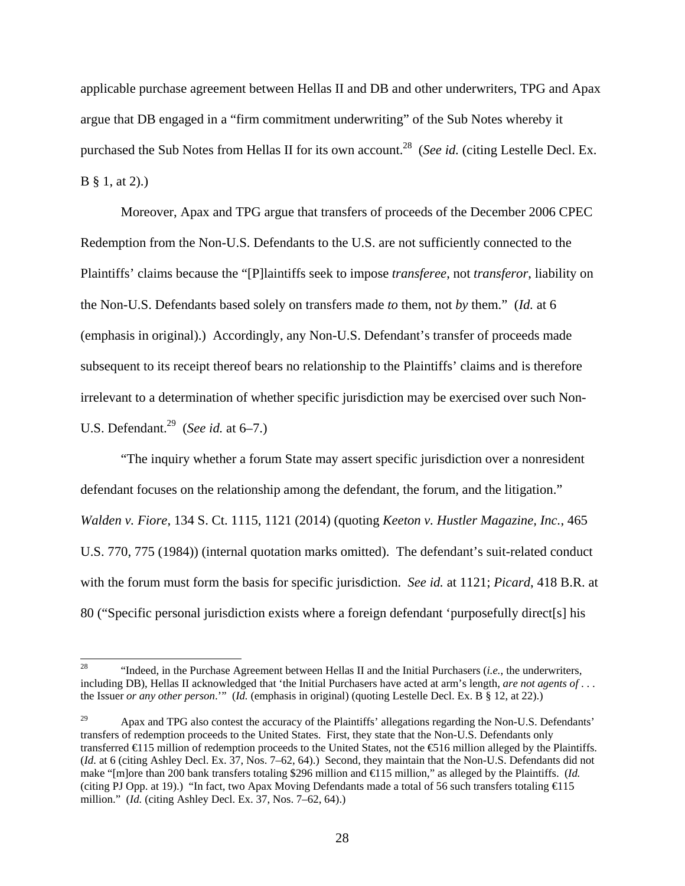applicable purchase agreement between Hellas II and DB and other underwriters, TPG and Apax argue that DB engaged in a "firm commitment underwriting" of the Sub Notes whereby it purchased the Sub Notes from Hellas II for its own account.[28] (*See id.* (citing Lestelle Decl. Ex. B § 1, at 2).)

Moreover, Apax and TPG argue that transfers of proceeds of the December 2006 CPEC Redemption from the Non-U.S. Defendants to the U.S. are not sufficiently connected to the Plaintiffs' claims because the "[P]laintiffs seek to impose *transferee*, not *transferor*, liability on the Non-U.S. Defendants based solely on transfers made *to* them, not *by* them." (*Id.* at 6 (emphasis in original).) Accordingly, any Non-U.S. Defendant's transfer of proceeds made subsequent to its receipt thereof bears no relationship to the Plaintiffs' claims and is therefore irrelevant to a determination of whether specific jurisdiction may be exercised over such Non-U.S. Defendant.[29] (*See id.* at 6–7.)

"The inquiry whether a forum State may assert specific jurisdiction over a nonresident defendant focuses on the relationship among the defendant, the forum, and the litigation." *Walden v. Fiore*, 134 S. Ct. 1115, 1121 (2014) (quoting *Keeton v. Hustler Magazine, Inc.*, 465 U.S. 770, 775 (1984)) (internal quotation marks omitted). The defendant's suit-related conduct with the forum must form the basis for specific jurisdiction. *See id.* at 1121; *Picard*, 418 B.R. at 80 ("Specific personal jurisdiction exists where a foreign defendant 'purposefully direct[s] his

---

[28] "Indeed, in the Purchase Agreement between Hellas II and the Initial Purchasers (*i.e.*, the underwriters, including DB), Hellas II acknowledged that 'the Initial Purchasers have acted at arm's length, *are not agents of* . . . the Issuer *or any other person*.'" (*Id.* (emphasis in original) (quoting Lestelle Decl. Ex. B § 12, at 22).)

[29] Apax and TPG also contest the accuracy of the Plaintiffs' allegations regarding the Non-U.S. Defendants' transfers of redemption proceeds to the United States. First, they state that the Non-U.S. Defendants only transferred €115 million of redemption proceeds to the United States, not the €516 million alleged by the Plaintiffs. (*Id.* at 6 (citing Ashley Decl. Ex. 37, Nos. 7–62, 64).) Second, they maintain that the Non-U.S. Defendants did not make "[m]ore than 200 bank transfers totaling $296 million and €115 million," as alleged by the Plaintiffs. (*Id.* (citing PJ Opp. at 19).) "In fact, two Apax Moving Defendants made a total of 56 such transfers totaling €115 million." (*Id.* (citing Ashley Decl. Ex. 37, Nos. 7–62, 64).)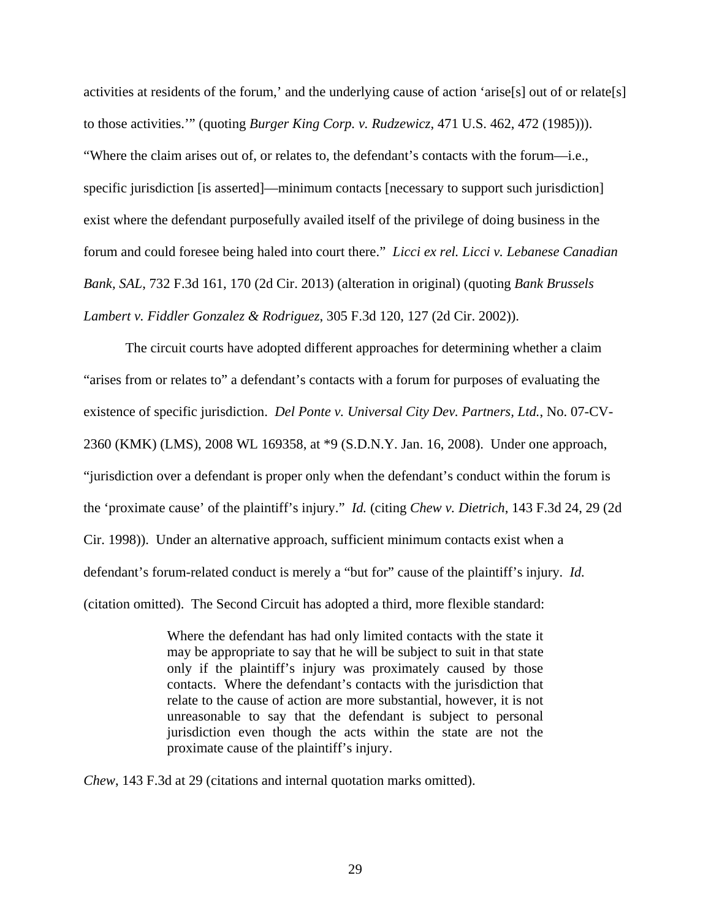activities at residents of the forum,' and the underlying cause of action 'arise[s] out of or relate[s] to those activities.'" (quoting *Burger King Corp. v. Rudzewicz*, 471 U.S. 462, 472 (1985))). "Where the claim arises out of, or relates to, the defendant's contacts with the forum—i.e., specific jurisdiction [is asserted]—minimum contacts [necessary to support such jurisdiction] exist where the defendant purposefully availed itself of the privilege of doing business in the forum and could foresee being haled into court there." *Licci ex rel. Licci v. Lebanese Canadian Bank, SAL*, 732 F.3d 161, 170 (2d Cir. 2013) (alteration in original) (quoting *Bank Brussels Lambert v. Fiddler Gonzalez & Rodriguez*, 305 F.3d 120, 127 (2d Cir. 2002)).

The circuit courts have adopted different approaches for determining whether a claim "arises from or relates to" a defendant's contacts with a forum for purposes of evaluating the existence of specific jurisdiction. *Del Ponte v. Universal City Dev. Partners, Ltd.*, No. 07-CV-2360 (KMK) (LMS), 2008 WL 169358, at *9 (S.D.N.Y. Jan. 16, 2008). Under one approach, "jurisdiction over a defendant is proper only when the defendant's conduct within the forum is the 'proximate cause' of the plaintiff's injury." *Id.* (citing *Chew v. Dietrich*, 143 F.3d 24, 29 (2d Cir. 1998)). Under an alternative approach, sufficient minimum contacts exist when a defendant's forum-related conduct is merely a "but for" cause of the plaintiff's injury. *Id.* (citation omitted). The Second Circuit has adopted a third, more flexible standard:

> Where the defendant has had only limited contacts with the state it may be appropriate to say that he will be subject to suit in that state only if the plaintiff's injury was proximately caused by those contacts. Where the defendant's contacts with the jurisdiction that relate to the cause of action are more substantial, however, it is not unreasonable to say that the defendant is subject to personal jurisdiction even though the acts within the state are not the proximate cause of the plaintiff's injury.

*Chew*, 143 F.3d at 29 (citations and internal quotation marks omitted).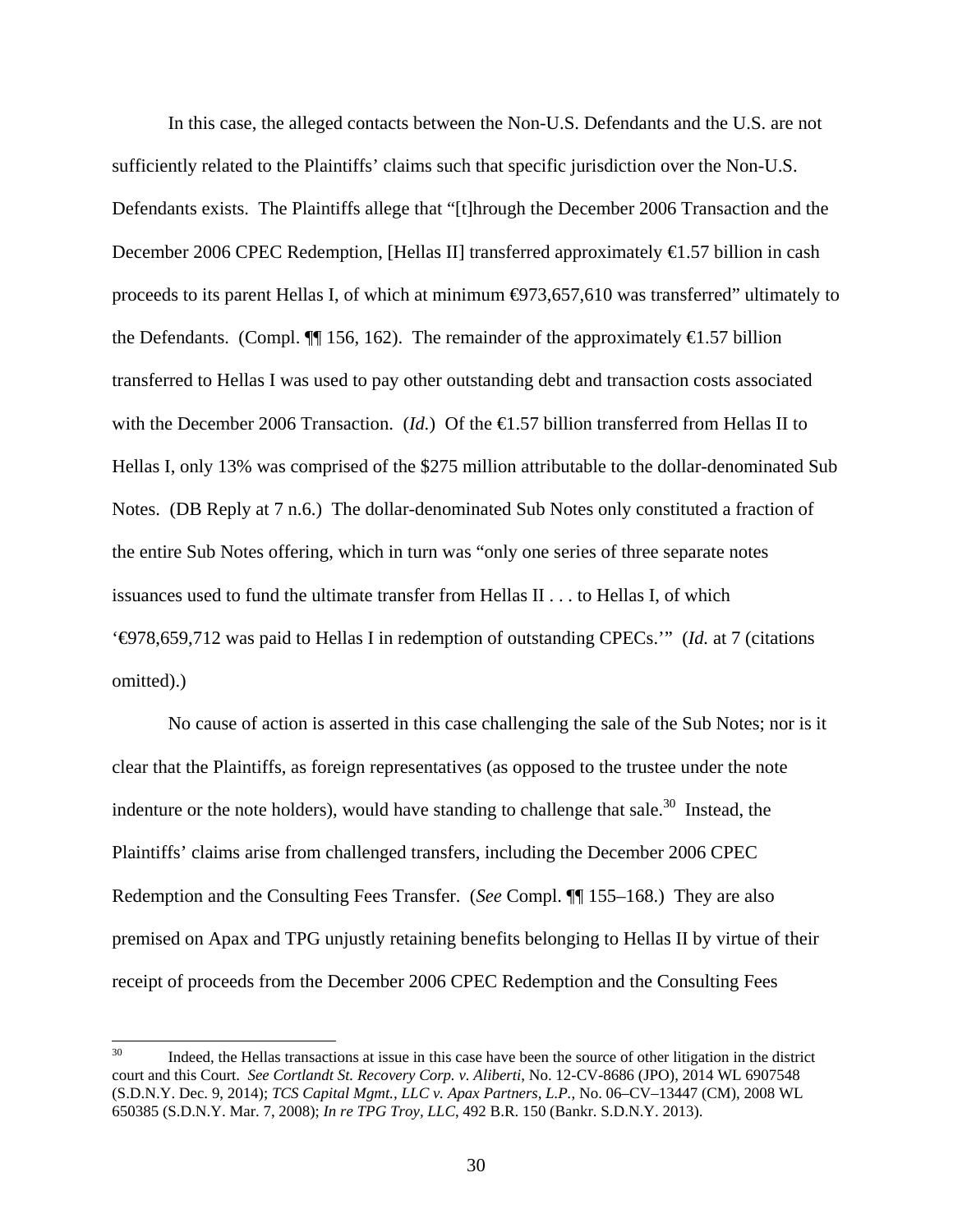In this case, the alleged contacts between the Non-U.S. Defendants and the U.S. are not sufficiently related to the Plaintiffs' claims such that specific jurisdiction over the Non-U.S. Defendants exists. The Plaintiffs allege that "[t]hrough the December 2006 Transaction and the December 2006 CPEC Redemption, [Hellas II] transferred approximately €1.57 billion in cash proceeds to its parent Hellas I, of which at minimum €973,657,610 was transferred" ultimately to the Defendants. (Compl. ¶¶ 156, 162). The remainder of the approximately €1.57 billion transferred to Hellas I was used to pay other outstanding debt and transaction costs associated with the December 2006 Transaction. (*Id.*) Of the €1.57 billion transferred from Hellas II to Hellas I, only 13% was comprised of the $275 million attributable to the dollar-denominated Sub Notes. (DB Reply at 7 n.6.) The dollar-denominated Sub Notes only constituted a fraction of the entire Sub Notes offering, which in turn was "only one series of three separate notes issuances used to fund the ultimate transfer from Hellas II . . . to Hellas I, of which '€978,659,712 was paid to Hellas I in redemption of outstanding CPECs.'" (*Id.* at 7 (citations omitted).)

No cause of action is asserted in this case challenging the sale of the Sub Notes; nor is it clear that the Plaintiffs, as foreign representatives (as opposed to the trustee under the note indenture or the note holders), would have standing to challenge that sale.[30] Instead, the Plaintiffs' claims arise from challenged transfers, including the December 2006 CPEC Redemption and the Consulting Fees Transfer. (*See* Compl. ¶¶ 155–168.) They are also premised on Apax and TPG unjustly retaining benefits belonging to Hellas II by virtue of their receipt of proceeds from the December 2006 CPEC Redemption and the Consulting Fees

---

[30] Indeed, the Hellas transactions at issue in this case have been the source of other litigation in the district court and this Court. *See Cortlandt St. Recovery Corp. v. Aliberti*, No. 12-CV-8686 (JPO), 2014 WL 6907548 (S.D.N.Y. Dec. 9, 2014); *TCS Capital Mgmt., LLC v. Apax Partners, L.P.*, No. 06–CV–13447 (CM), 2008 WL 650385 (S.D.N.Y. Mar. 7, 2008); *In re TPG Troy, LLC*, 492 B.R. 150 (Bankr. S.D.N.Y. 2013).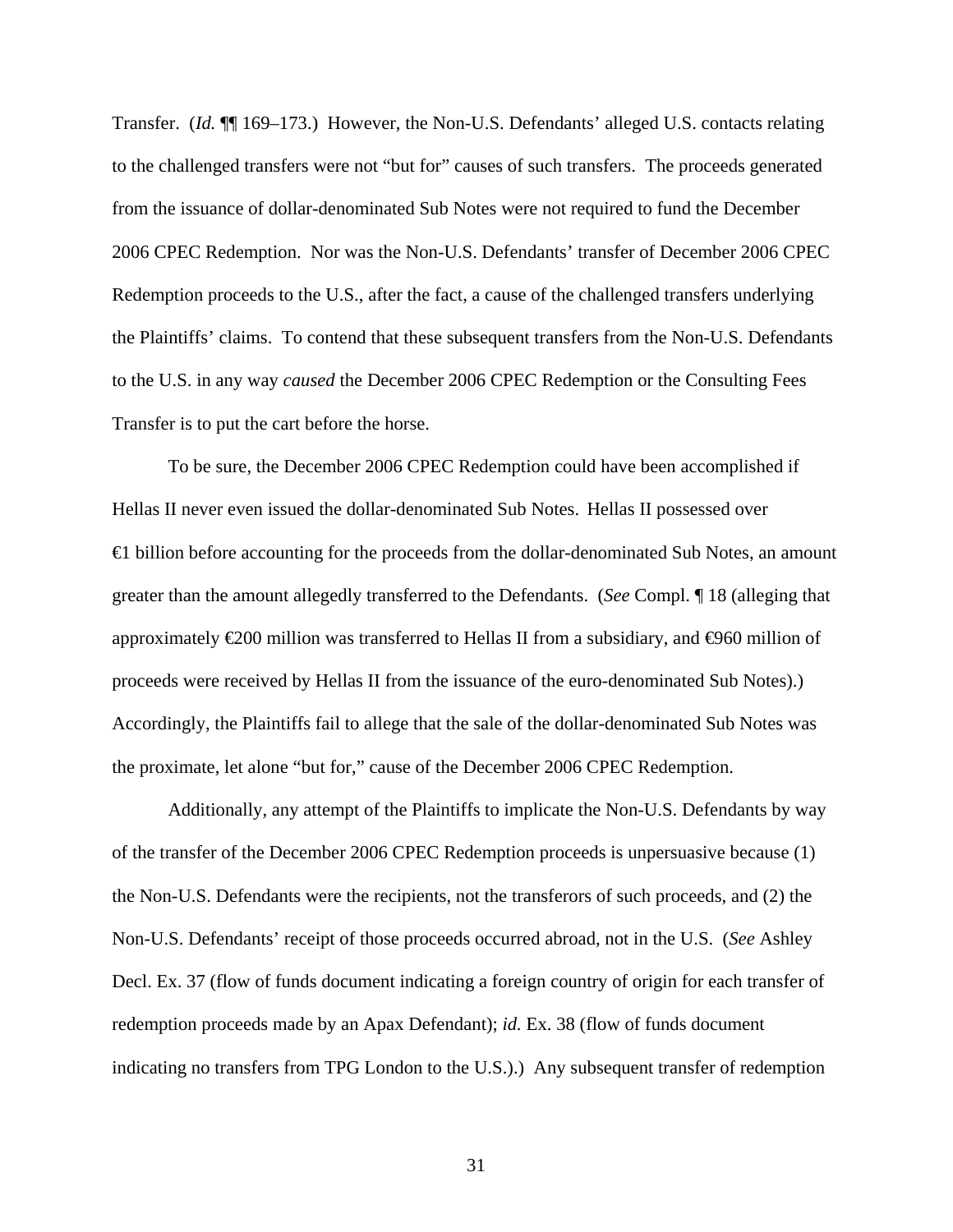Transfer. (*Id.* ¶¶ 169–173.) However, the Non-U.S. Defendants' alleged U.S. contacts relating to the challenged transfers were not "but for" causes of such transfers. The proceeds generated from the issuance of dollar-denominated Sub Notes were not required to fund the December 2006 CPEC Redemption. Nor was the Non-U.S. Defendants' transfer of December 2006 CPEC Redemption proceeds to the U.S., after the fact, a cause of the challenged transfers underlying the Plaintiffs' claims. To contend that these subsequent transfers from the Non-U.S. Defendants to the U.S. in any way *caused* the December 2006 CPEC Redemption or the Consulting Fees Transfer is to put the cart before the horse.

To be sure, the December 2006 CPEC Redemption could have been accomplished if Hellas II never even issued the dollar-denominated Sub Notes. Hellas II possessed over €1 billion before accounting for the proceeds from the dollar-denominated Sub Notes, an amount greater than the amount allegedly transferred to the Defendants. (*See* Compl. ¶ 18 (alleging that approximately €200 million was transferred to Hellas II from a subsidiary, and €960 million of proceeds were received by Hellas II from the issuance of the euro-denominated Sub Notes).) Accordingly, the Plaintiffs fail to allege that the sale of the dollar-denominated Sub Notes was the proximate, let alone "but for," cause of the December 2006 CPEC Redemption.

Additionally, any attempt of the Plaintiffs to implicate the Non-U.S. Defendants by way of the transfer of the December 2006 CPEC Redemption proceeds is unpersuasive because (1) the Non-U.S. Defendants were the recipients, not the transferors of such proceeds, and (2) the Non-U.S. Defendants' receipt of those proceeds occurred abroad, not in the U.S. (*See* Ashley Decl. Ex. 37 (flow of funds document indicating a foreign country of origin for each transfer of redemption proceeds made by an Apax Defendant); *id.* Ex. 38 (flow of funds document indicating no transfers from TPG London to the U.S.).) Any subsequent transfer of redemption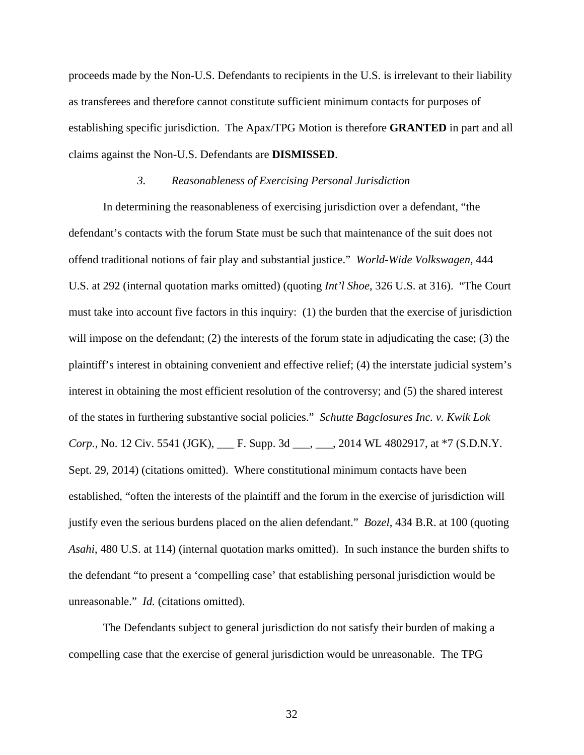proceeds made by the Non-U.S. Defendants to recipients in the U.S. is irrelevant to their liability as transferees and therefore cannot constitute sufficient minimum contacts for purposes of establishing specific jurisdiction. The Apax/TPG Motion is therefore **GRANTED** in part and all claims against the Non-U.S. Defendants are **DISMISSED**.

### *3. Reasonableness of Exercising Personal Jurisdiction*

In determining the reasonableness of exercising jurisdiction over a defendant, "the defendant's contacts with the forum State must be such that maintenance of the suit does not offend traditional notions of fair play and substantial justice." *World-Wide Volkswagen*, 444 U.S. at 292 (internal quotation marks omitted) (quoting *Int'l Shoe*, 326 U.S. at 316). "The Court must take into account five factors in this inquiry: (1) the burden that the exercise of jurisdiction will impose on the defendant; (2) the interests of the forum state in adjudicating the case; (3) the plaintiff's interest in obtaining convenient and effective relief; (4) the interstate judicial system's interest in obtaining the most efficient resolution of the controversy; and (5) the shared interest of the states in furthering substantive social policies." *Schutte Bagclosures Inc. v. Kwik Lok Corp.*, No. 12 Civ. 5541 (JGK), ___ F. Supp. 3d ___, ___, 2014 WL 4802917, at *7 (S.D.N.Y. Sept. 29, 2014) (citations omitted). Where constitutional minimum contacts have been established, "often the interests of the plaintiff and the forum in the exercise of jurisdiction will justify even the serious burdens placed on the alien defendant." *Bozel*, 434 B.R. at 100 (quoting *Asahi*, 480 U.S. at 114) (internal quotation marks omitted). In such instance the burden shifts to the defendant "to present a 'compelling case' that establishing personal jurisdiction would be unreasonable." *Id.* (citations omitted).

The Defendants subject to general jurisdiction do not satisfy their burden of making a compelling case that the exercise of general jurisdiction would be unreasonable. The TPG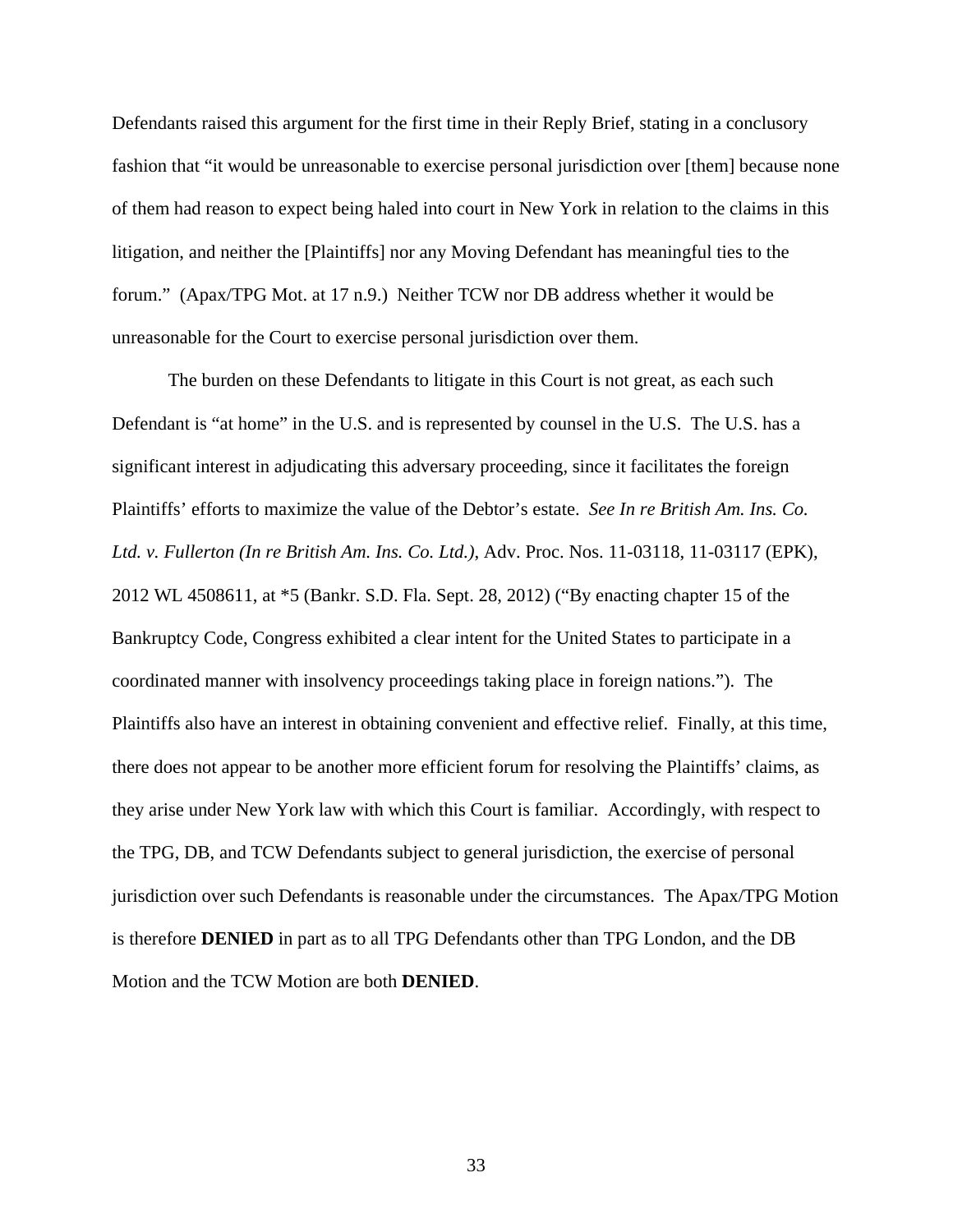Defendants raised this argument for the first time in their Reply Brief, stating in a conclusory fashion that "it would be unreasonable to exercise personal jurisdiction over [them] because none of them had reason to expect being haled into court in New York in relation to the claims in this litigation, and neither the [Plaintiffs] nor any Moving Defendant has meaningful ties to the forum." (Apax/TPG Mot. at 17 n.9.) Neither TCW nor DB address whether it would be unreasonable for the Court to exercise personal jurisdiction over them.

The burden on these Defendants to litigate in this Court is not great, as each such Defendant is "at home" in the U.S. and is represented by counsel in the U.S. The U.S. has a significant interest in adjudicating this adversary proceeding, since it facilitates the foreign Plaintiffs' efforts to maximize the value of the Debtor's estate. *See In re British Am. Ins. Co. Ltd. v. Fullerton (In re British Am. Ins. Co. Ltd.)*, Adv. Proc. Nos. 11-03118, 11-03117 (EPK), 2012 WL 4508611, at *5 (Bankr. S.D. Fla. Sept. 28, 2012) ("By enacting chapter 15 of the Bankruptcy Code, Congress exhibited a clear intent for the United States to participate in a coordinated manner with insolvency proceedings taking place in foreign nations."). The Plaintiffs also have an interest in obtaining convenient and effective relief. Finally, at this time, there does not appear to be another more efficient forum for resolving the Plaintiffs' claims, as they arise under New York law with which this Court is familiar. Accordingly, with respect to the TPG, DB, and TCW Defendants subject to general jurisdiction, the exercise of personal jurisdiction over such Defendants is reasonable under the circumstances. The Apax/TPG Motion is therefore **DENIED** in part as to all TPG Defendants other than TPG London, and the DB Motion and the TCW Motion are both **DENIED**.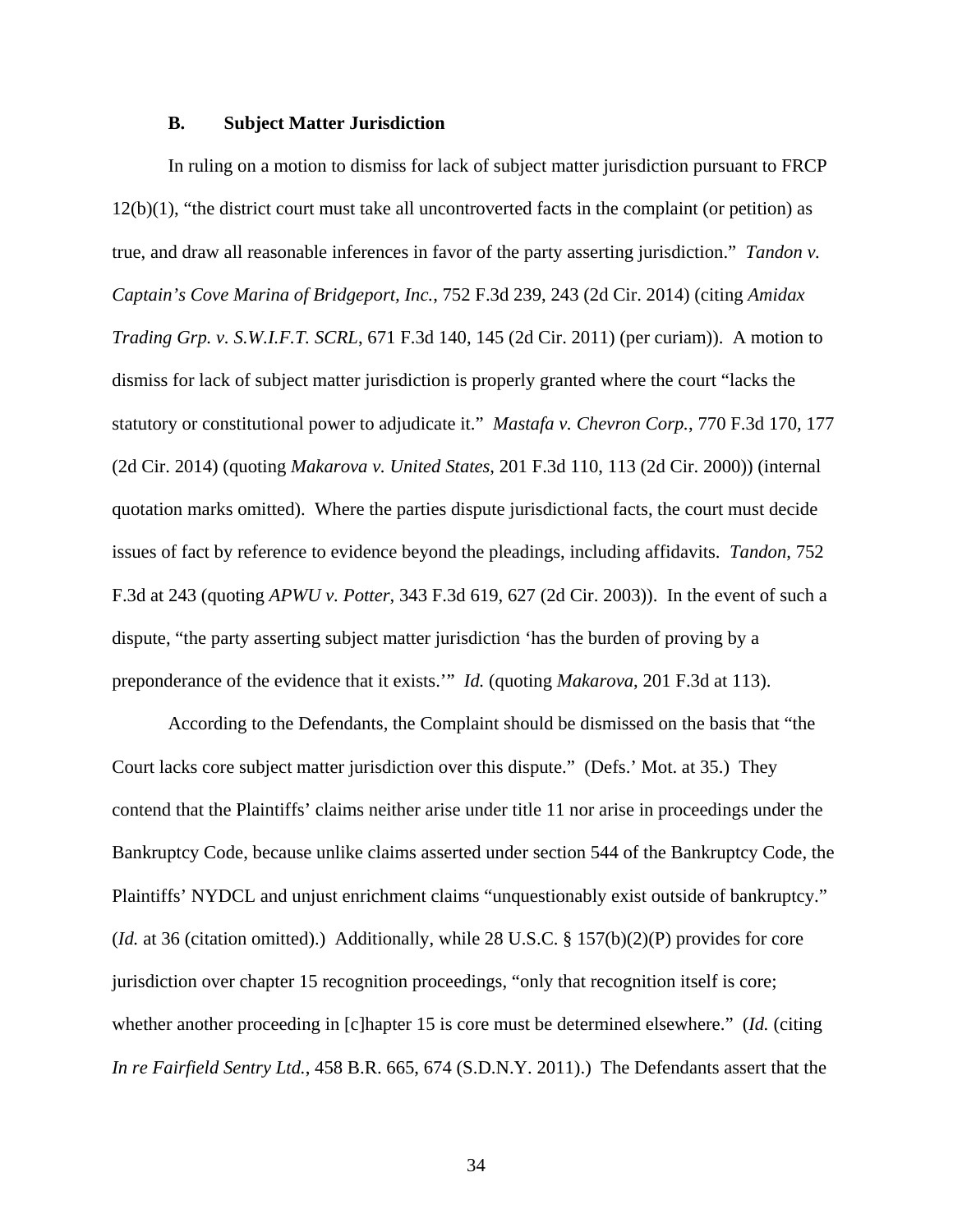### B. Subject Matter Jurisdiction

In ruling on a motion to dismiss for lack of subject matter jurisdiction pursuant to FRCP 12(b)(1), "the district court must take all uncontroverted facts in the complaint (or petition) as true, and draw all reasonable inferences in favor of the party asserting jurisdiction." *Tandon v. Captain's Cove Marina of Bridgeport, Inc.*, 752 F.3d 239, 243 (2d Cir. 2014) (citing *Amidax Trading Grp. v. S.W.I.F.T. SCRL*, 671 F.3d 140, 145 (2d Cir. 2011) (per curiam)). A motion to dismiss for lack of subject matter jurisdiction is properly granted where the court "lacks the statutory or constitutional power to adjudicate it." *Mastafa v. Chevron Corp.*, 770 F.3d 170, 177 (2d Cir. 2014) (quoting *Makarova v. United States*, 201 F.3d 110, 113 (2d Cir. 2000)) (internal quotation marks omitted). Where the parties dispute jurisdictional facts, the court must decide issues of fact by reference to evidence beyond the pleadings, including affidavits. *Tandon*, 752 F.3d at 243 (quoting *APWU v. Potter*, 343 F.3d 619, 627 (2d Cir. 2003)). In the event of such a dispute, "the party asserting subject matter jurisdiction 'has the burden of proving by a preponderance of the evidence that it exists.'" *Id.* (quoting *Makarova*, 201 F.3d at 113).

According to the Defendants, the Complaint should be dismissed on the basis that "the Court lacks core subject matter jurisdiction over this dispute." (Defs.' Mot. at 35.) They contend that the Plaintiffs' claims neither arise under title 11 nor arise in proceedings under the Bankruptcy Code, because unlike claims asserted under section 544 of the Bankruptcy Code, the Plaintiffs' NYDCL and unjust enrichment claims "unquestionably exist outside of bankruptcy." (*Id.* at 36 (citation omitted).) Additionally, while 28 U.S.C. § 157(b)(2)(P) provides for core jurisdiction over chapter 15 recognition proceedings, "only that recognition itself is core; whether another proceeding in [c]hapter 15 is core must be determined elsewhere." (*Id.* (citing *In re Fairfield Sentry Ltd.*, 458 B.R. 665, 674 (S.D.N.Y. 2011).) The Defendants assert that the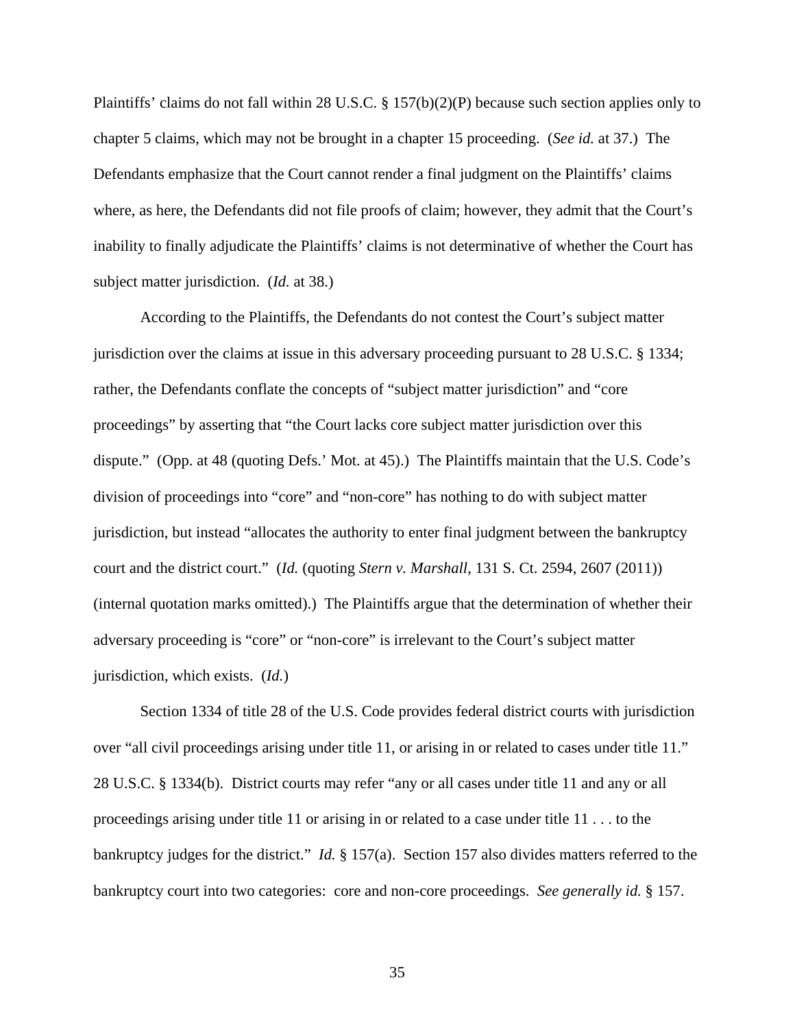Plaintiffs' claims do not fall within 28 U.S.C. § 157(b)(2)(P) because such section applies only to chapter 5 claims, which may not be brought in a chapter 15 proceeding. (*See id.* at 37.) The Defendants emphasize that the Court cannot render a final judgment on the Plaintiffs' claims where, as here, the Defendants did not file proofs of claim; however, they admit that the Court's inability to finally adjudicate the Plaintiffs' claims is not determinative of whether the Court has subject matter jurisdiction. (*Id.* at 38.)

According to the Plaintiffs, the Defendants do not contest the Court's subject matter jurisdiction over the claims at issue in this adversary proceeding pursuant to 28 U.S.C. § 1334; rather, the Defendants conflate the concepts of "subject matter jurisdiction" and "core proceedings" by asserting that "the Court lacks core subject matter jurisdiction over this dispute." (Opp. at 48 (quoting Defs.' Mot. at 45).) The Plaintiffs maintain that the U.S. Code's division of proceedings into "core" and "non-core" has nothing to do with subject matter jurisdiction, but instead "allocates the authority to enter final judgment between the bankruptcy court and the district court." (*Id.* (quoting *Stern v. Marshall*, 131 S. Ct. 2594, 2607 (2011)) (internal quotation marks omitted).) The Plaintiffs argue that the determination of whether their adversary proceeding is "core" or "non-core" is irrelevant to the Court's subject matter jurisdiction, which exists. (*Id.*)

Section 1334 of title 28 of the U.S. Code provides federal district courts with jurisdiction over "all civil proceedings arising under title 11, or arising in or related to cases under title 11." 28 U.S.C. § 1334(b). District courts may refer "any or all cases under title 11 and any or all proceedings arising under title 11 or arising in or related to a case under title 11 . . . to the bankruptcy judges for the district." *Id.* § 157(a). Section 157 also divides matters referred to the bankruptcy court into two categories: core and non-core proceedings. *See generally id.* § 157.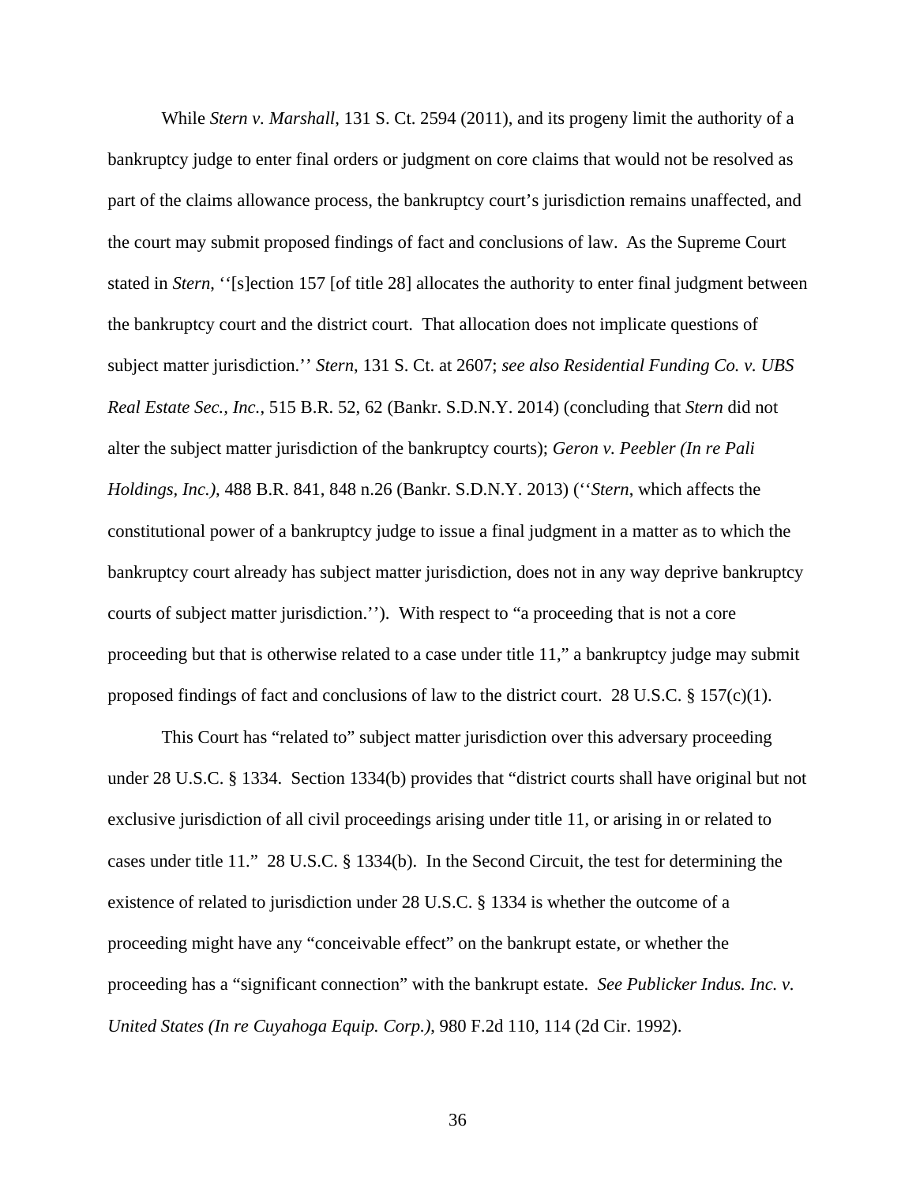While *Stern v. Marshall*, 131 S. Ct. 2594 (2011), and its progeny limit the authority of a bankruptcy judge to enter final orders or judgment on core claims that would not be resolved as part of the claims allowance process, the bankruptcy court's jurisdiction remains unaffected, and the court may submit proposed findings of fact and conclusions of law. As the Supreme Court stated in *Stern*, ''[s]ection 157 [of title 28] allocates the authority to enter final judgment between the bankruptcy court and the district court. That allocation does not implicate questions of subject matter jurisdiction.'' *Stern*, 131 S. Ct. at 2607; *see also Residential Funding Co. v. UBS Real Estate Sec., Inc.*, 515 B.R. 52, 62 (Bankr. S.D.N.Y. 2014) (concluding that *Stern* did not alter the subject matter jurisdiction of the bankruptcy courts); *Geron v. Peebler (In re Pali Holdings, Inc.)*, 488 B.R. 841, 848 n.26 (Bankr. S.D.N.Y. 2013) (''*Stern*, which affects the constitutional power of a bankruptcy judge to issue a final judgment in a matter as to which the bankruptcy court already has subject matter jurisdiction, does not in any way deprive bankruptcy courts of subject matter jurisdiction.''). With respect to "a proceeding that is not a core proceeding but that is otherwise related to a case under title 11," a bankruptcy judge may submit proposed findings of fact and conclusions of law to the district court. 28 U.S.C. § 157(c)(1).

This Court has "related to" subject matter jurisdiction over this adversary proceeding under 28 U.S.C. § 1334. Section 1334(b) provides that "district courts shall have original but not exclusive jurisdiction of all civil proceedings arising under title 11, or arising in or related to cases under title 11." 28 U.S.C. § 1334(b). In the Second Circuit, the test for determining the existence of related to jurisdiction under 28 U.S.C. § 1334 is whether the outcome of a proceeding might have any "conceivable effect" on the bankrupt estate, or whether the proceeding has a "significant connection" with the bankrupt estate. *See Publicker Indus. Inc. v. United States (In re Cuyahoga Equip. Corp.)*, 980 F.2d 110, 114 (2d Cir. 1992).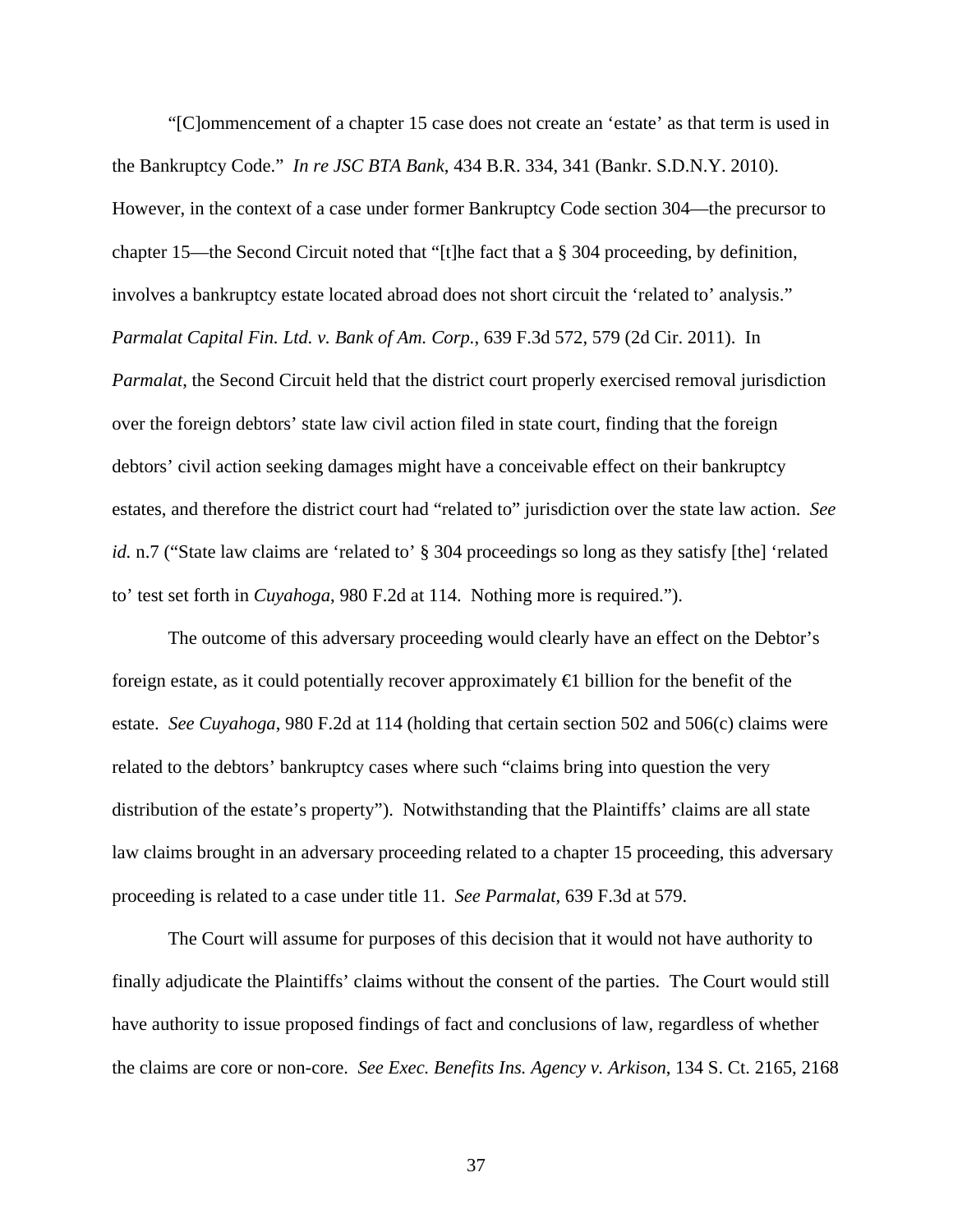"[C]ommencement of a chapter 15 case does not create an 'estate' as that term is used in the Bankruptcy Code." *In re JSC BTA Bank*, 434 B.R. 334, 341 (Bankr. S.D.N.Y. 2010). However, in the context of a case under former Bankruptcy Code section 304—the precursor to chapter 15—the Second Circuit noted that "[t]he fact that a § 304 proceeding, by definition, involves a bankruptcy estate located abroad does not short circuit the 'related to' analysis." *Parmalat Capital Fin. Ltd. v. Bank of Am. Corp.*, 639 F.3d 572, 579 (2d Cir. 2011). In *Parmalat*, the Second Circuit held that the district court properly exercised removal jurisdiction over the foreign debtors' state law civil action filed in state court, finding that the foreign debtors' civil action seeking damages might have a conceivable effect on their bankruptcy estates, and therefore the district court had "related to" jurisdiction over the state law action. *See id.* n.7 ("State law claims are 'related to' § 304 proceedings so long as they satisfy [the] 'related to' test set forth in *Cuyahoga*, 980 F.2d at 114. Nothing more is required.").

The outcome of this adversary proceeding would clearly have an effect on the Debtor's foreign estate, as it could potentially recover approximately €1 billion for the benefit of the estate. *See Cuyahoga*, 980 F.2d at 114 (holding that certain section 502 and 506(c) claims were related to the debtors' bankruptcy cases where such "claims bring into question the very distribution of the estate's property"). Notwithstanding that the Plaintiffs' claims are all state law claims brought in an adversary proceeding related to a chapter 15 proceeding, this adversary proceeding is related to a case under title 11. *See Parmalat*, 639 F.3d at 579.

The Court will assume for purposes of this decision that it would not have authority to finally adjudicate the Plaintiffs' claims without the consent of the parties. The Court would still have authority to issue proposed findings of fact and conclusions of law, regardless of whether the claims are core or non-core. *See Exec. Benefits Ins. Agency v. Arkison*, 134 S. Ct. 2165, 2168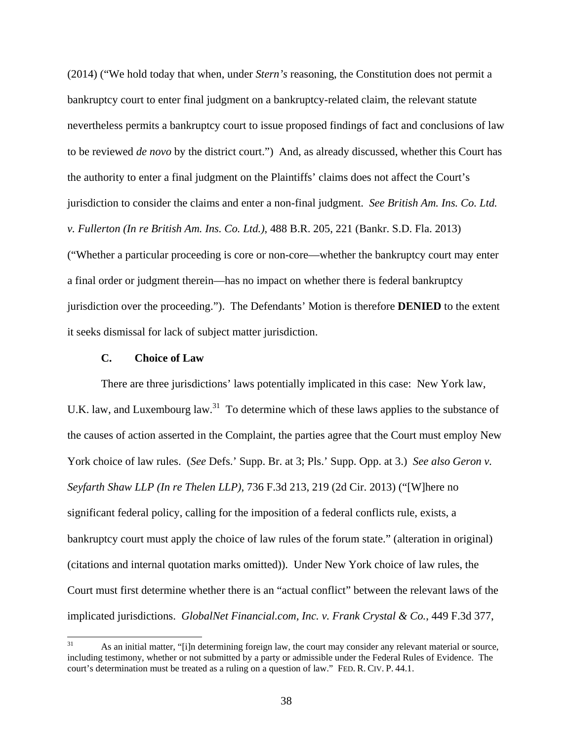(2014) ("We hold today that when, under *Stern's* reasoning, the Constitution does not permit a bankruptcy court to enter final judgment on a bankruptcy-related claim, the relevant statute nevertheless permits a bankruptcy court to issue proposed findings of fact and conclusions of law to be reviewed *de novo* by the district court.") And, as already discussed, whether this Court has the authority to enter a final judgment on the Plaintiffs' claims does not affect the Court's jurisdiction to consider the claims and enter a non-final judgment. *See British Am. Ins. Co. Ltd. v. Fullerton (In re British Am. Ins. Co. Ltd.)*, 488 B.R. 205, 221 (Bankr. S.D. Fla. 2013) ("Whether a particular proceeding is core or non-core—whether the bankruptcy court may enter a final order or judgment therein—has no impact on whether there is federal bankruptcy jurisdiction over the proceeding."). The Defendants' Motion is therefore **DENIED** to the extent it seeks dismissal for lack of subject matter jurisdiction.

### C. Choice of Law

There are three jurisdictions' laws potentially implicated in this case: New York law, U.K. law, and Luxembourg law.[31] To determine which of these laws applies to the substance of the causes of action asserted in the Complaint, the parties agree that the Court must employ New York choice of law rules. (*See* Defs.' Supp. Br. at 3; Pls.' Supp. Opp. at 3.) *See also Geron v. Seyfarth Shaw LLP (In re Thelen LLP)*, 736 F.3d 213, 219 (2d Cir. 2013) ("[W]here no significant federal policy, calling for the imposition of a federal conflicts rule, exists, a bankruptcy court must apply the choice of law rules of the forum state." (alteration in original) (citations and internal quotation marks omitted)). Under New York choice of law rules, the Court must first determine whether there is an "actual conflict" between the relevant laws of the implicated jurisdictions. *GlobalNet Financial.com, Inc. v. Frank Crystal & Co.*, 449 F.3d 377,

[31] As an initial matter, "[i]n determining foreign law, the court may consider any relevant material or source, including testimony, whether or not submitted by a party or admissible under the Federal Rules of Evidence. The court's determination must be treated as a ruling on a question of law." FED. R. CIV. P. 44.1.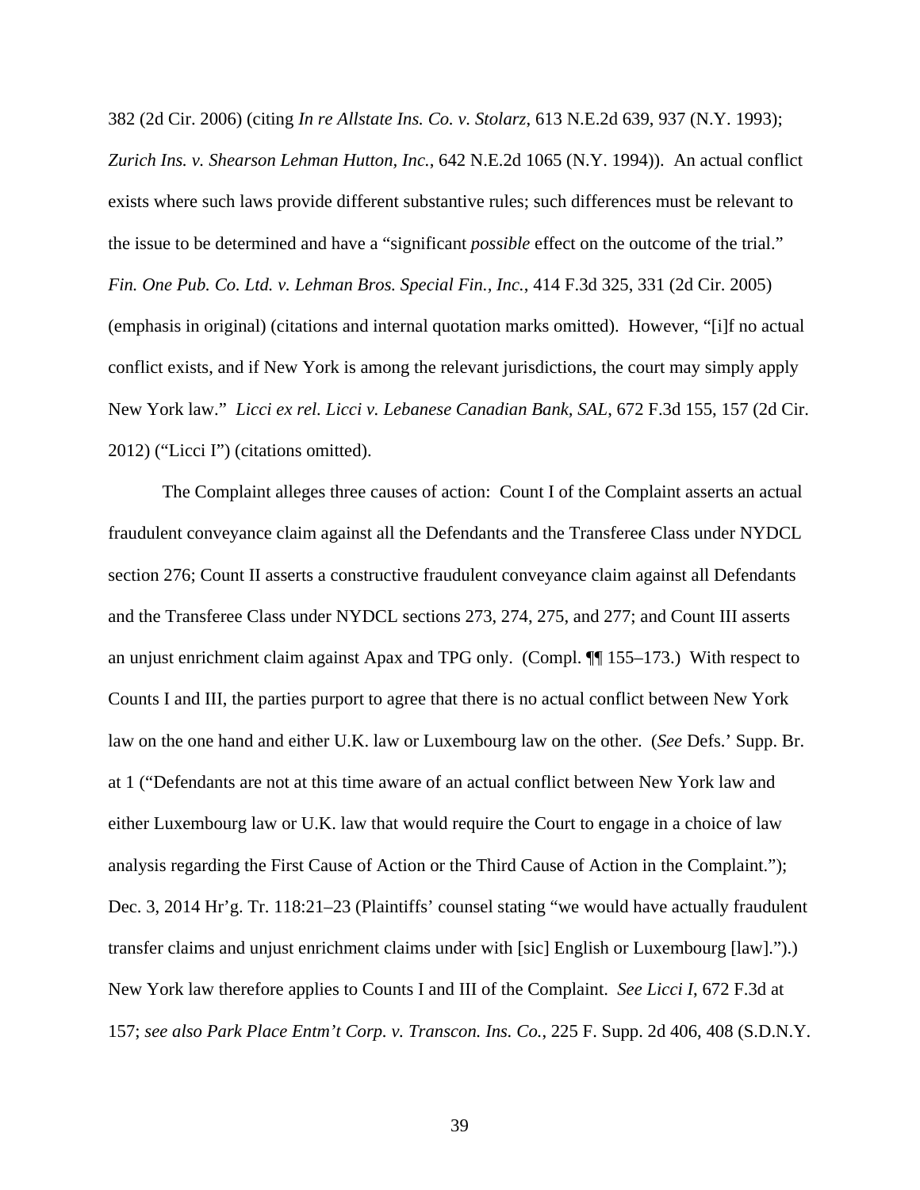382 (2d Cir. 2006) (citing *In re Allstate Ins. Co. v. Stolarz*, 613 N.E.2d 639, 937 (N.Y. 1993); *Zurich Ins. v. Shearson Lehman Hutton, Inc.*, 642 N.E.2d 1065 (N.Y. 1994)). An actual conflict exists where such laws provide different substantive rules; such differences must be relevant to the issue to be determined and have a "significant *possible* effect on the outcome of the trial." *Fin. One Pub. Co. Ltd. v. Lehman Bros. Special Fin., Inc.*, 414 F.3d 325, 331 (2d Cir. 2005) (emphasis in original) (citations and internal quotation marks omitted). However, "[i]f no actual conflict exists, and if New York is among the relevant jurisdictions, the court may simply apply New York law." *Licci ex rel. Licci v. Lebanese Canadian Bank, SAL*, 672 F.3d 155, 157 (2d Cir. 2012) ("Licci I") (citations omitted).

The Complaint alleges three causes of action: Count I of the Complaint asserts an actual fraudulent conveyance claim against all the Defendants and the Transferee Class under NYDCL section 276; Count II asserts a constructive fraudulent conveyance claim against all Defendants and the Transferee Class under NYDCL sections 273, 274, 275, and 277; and Count III asserts an unjust enrichment claim against Apax and TPG only. (Compl. ¶¶ 155–173.) With respect to Counts I and III, the parties purport to agree that there is no actual conflict between New York law on the one hand and either U.K. law or Luxembourg law on the other. (*See* Defs.' Supp. Br. at 1 ("Defendants are not at this time aware of an actual conflict between New York law and either Luxembourg law or U.K. law that would require the Court to engage in a choice of law analysis regarding the First Cause of Action or the Third Cause of Action in the Complaint."); Dec. 3, 2014 Hr'g. Tr. 118:21–23 (Plaintiffs' counsel stating "we would have actually fraudulent transfer claims and unjust enrichment claims under with [sic] English or Luxembourg [law].").) New York law therefore applies to Counts I and III of the Complaint. *See Licci I*, 672 F.3d at 157; *see also Park Place Entm't Corp. v. Transcon. Ins. Co.*, 225 F. Supp. 2d 406, 408 (S.D.N.Y.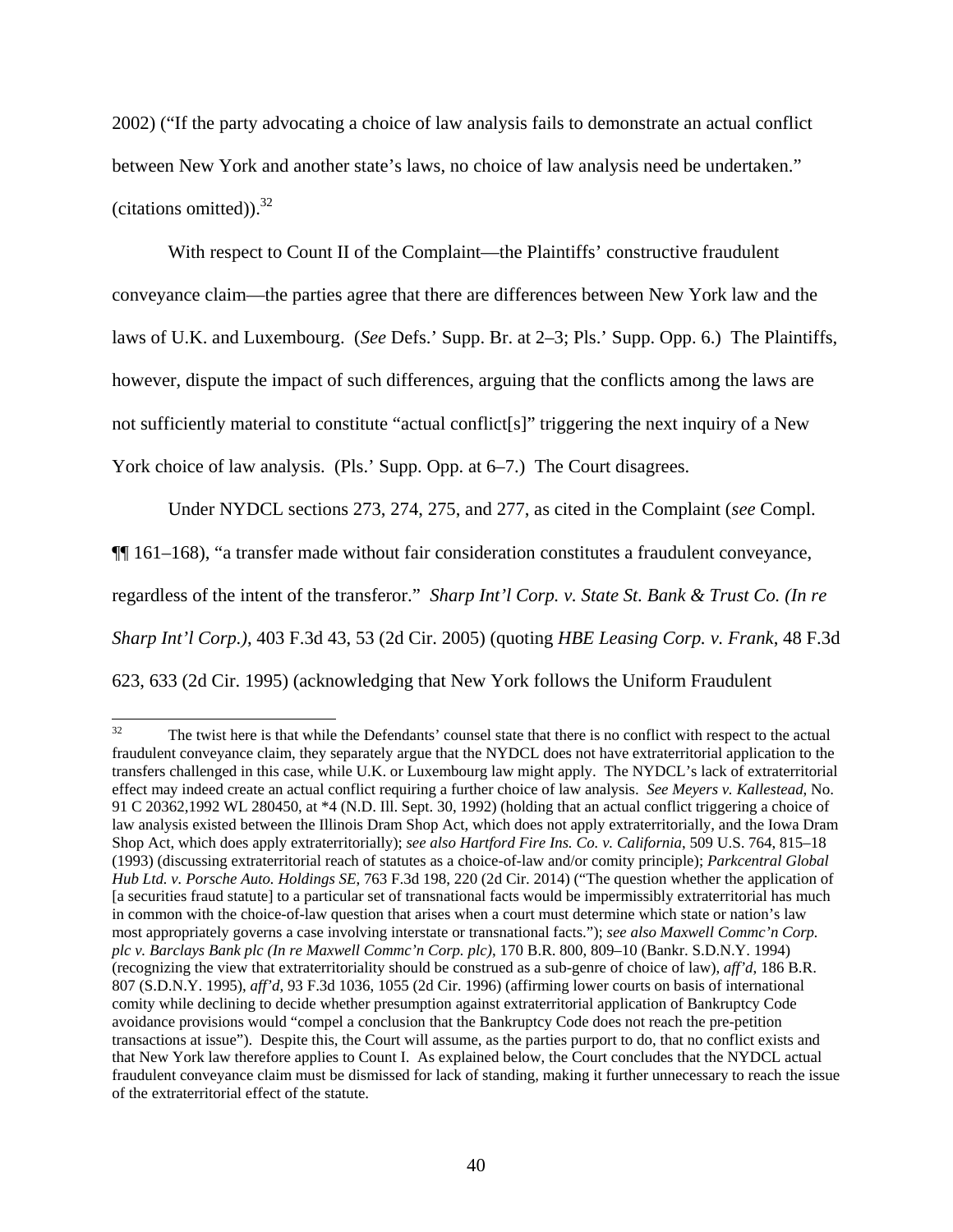2002) ("If the party advocating a choice of law analysis fails to demonstrate an actual conflict between New York and another state's laws, no choice of law analysis need be undertaken." (citations omitted)).[32]

With respect to Count II of the Complaint—the Plaintiffs' constructive fraudulent conveyance claim—the parties agree that there are differences between New York law and the laws of U.K. and Luxembourg. (*See* Defs.' Supp. Br. at 2–3; Pls.' Supp. Opp. 6.) The Plaintiffs, however, dispute the impact of such differences, arguing that the conflicts among the laws are not sufficiently material to constitute "actual conflict[s]" triggering the next inquiry of a New York choice of law analysis. (Pls.' Supp. Opp. at 6–7.) The Court disagrees.

Under NYDCL sections 273, 274, 275, and 277, as cited in the Complaint (*see* Compl. ¶¶ 161–168), "a transfer made without fair consideration constitutes a fraudulent conveyance, regardless of the intent of the transferor." *Sharp Int'l Corp. v. State St. Bank & Trust Co. (In re Sharp Int'l Corp.)*, 403 F.3d 43, 53 (2d Cir. 2005) (quoting *HBE Leasing Corp. v. Frank*, 48 F.3d 623, 633 (2d Cir. 1995) (acknowledging that New York follows the Uniform Fraudulent

---

[32] The twist here is that while the Defendants' counsel state that there is no conflict with respect to the actual fraudulent conveyance claim, they separately argue that the NYDCL does not have extraterritorial application to the transfers challenged in this case, while U.K. or Luxembourg law might apply. The NYDCL's lack of extraterritorial effect may indeed create an actual conflict requiring a further choice of law analysis. *See Meyers v. Kallestead*, No. 91 C 20362,1992 WL 280450, at *4 (N.D. Ill. Sept. 30, 1992) (holding that an actual conflict triggering a choice of law analysis existed between the Illinois Dram Shop Act, which does not apply extraterritorially, and the Iowa Dram Shop Act, which does apply extraterritorially); *see also Hartford Fire Ins. Co. v. California*, 509 U.S. 764, 815–18 (1993) (discussing extraterritorial reach of statutes as a choice-of-law and/or comity principle); *Parkcentral Global Hub Ltd. v. Porsche Auto. Holdings SE*, 763 F.3d 198, 220 (2d Cir. 2014) ("The question whether the application of [a securities fraud statute] to a particular set of transnational facts would be impermissibly extraterritorial has much in common with the choice-of-law question that arises when a court must determine which state or nation's law most appropriately governs a case involving interstate or transnational facts."); *see also Maxwell Commc'n Corp. plc v. Barclays Bank plc (In re Maxwell Commc'n Corp. plc)*, 170 B.R. 800, 809–10 (Bankr. S.D.N.Y. 1994) (recognizing the view that extraterritoriality should be construed as a sub-genre of choice of law), *aff'd*, 186 B.R. 807 (S.D.N.Y. 1995), *aff'd*, 93 F.3d 1036, 1055 (2d Cir. 1996) (affirming lower courts on basis of international comity while declining to decide whether presumption against extraterritorial application of Bankruptcy Code avoidance provisions would "compel a conclusion that the Bankruptcy Code does not reach the pre-petition transactions at issue"). Despite this, the Court will assume, as the parties purport to do, that no conflict exists and that New York law therefore applies to Count I. As explained below, the Court concludes that the NYDCL actual fraudulent conveyance claim must be dismissed for lack of standing, making it further unnecessary to reach the issue of the extraterritorial effect of the statute.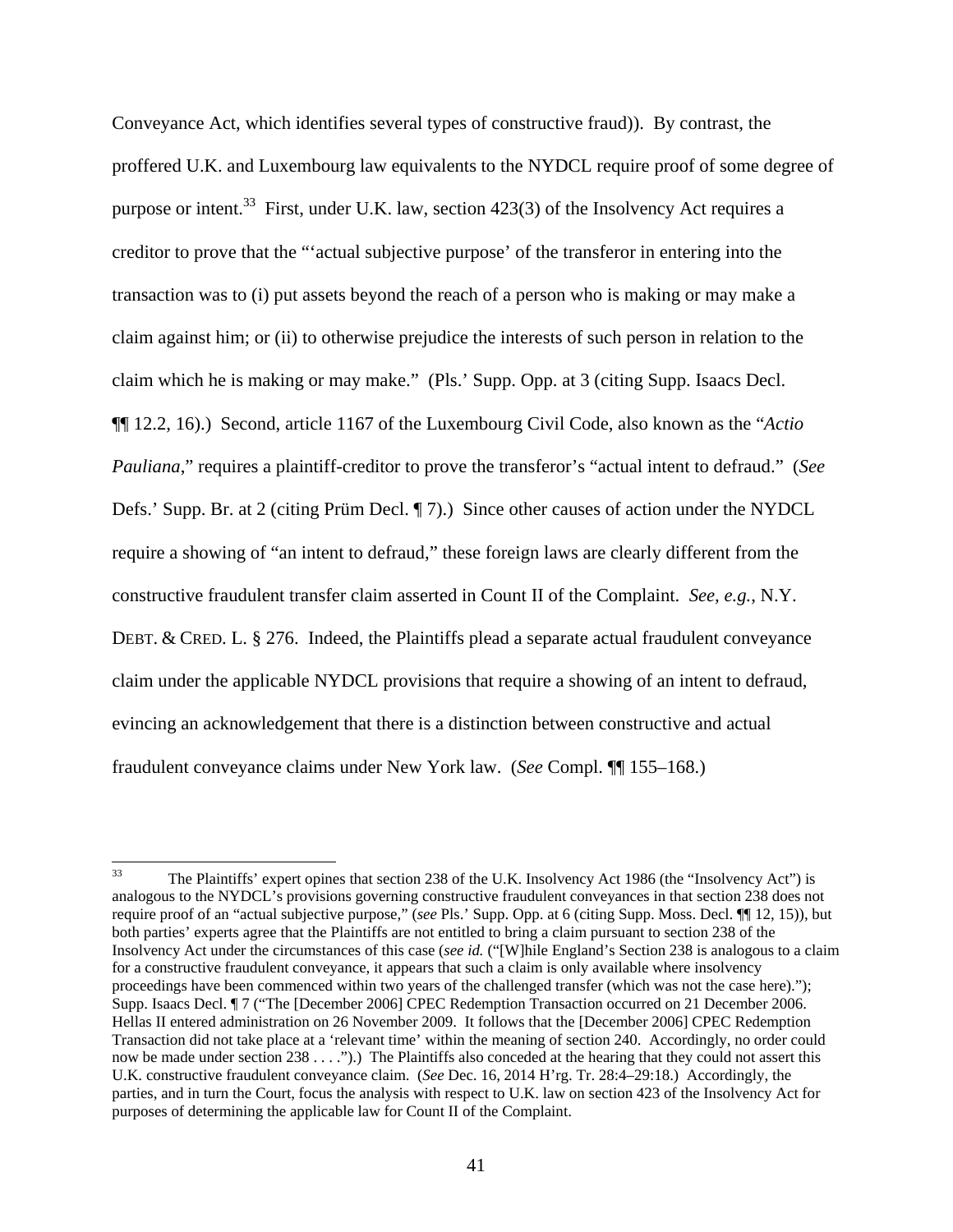Conveyance Act, which identifies several types of constructive fraud)). By contrast, the proffered U.K. and Luxembourg law equivalents to the NYDCL require proof of some degree of purpose or intent.[33] First, under U.K. law, section 423(3) of the Insolvency Act requires a creditor to prove that the "'actual subjective purpose' of the transferor in entering into the transaction was to (i) put assets beyond the reach of a person who is making or may make a claim against him; or (ii) to otherwise prejudice the interests of such person in relation to the claim which he is making or may make." (Pls.' Supp. Opp. at 3 (citing Supp. Isaacs Decl. ¶¶ 12.2, 16).) Second, article 1167 of the Luxembourg Civil Code, also known as the "*Actio Pauliana*," requires a plaintiff-creditor to prove the transferor's "actual intent to defraud." (*See* Defs.' Supp. Br. at 2 (citing Prüm Decl. ¶ 7).) Since other causes of action under the NYDCL require a showing of "an intent to defraud," these foreign laws are clearly different from the constructive fraudulent transfer claim asserted in Count II of the Complaint. *See, e.g.*, N.Y. DEBT. & CRED. L. § 276. Indeed, the Plaintiffs plead a separate actual fraudulent conveyance claim under the applicable NYDCL provisions that require a showing of an intent to defraud, evincing an acknowledgement that there is a distinction between constructive and actual fraudulent conveyance claims under New York law. (*See* Compl. ¶¶ 155–168.)

---

[33] The Plaintiffs' expert opines that section 238 of the U.K. Insolvency Act 1986 (the "Insolvency Act") is analogous to the NYDCL's provisions governing constructive fraudulent conveyances in that section 238 does not require proof of an "actual subjective purpose," (*see* Pls.' Supp. Opp. at 6 (citing Supp. Moss. Decl. ¶¶ 12, 15)), but both parties' experts agree that the Plaintiffs are not entitled to bring a claim pursuant to section 238 of the Insolvency Act under the circumstances of this case (*see id.* ("[W]hile England's Section 238 is analogous to a claim for a constructive fraudulent conveyance, it appears that such a claim is only available where insolvency proceedings have been commenced within two years of the challenged transfer (which was not the case here)."); Supp. Isaacs Decl. ¶ 7 ("The [December 2006] CPEC Redemption Transaction occurred on 21 December 2006. Hellas II entered administration on 26 November 2009. It follows that the [December 2006] CPEC Redemption Transaction did not take place at a 'relevant time' within the meaning of section 240. Accordingly, no order could now be made under section 238 . . . .").) The Plaintiffs also conceded at the hearing that they could not assert this U.K. constructive fraudulent conveyance claim. (*See* Dec. 16, 2014 H'rg. Tr. 28:4–29:18.) Accordingly, the parties, and in turn the Court, focus the analysis with respect to U.K. law on section 423 of the Insolvency Act for purposes of determining the applicable law for Count II of the Complaint.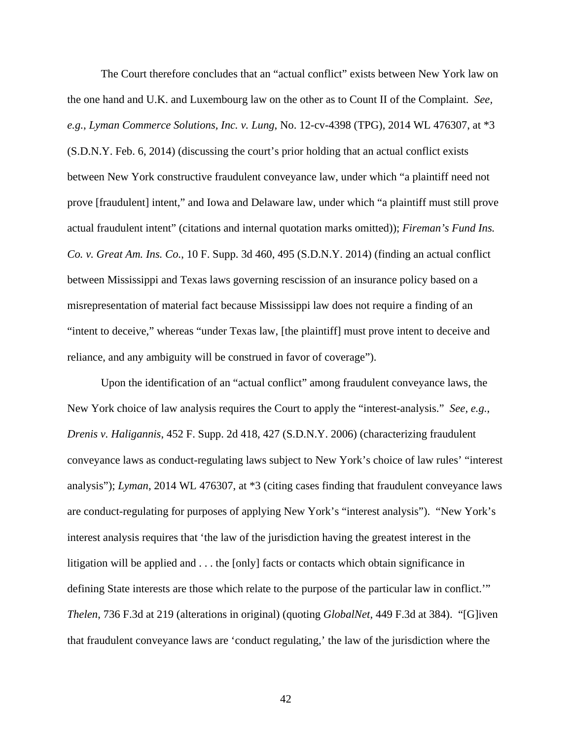The Court therefore concludes that an "actual conflict" exists between New York law on the one hand and U.K. and Luxembourg law on the other as to Count II of the Complaint. *See, e.g.*, *Lyman Commerce Solutions, Inc. v. Lung*, No. 12-cv-4398 (TPG), 2014 WL 476307, at *3 (S.D.N.Y. Feb. 6, 2014) (discussing the court's prior holding that an actual conflict exists between New York constructive fraudulent conveyance law, under which "a plaintiff need not prove [fraudulent] intent," and Iowa and Delaware law, under which "a plaintiff must still prove actual fraudulent intent" (citations and internal quotation marks omitted)); *Fireman's Fund Ins. Co. v. Great Am. Ins. Co.*, 10 F. Supp. 3d 460, 495 (S.D.N.Y. 2014) (finding an actual conflict between Mississippi and Texas laws governing rescission of an insurance policy based on a misrepresentation of material fact because Mississippi law does not require a finding of an "intent to deceive," whereas "under Texas law, [the plaintiff] must prove intent to deceive and reliance, and any ambiguity will be construed in favor of coverage").

Upon the identification of an "actual conflict" among fraudulent conveyance laws, the New York choice of law analysis requires the Court to apply the "interest-analysis." *See, e.g.*, *Drenis v. Haligannis*, 452 F. Supp. 2d 418, 427 (S.D.N.Y. 2006) (characterizing fraudulent conveyance laws as conduct-regulating laws subject to New York's choice of law rules' "interest analysis"); *Lyman*, 2014 WL 476307, at *3 (citing cases finding that fraudulent conveyance laws are conduct-regulating for purposes of applying New York's "interest analysis"). "New York's interest analysis requires that 'the law of the jurisdiction having the greatest interest in the litigation will be applied and . . . the [only] facts or contacts which obtain significance in defining State interests are those which relate to the purpose of the particular law in conflict.'" *Thelen*, 736 F.3d at 219 (alterations in original) (quoting *GlobalNet*, 449 F.3d at 384). "[G]iven that fraudulent conveyance laws are 'conduct regulating,' the law of the jurisdiction where the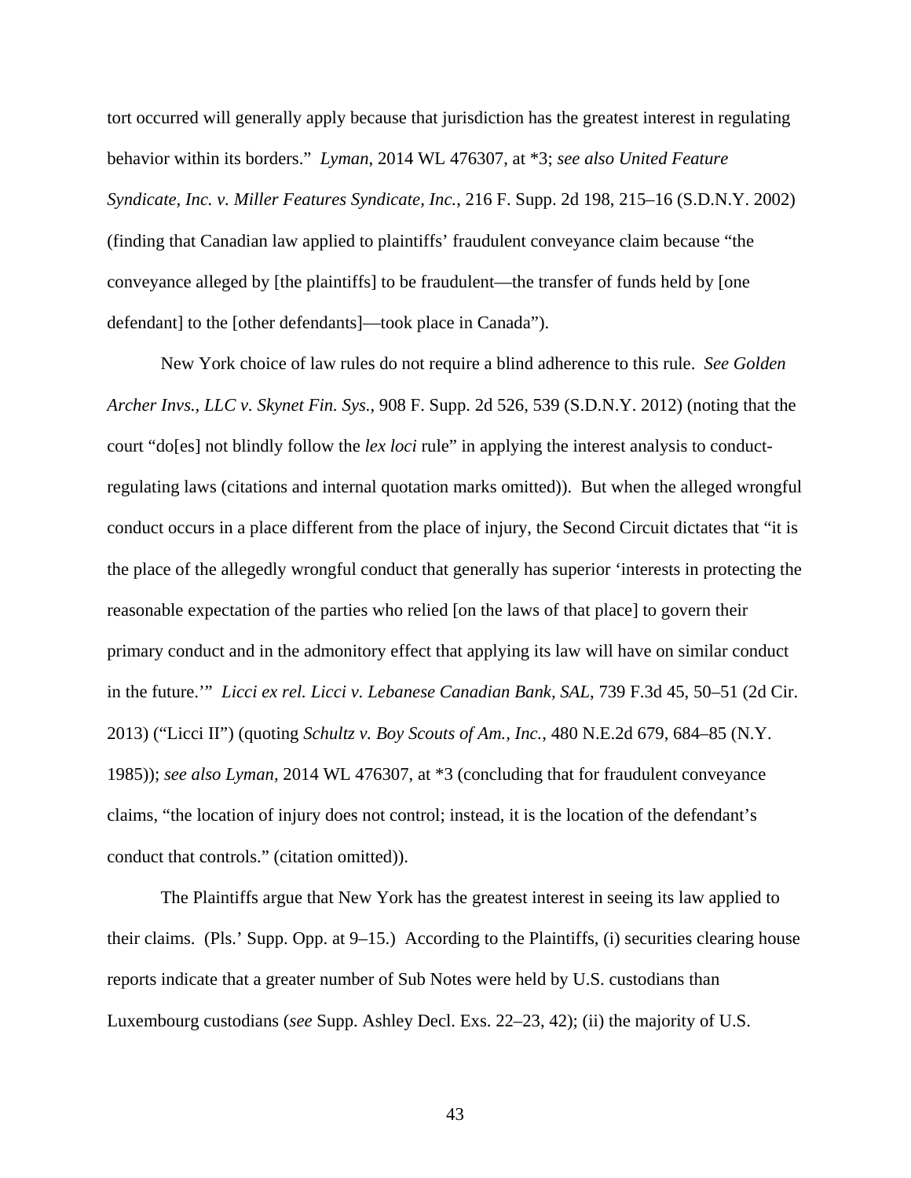tort occurred will generally apply because that jurisdiction has the greatest interest in regulating behavior within its borders." *Lyman*, 2014 WL 476307, at *3; *see also United Feature Syndicate, Inc. v. Miller Features Syndicate, Inc.*, 216 F. Supp. 2d 198, 215–16 (S.D.N.Y. 2002) (finding that Canadian law applied to plaintiffs' fraudulent conveyance claim because "the conveyance alleged by [the plaintiffs] to be fraudulent—the transfer of funds held by [one defendant] to the [other defendants]—took place in Canada").

New York choice of law rules do not require a blind adherence to this rule. *See Golden Archer Invs., LLC v. Skynet Fin. Sys.*, 908 F. Supp. 2d 526, 539 (S.D.N.Y. 2012) (noting that the court "do[es] not blindly follow the *lex loci* rule" in applying the interest analysis to conduct-regulating laws (citations and internal quotation marks omitted)). But when the alleged wrongful conduct occurs in a place different from the place of injury, the Second Circuit dictates that "it is the place of the allegedly wrongful conduct that generally has superior 'interests in protecting the reasonable expectation of the parties who relied [on the laws of that place] to govern their primary conduct and in the admonitory effect that applying its law will have on similar conduct in the future.'" *Licci ex rel. Licci v. Lebanese Canadian Bank, SAL*, 739 F.3d 45, 50–51 (2d Cir. 2013) ("Licci II") (quoting *Schultz v. Boy Scouts of Am., Inc.*, 480 N.E.2d 679, 684–85 (N.Y. 1985)); *see also Lyman*, 2014 WL 476307, at *3 (concluding that for fraudulent conveyance claims, "the location of injury does not control; instead, it is the location of the defendant's conduct that controls." (citation omitted)).

The Plaintiffs argue that New York has the greatest interest in seeing its law applied to their claims. (Pls.' Supp. Opp. at 9–15.) According to the Plaintiffs, (i) securities clearing house reports indicate that a greater number of Sub Notes were held by U.S. custodians than Luxembourg custodians (*see* Supp. Ashley Decl. Exs. 22–23, 42); (ii) the majority of U.S.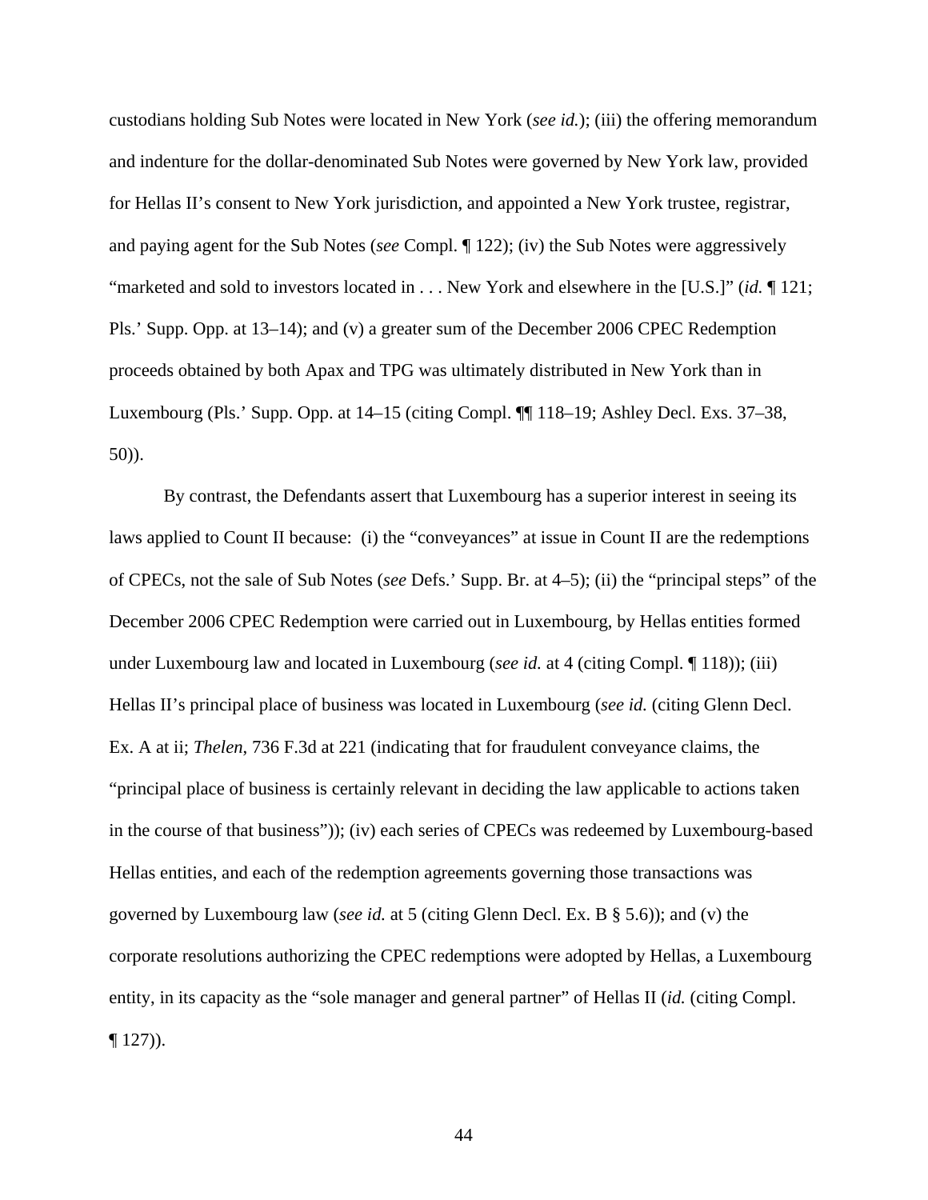custodians holding Sub Notes were located in New York (*see id.*); (iii) the offering memorandum and indenture for the dollar-denominated Sub Notes were governed by New York law, provided for Hellas II's consent to New York jurisdiction, and appointed a New York trustee, registrar, and paying agent for the Sub Notes (*see* Compl. ¶ 122); (iv) the Sub Notes were aggressively "marketed and sold to investors located in . . . New York and elsewhere in the [U.S.]" (*id.* ¶ 121; Pls.' Supp. Opp. at 13–14); and (v) a greater sum of the December 2006 CPEC Redemption proceeds obtained by both Apax and TPG was ultimately distributed in New York than in Luxembourg (Pls.' Supp. Opp. at 14–15 (citing Compl. ¶¶ 118–19; Ashley Decl. Exs. 37–38, 50)).

By contrast, the Defendants assert that Luxembourg has a superior interest in seeing its laws applied to Count II because: (i) the "conveyances" at issue in Count II are the redemptions of CPECs, not the sale of Sub Notes (*see* Defs.' Supp. Br. at 4–5); (ii) the "principal steps" of the December 2006 CPEC Redemption were carried out in Luxembourg, by Hellas entities formed under Luxembourg law and located in Luxembourg (*see id.* at 4 (citing Compl. ¶ 118)); (iii) Hellas II's principal place of business was located in Luxembourg (*see id.* (citing Glenn Decl. Ex. A at ii; *Thelen*, 736 F.3d at 221 (indicating that for fraudulent conveyance claims, the "principal place of business is certainly relevant in deciding the law applicable to actions taken in the course of that business")); (iv) each series of CPECs was redeemed by Luxembourg-based Hellas entities, and each of the redemption agreements governing those transactions was governed by Luxembourg law (*see id.* at 5 (citing Glenn Decl. Ex. B § 5.6)); and (v) the corporate resolutions authorizing the CPEC redemptions were adopted by Hellas, a Luxembourg entity, in its capacity as the "sole manager and general partner" of Hellas II (*id.* (citing Compl. ¶ 127)).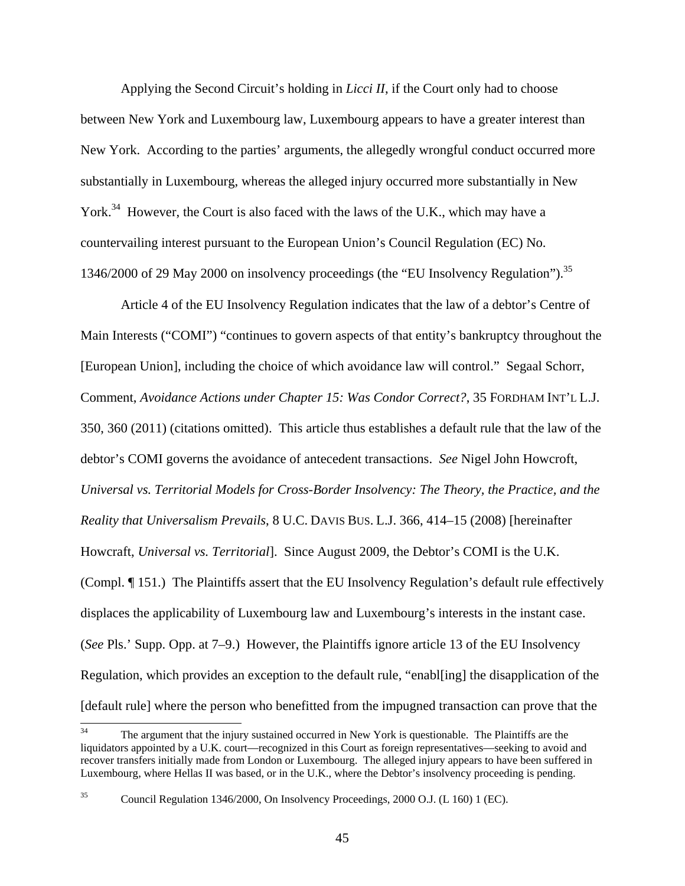Applying the Second Circuit's holding in *Licci II*, if the Court only had to choose between New York and Luxembourg law, Luxembourg appears to have a greater interest than New York. According to the parties' arguments, the allegedly wrongful conduct occurred more substantially in Luxembourg, whereas the alleged injury occurred more substantially in New York.[34] However, the Court is also faced with the laws of the U.K., which may have a countervailing interest pursuant to the European Union's Council Regulation (EC) No. 1346/2000 of 29 May 2000 on insolvency proceedings (the "EU Insolvency Regulation").[35]

Article 4 of the EU Insolvency Regulation indicates that the law of a debtor's Centre of Main Interests ("COMI") "continues to govern aspects of that entity's bankruptcy throughout the [European Union], including the choice of which avoidance law will control." Segaal Schorr, Comment, *Avoidance Actions under Chapter 15: Was Condor Correct?*, 35 FORDHAM INT'L L.J. 350, 360 (2011) (citations omitted). This article thus establishes a default rule that the law of the debtor's COMI governs the avoidance of antecedent transactions. *See* Nigel John Howcroft, *Universal vs. Territorial Models for Cross-Border Insolvency: The Theory, the Practice, and the Reality that Universalism Prevails*, 8 U.C. DAVIS BUS. L.J. 366, 414–15 (2008) [hereinafter Howcraft, *Universal vs. Territorial*]. Since August 2009, the Debtor's COMI is the U.K. (Compl. ¶ 151.) The Plaintiffs assert that the EU Insolvency Regulation's default rule effectively displaces the applicability of Luxembourg law and Luxembourg's interests in the instant case. (*See* Pls.' Supp. Opp. at 7–9.) However, the Plaintiffs ignore article 13 of the EU Insolvency Regulation, which provides an exception to the default rule, "enabl[ing] the disapplication of the [default rule] where the person who benefitted from the impugned transaction can prove that the

---

[34] The argument that the injury sustained occurred in New York is questionable. The Plaintiffs are the liquidators appointed by a U.K. court—recognized in this Court as foreign representatives—seeking to avoid and recover transfers initially made from London or Luxembourg. The alleged injury appears to have been suffered in Luxembourg, where Hellas II was based, or in the U.K., where the Debtor's insolvency proceeding is pending.

[35] Council Regulation 1346/2000, On Insolvency Proceedings, 2000 O.J. (L 160) 1 (EC).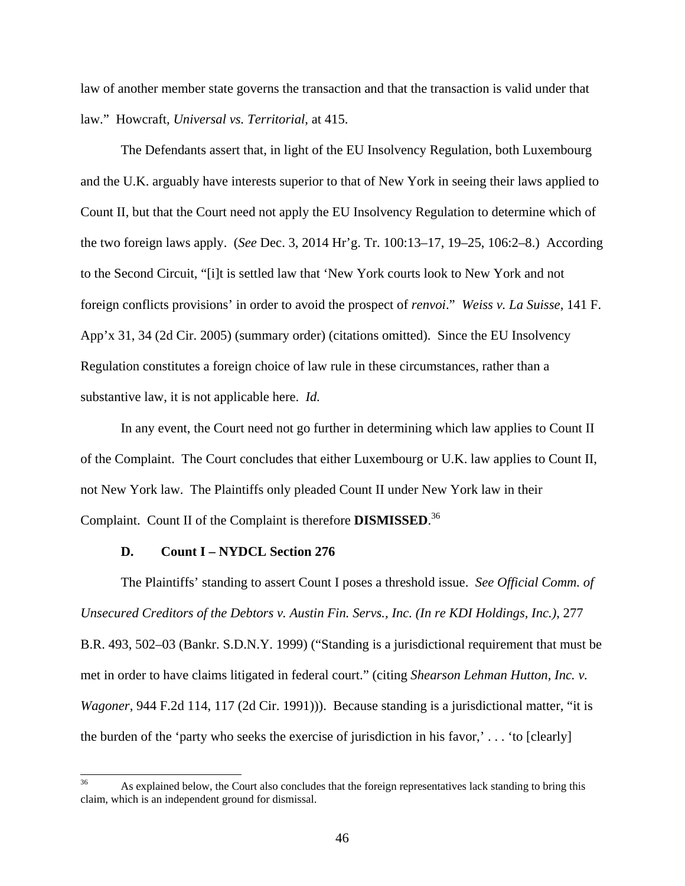law of another member state governs the transaction and that the transaction is valid under that law." Howcraft, *Universal vs. Territorial*, at 415.

The Defendants assert that, in light of the EU Insolvency Regulation, both Luxembourg and the U.K. arguably have interests superior to that of New York in seeing their laws applied to Count II, but that the Court need not apply the EU Insolvency Regulation to determine which of the two foreign laws apply. (*See* Dec. 3, 2014 Hr'g. Tr. 100:13–17, 19–25, 106:2–8.) According to the Second Circuit, "[i]t is settled law that 'New York courts look to New York and not foreign conflicts provisions' in order to avoid the prospect of *renvoi*." *Weiss v. La Suisse*, 141 F. App'x 31, 34 (2d Cir. 2005) (summary order) (citations omitted). Since the EU Insolvency Regulation constitutes a foreign choice of law rule in these circumstances, rather than a substantive law, it is not applicable here. *Id.*

In any event, the Court need not go further in determining which law applies to Count II of the Complaint. The Court concludes that either Luxembourg or U.K. law applies to Count II, not New York law. The Plaintiffs only pleaded Count II under New York law in their Complaint. Count II of the Complaint is therefore **DISMISSED**.[36]

### D. Count I – NYDCL Section 276

The Plaintiffs' standing to assert Count I poses a threshold issue. *See Official Comm. of Unsecured Creditors of the Debtors v. Austin Fin. Servs., Inc. (In re KDI Holdings, Inc.)*, 277 B.R. 493, 502–03 (Bankr. S.D.N.Y. 1999) ("Standing is a jurisdictional requirement that must be met in order to have claims litigated in federal court." (citing *Shearson Lehman Hutton, Inc. v. Wagoner*, 944 F.2d 114, 117 (2d Cir. 1991))). Because standing is a jurisdictional matter, "it is the burden of the 'party who seeks the exercise of jurisdiction in his favor,' . . . 'to [clearly]

[36] As explained below, the Court also concludes that the foreign representatives lack standing to bring this claim, which is an independent ground for dismissal.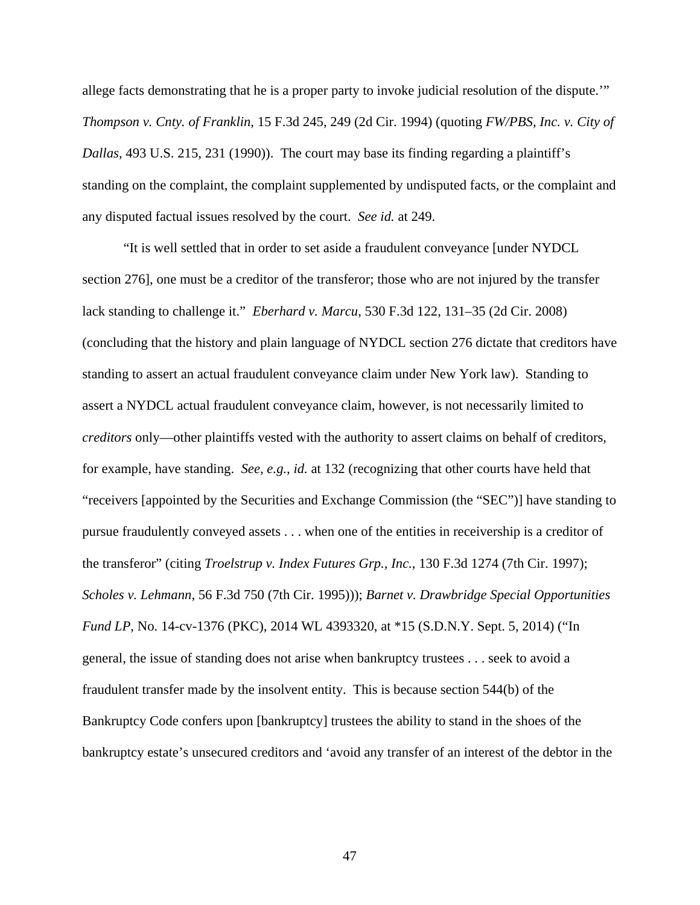allege facts demonstrating that he is a proper party to invoke judicial resolution of the dispute.'" *Thompson v. Cnty. of Franklin*, 15 F.3d 245, 249 (2d Cir. 1994) (quoting *FW/PBS, Inc. v. City of Dallas*, 493 U.S. 215, 231 (1990)). The court may base its finding regarding a plaintiff's standing on the complaint, the complaint supplemented by undisputed facts, or the complaint and any disputed factual issues resolved by the court. *See id.* at 249.

"It is well settled that in order to set aside a fraudulent conveyance [under NYDCL section 276], one must be a creditor of the transferor; those who are not injured by the transfer lack standing to challenge it." *Eberhard v. Marcu*, 530 F.3d 122, 131–35 (2d Cir. 2008) (concluding that the history and plain language of NYDCL section 276 dictate that creditors have standing to assert an actual fraudulent conveyance claim under New York law). Standing to assert a NYDCL actual fraudulent conveyance claim, however, is not necessarily limited to *creditors* only—other plaintiffs vested with the authority to assert claims on behalf of creditors, for example, have standing. *See, e.g.*, *id.* at 132 (recognizing that other courts have held that "receivers [appointed by the Securities and Exchange Commission (the "SEC")] have standing to pursue fraudulently conveyed assets . . . when one of the entities in receivership is a creditor of the transferor" (citing *Troelstrup v. Index Futures Grp., Inc.*, 130 F.3d 1274 (7th Cir. 1997); *Scholes v. Lehmann*, 56 F.3d 750 (7th Cir. 1995))); *Barnet v. Drawbridge Special Opportunities Fund LP*, No. 14-cv-1376 (PKC), 2014 WL 4393320, at *15 (S.D.N.Y. Sept. 5, 2014) ("In general, the issue of standing does not arise when bankruptcy trustees . . . seek to avoid a fraudulent transfer made by the insolvent entity. This is because section 544(b) of the Bankruptcy Code confers upon [bankruptcy] trustees the ability to stand in the shoes of the bankruptcy estate's unsecured creditors and 'avoid any transfer of an interest of the debtor in the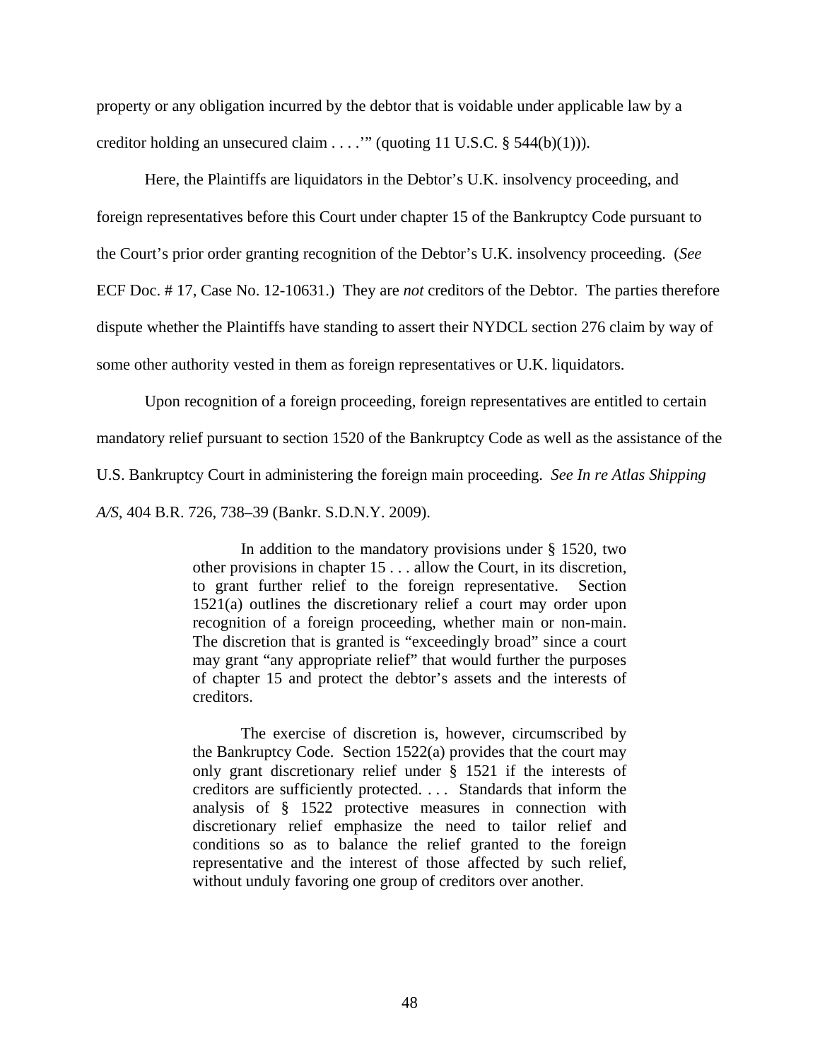property or any obligation incurred by the debtor that is voidable under applicable law by a creditor holding an unsecured claim . . . .'" (quoting 11 U.S.C. § 544(b)(1))).

Here, the Plaintiffs are liquidators in the Debtor's U.K. insolvency proceeding, and foreign representatives before this Court under chapter 15 of the Bankruptcy Code pursuant to the Court's prior order granting recognition of the Debtor's U.K. insolvency proceeding. (*See* ECF Doc. # 17, Case No. 12-10631.) They are *not* creditors of the Debtor. The parties therefore dispute whether the Plaintiffs have standing to assert their NYDCL section 276 claim by way of some other authority vested in them as foreign representatives or U.K. liquidators.

Upon recognition of a foreign proceeding, foreign representatives are entitled to certain mandatory relief pursuant to section 1520 of the Bankruptcy Code as well as the assistance of the U.S. Bankruptcy Court in administering the foreign main proceeding. *See In re Atlas Shipping A/S*, 404 B.R. 726, 738–39 (Bankr. S.D.N.Y. 2009).

> In addition to the mandatory provisions under § 1520, two other provisions in chapter 15 . . . allow the Court, in its discretion, to grant further relief to the foreign representative. Section 1521(a) outlines the discretionary relief a court may order upon recognition of a foreign proceeding, whether main or non-main. The discretion that is granted is "exceedingly broad" since a court may grant "any appropriate relief" that would further the purposes of chapter 15 and protect the debtor's assets and the interests of creditors.
>
> The exercise of discretion is, however, circumscribed by the Bankruptcy Code. Section 1522(a) provides that the court may only grant discretionary relief under § 1521 if the interests of creditors are sufficiently protected. . . . Standards that inform the analysis of § 1522 protective measures in connection with discretionary relief emphasize the need to tailor relief and conditions so as to balance the relief granted to the foreign representative and the interest of those affected by such relief, without unduly favoring one group of creditors over another.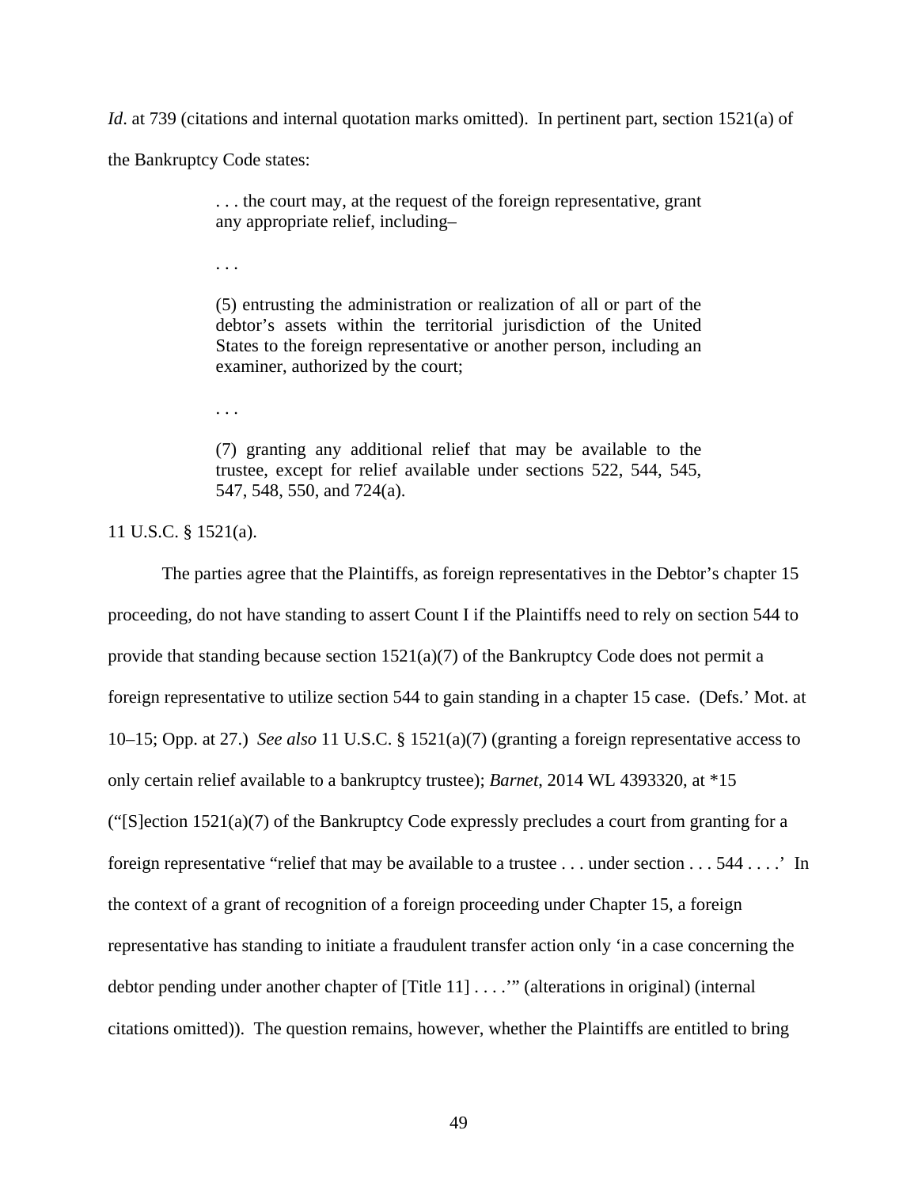*Id*. at 739 (citations and internal quotation marks omitted). In pertinent part, section 1521(a) of the Bankruptcy Code states:

> . . . the court may, at the request of the foreign representative, grant any appropriate relief, including–
>
> . . .
>
> (5) entrusting the administration or realization of all or part of the debtor's assets within the territorial jurisdiction of the United States to the foreign representative or another person, including an examiner, authorized by the court;
>
> . . .
>
> (7) granting any additional relief that may be available to the trustee, except for relief available under sections 522, 544, 545, 547, 548, 550, and 724(a).

11 U.S.C. § 1521(a).

The parties agree that the Plaintiffs, as foreign representatives in the Debtor's chapter 15 proceeding, do not have standing to assert Count I if the Plaintiffs need to rely on section 544 to provide that standing because section 1521(a)(7) of the Bankruptcy Code does not permit a foreign representative to utilize section 544 to gain standing in a chapter 15 case. (Defs.' Mot. at 10–15; Opp. at 27.) *See also* 11 U.S.C. § 1521(a)(7) (granting a foreign representative access to only certain relief available to a bankruptcy trustee); *Barnet*, 2014 WL 4393320, at *15 ("[S]ection 1521(a)(7) of the Bankruptcy Code expressly precludes a court from granting for a foreign representative "relief that may be available to a trustee . . . under section . . . 544 . . . .' In the context of a grant of recognition of a foreign proceeding under Chapter 15, a foreign representative has standing to initiate a fraudulent transfer action only 'in a case concerning the debtor pending under another chapter of [Title 11] . . . .'" (alterations in original) (internal citations omitted)). The question remains, however, whether the Plaintiffs are entitled to bring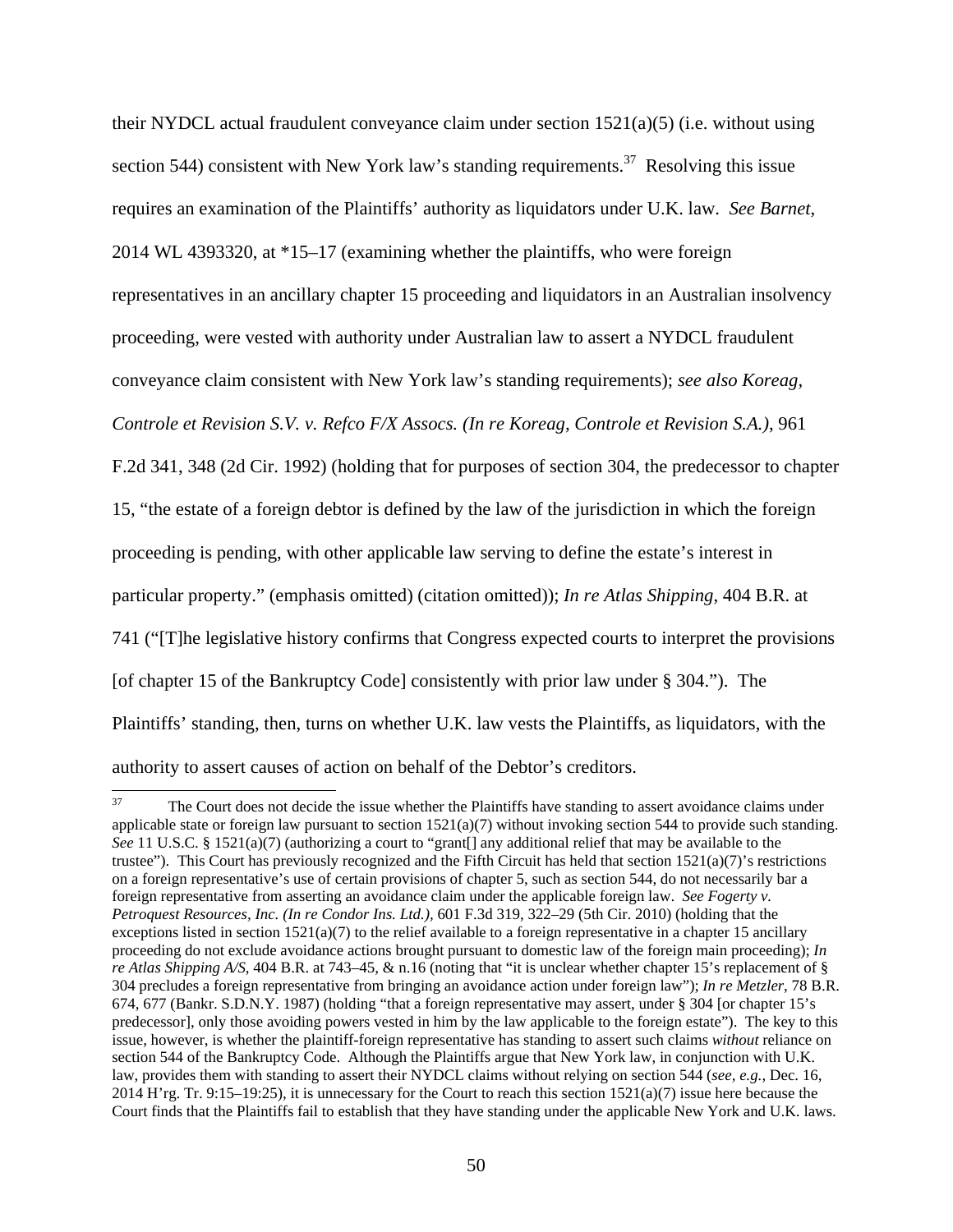their NYDCL actual fraudulent conveyance claim under section 1521(a)(5) (i.e. without using section 544) consistent with New York law's standing requirements.[37] Resolving this issue requires an examination of the Plaintiffs' authority as liquidators under U.K. law. *See Barnet*, 2014 WL 4393320, at *15–17 (examining whether the plaintiffs, who were foreign representatives in an ancillary chapter 15 proceeding and liquidators in an Australian insolvency proceeding, were vested with authority under Australian law to assert a NYDCL fraudulent conveyance claim consistent with New York law's standing requirements); *see also Koreag, Controle et Revision S.V. v. Refco F/X Assocs. (In re Koreag, Controle et Revision S.A.)*, 961 F.2d 341, 348 (2d Cir. 1992) (holding that for purposes of section 304, the predecessor to chapter 15, "the estate of a foreign debtor is defined by the law of the jurisdiction in which the foreign proceeding is pending, with other applicable law serving to define the estate's interest in particular property." (emphasis omitted) (citation omitted)); *In re Atlas Shipping*, 404 B.R. at 741 ("[T]he legislative history confirms that Congress expected courts to interpret the provisions [of chapter 15 of the Bankruptcy Code] consistently with prior law under § 304."). The Plaintiffs' standing, then, turns on whether U.K. law vests the Plaintiffs, as liquidators, with the authority to assert causes of action on behalf of the Debtor's creditors.

[37] The Court does not decide the issue whether the Plaintiffs have standing to assert avoidance claims under applicable state or foreign law pursuant to section 1521(a)(7) without invoking section 544 to provide such standing. *See* 11 U.S.C. § 1521(a)(7) (authorizing a court to "grant[] any additional relief that may be available to the trustee"). This Court has previously recognized and the Fifth Circuit has held that section 1521(a)(7)'s restrictions on a foreign representative's use of certain provisions of chapter 5, such as section 544, do not necessarily bar a foreign representative from asserting an avoidance claim under the applicable foreign law. *See Fogerty v. Petroquest Resources, Inc. (In re Condor Ins. Ltd.)*, 601 F.3d 319, 322–29 (5th Cir. 2010) (holding that the exceptions listed in section 1521(a)(7) to the relief available to a foreign representative in a chapter 15 ancillary proceeding do not exclude avoidance actions brought pursuant to domestic law of the foreign main proceeding); *In re Atlas Shipping A/S*, 404 B.R. at 743–45, & n.16 (noting that "it is unclear whether chapter 15's replacement of § 304 precludes a foreign representative from bringing an avoidance action under foreign law"); *In re Metzler*, 78 B.R. 674, 677 (Bankr. S.D.N.Y. 1987) (holding "that a foreign representative may assert, under § 304 [or chapter 15's predecessor], only those avoiding powers vested in him by the law applicable to the foreign estate"). The key to this issue, however, is whether the plaintiff-foreign representative has standing to assert such claims *without* reliance on section 544 of the Bankruptcy Code. Although the Plaintiffs argue that New York law, in conjunction with U.K. law, provides them with standing to assert their NYDCL claims without relying on section 544 (*see, e.g.*, Dec. 16, 2014 H'rg. Tr. 9:15–19:25), it is unnecessary for the Court to reach this section 1521(a)(7) issue here because the Court finds that the Plaintiffs fail to establish that they have standing under the applicable New York and U.K. laws.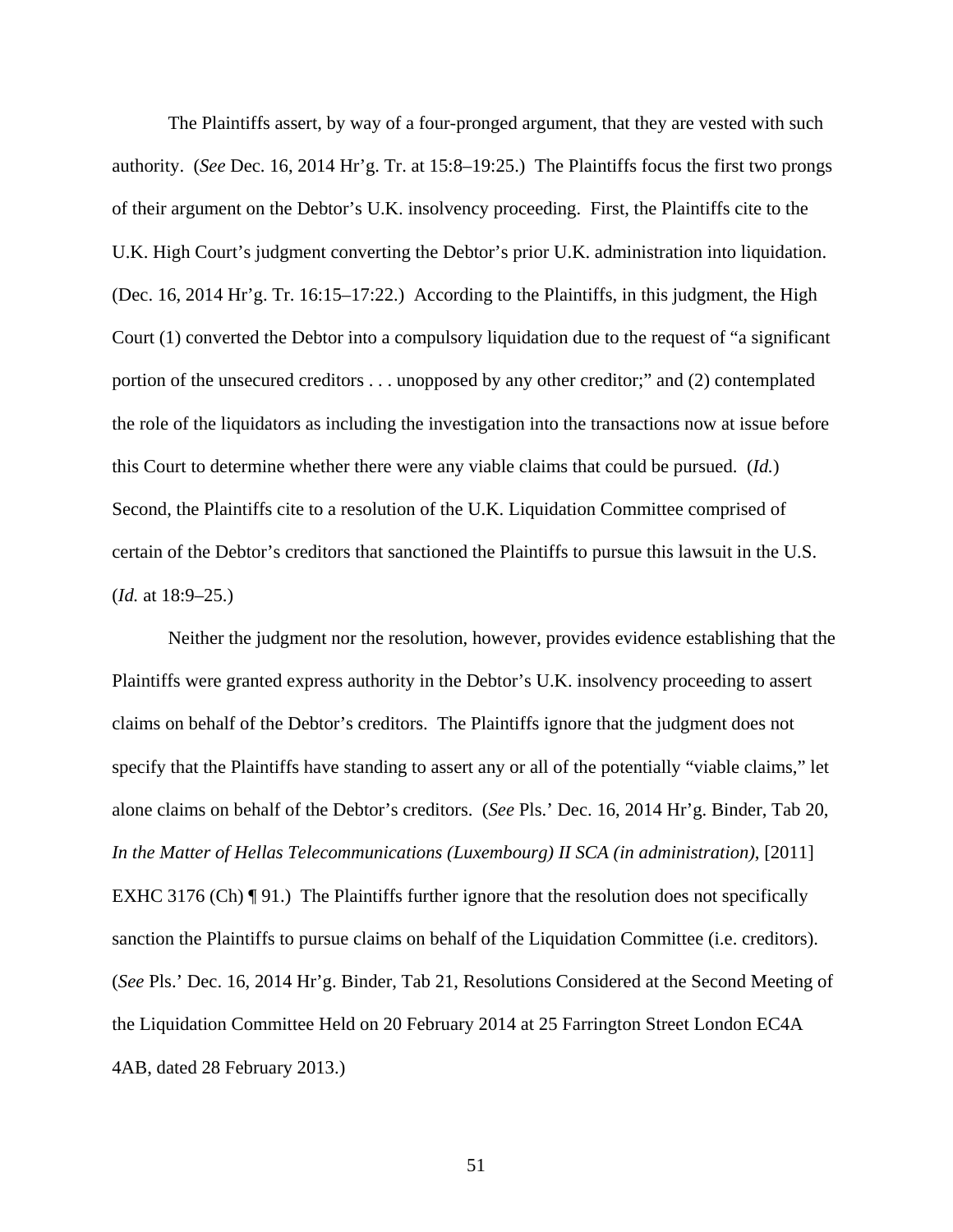The Plaintiffs assert, by way of a four-pronged argument, that they are vested with such authority. (*See* Dec. 16, 2014 Hr'g. Tr. at 15:8–19:25.) The Plaintiffs focus the first two prongs of their argument on the Debtor's U.K. insolvency proceeding. First, the Plaintiffs cite to the U.K. High Court's judgment converting the Debtor's prior U.K. administration into liquidation. (Dec. 16, 2014 Hr'g. Tr. 16:15–17:22.) According to the Plaintiffs, in this judgment, the High Court (1) converted the Debtor into a compulsory liquidation due to the request of "a significant portion of the unsecured creditors . . . unopposed by any other creditor;" and (2) contemplated the role of the liquidators as including the investigation into the transactions now at issue before this Court to determine whether there were any viable claims that could be pursued. (*Id.*) Second, the Plaintiffs cite to a resolution of the U.K. Liquidation Committee comprised of certain of the Debtor's creditors that sanctioned the Plaintiffs to pursue this lawsuit in the U.S. (*Id.* at 18:9–25.)

Neither the judgment nor the resolution, however, provides evidence establishing that the Plaintiffs were granted express authority in the Debtor's U.K. insolvency proceeding to assert claims on behalf of the Debtor's creditors. The Plaintiffs ignore that the judgment does not specify that the Plaintiffs have standing to assert any or all of the potentially "viable claims," let alone claims on behalf of the Debtor's creditors. (*See* Pls.' Dec. 16, 2014 Hr'g. Binder, Tab 20, *In the Matter of Hellas Telecommunications (Luxembourg) II SCA (in administration)*, [2011] EXHC 3176 (Ch) ¶ 91.) The Plaintiffs further ignore that the resolution does not specifically sanction the Plaintiffs to pursue claims on behalf of the Liquidation Committee (i.e. creditors). (*See* Pls.' Dec. 16, 2014 Hr'g. Binder, Tab 21, Resolutions Considered at the Second Meeting of the Liquidation Committee Held on 20 February 2014 at 25 Farrington Street London EC4A 4AB, dated 28 February 2013.)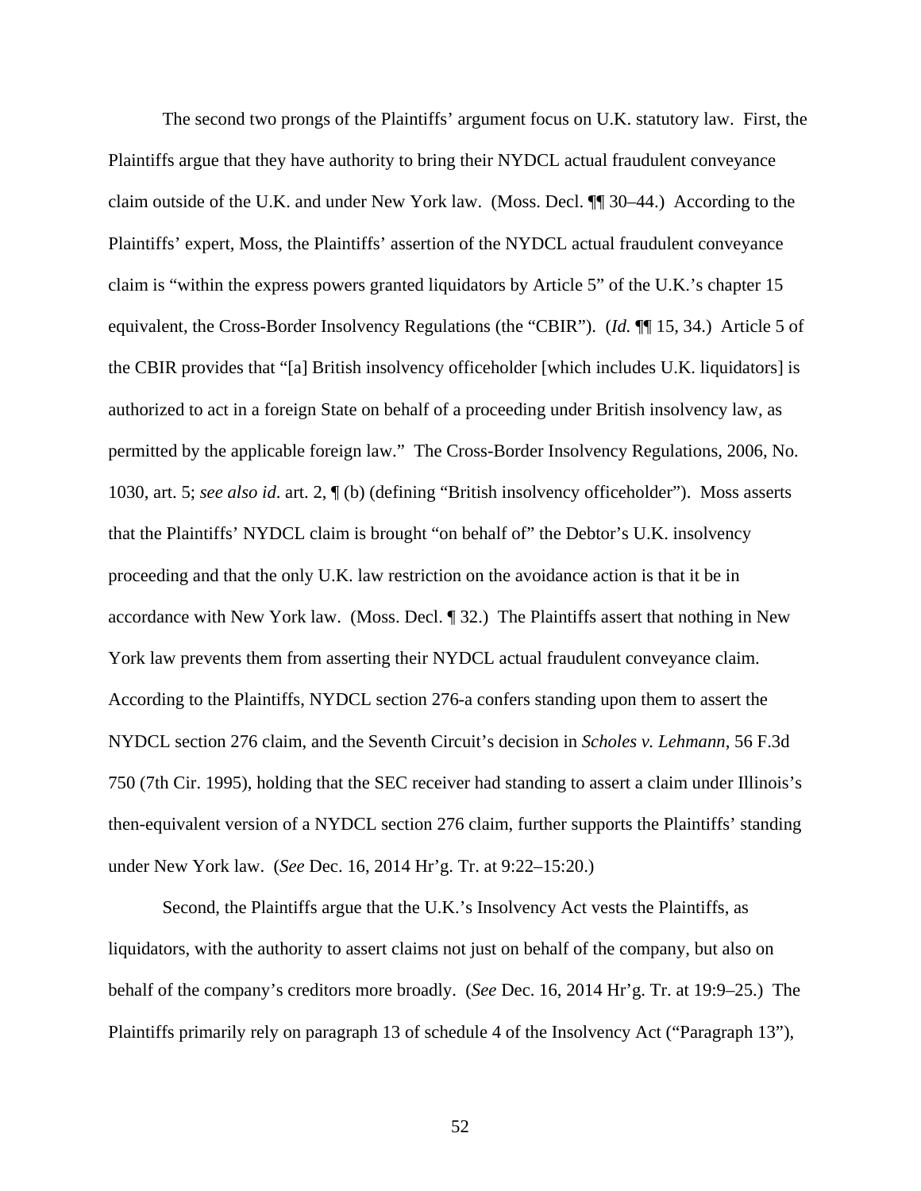The second two prongs of the Plaintiffs' argument focus on U.K. statutory law. First, the Plaintiffs argue that they have authority to bring their NYDCL actual fraudulent conveyance claim outside of the U.K. and under New York law. (Moss. Decl. ¶¶ 30–44.) According to the Plaintiffs' expert, Moss, the Plaintiffs' assertion of the NYDCL actual fraudulent conveyance claim is "within the express powers granted liquidators by Article 5" of the U.K.'s chapter 15 equivalent, the Cross-Border Insolvency Regulations (the "CBIR"). (*Id.* ¶¶ 15, 34.) Article 5 of the CBIR provides that "[a] British insolvency officeholder [which includes U.K. liquidators] is authorized to act in a foreign State on behalf of a proceeding under British insolvency law, as permitted by the applicable foreign law." The Cross-Border Insolvency Regulations, 2006, No. 1030, art. 5; *see also id.* art. 2, ¶ (b) (defining "British insolvency officeholder"). Moss asserts that the Plaintiffs' NYDCL claim is brought "on behalf of" the Debtor's U.K. insolvency proceeding and that the only U.K. law restriction on the avoidance action is that it be in accordance with New York law. (Moss. Decl. ¶ 32.) The Plaintiffs assert that nothing in New York law prevents them from asserting their NYDCL actual fraudulent conveyance claim. According to the Plaintiffs, NYDCL section 276-a confers standing upon them to assert the NYDCL section 276 claim, and the Seventh Circuit's decision in *Scholes v. Lehmann*, 56 F.3d 750 (7th Cir. 1995), holding that the SEC receiver had standing to assert a claim under Illinois's then-equivalent version of a NYDCL section 276 claim, further supports the Plaintiffs' standing under New York law. (*See* Dec. 16, 2014 Hr'g. Tr. at 9:22–15:20.)

Second, the Plaintiffs argue that the U.K.'s Insolvency Act vests the Plaintiffs, as liquidators, with the authority to assert claims not just on behalf of the company, but also on behalf of the company's creditors more broadly. (*See* Dec. 16, 2014 Hr'g. Tr. at 19:9–25.) The Plaintiffs primarily rely on paragraph 13 of schedule 4 of the Insolvency Act ("Paragraph 13"),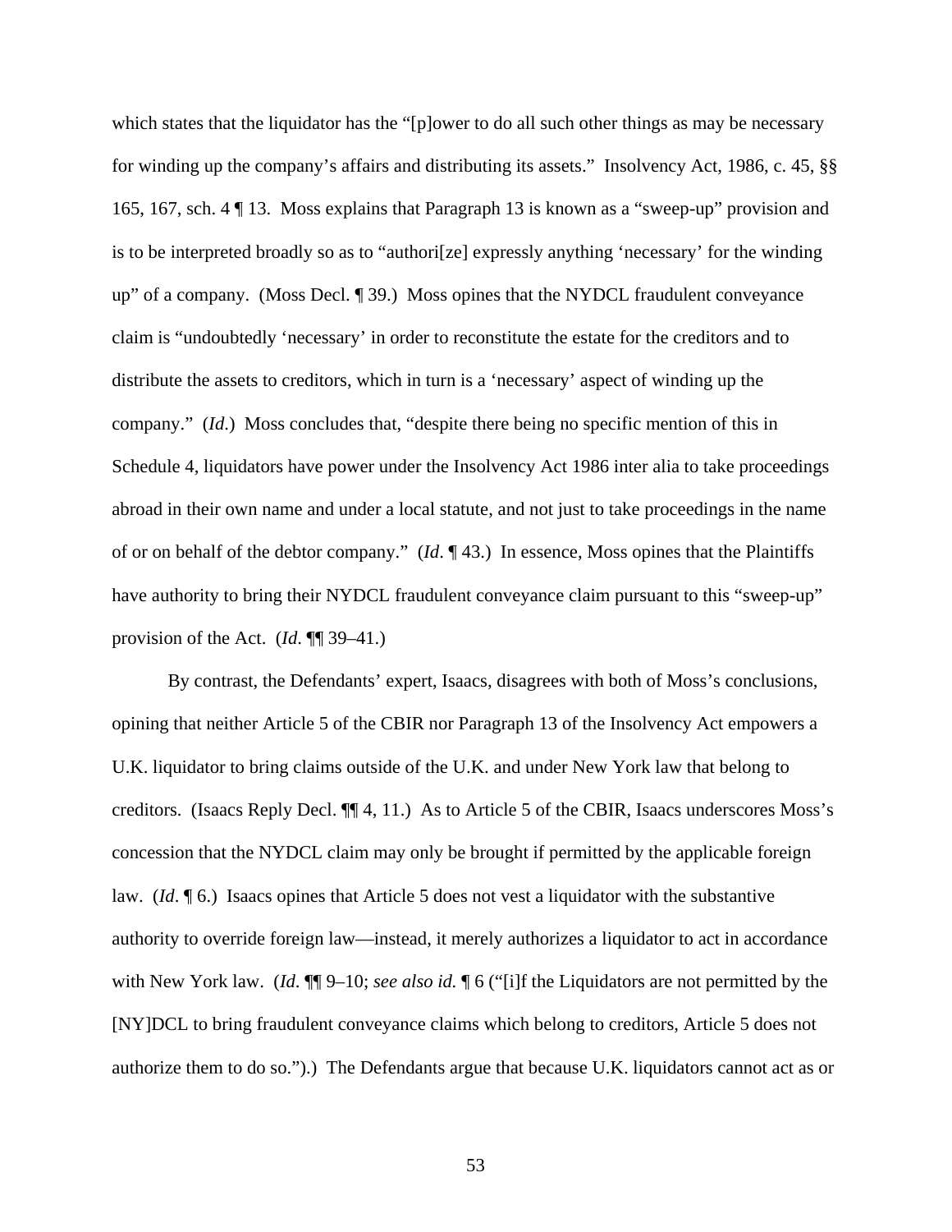which states that the liquidator has the "[p]ower to do all such other things as may be necessary for winding up the company's affairs and distributing its assets." Insolvency Act, 1986, c. 45, §§ 165, 167, sch. 4 ¶ 13. Moss explains that Paragraph 13 is known as a "sweep-up" provision and is to be interpreted broadly so as to "authori[ze] expressly anything 'necessary' for the winding up" of a company. (Moss Decl. ¶ 39.) Moss opines that the NYDCL fraudulent conveyance claim is "undoubtedly 'necessary' in order to reconstitute the estate for the creditors and to distribute the assets to creditors, which in turn is a 'necessary' aspect of winding up the company." (*Id.*) Moss concludes that, "despite there being no specific mention of this in Schedule 4, liquidators have power under the Insolvency Act 1986 inter alia to take proceedings abroad in their own name and under a local statute, and not just to take proceedings in the name of or on behalf of the debtor company." (*Id*. ¶ 43.) In essence, Moss opines that the Plaintiffs have authority to bring their NYDCL fraudulent conveyance claim pursuant to this "sweep-up" provision of the Act. (*Id*. ¶¶ 39–41.)

By contrast, the Defendants' expert, Isaacs, disagrees with both of Moss's conclusions, opining that neither Article 5 of the CBIR nor Paragraph 13 of the Insolvency Act empowers a U.K. liquidator to bring claims outside of the U.K. and under New York law that belong to creditors. (Isaacs Reply Decl. ¶¶ 4, 11.) As to Article 5 of the CBIR, Isaacs underscores Moss's concession that the NYDCL claim may only be brought if permitted by the applicable foreign law. (*Id*. ¶ 6.) Isaacs opines that Article 5 does not vest a liquidator with the substantive authority to override foreign law—instead, it merely authorizes a liquidator to act in accordance with New York law. (*Id.* ¶¶ 9–10; *see also id.* ¶ 6 ("[i]f the Liquidators are not permitted by the [NY]DCL to bring fraudulent conveyance claims which belong to creditors, Article 5 does not authorize them to do so.").) The Defendants argue that because U.K. liquidators cannot act as or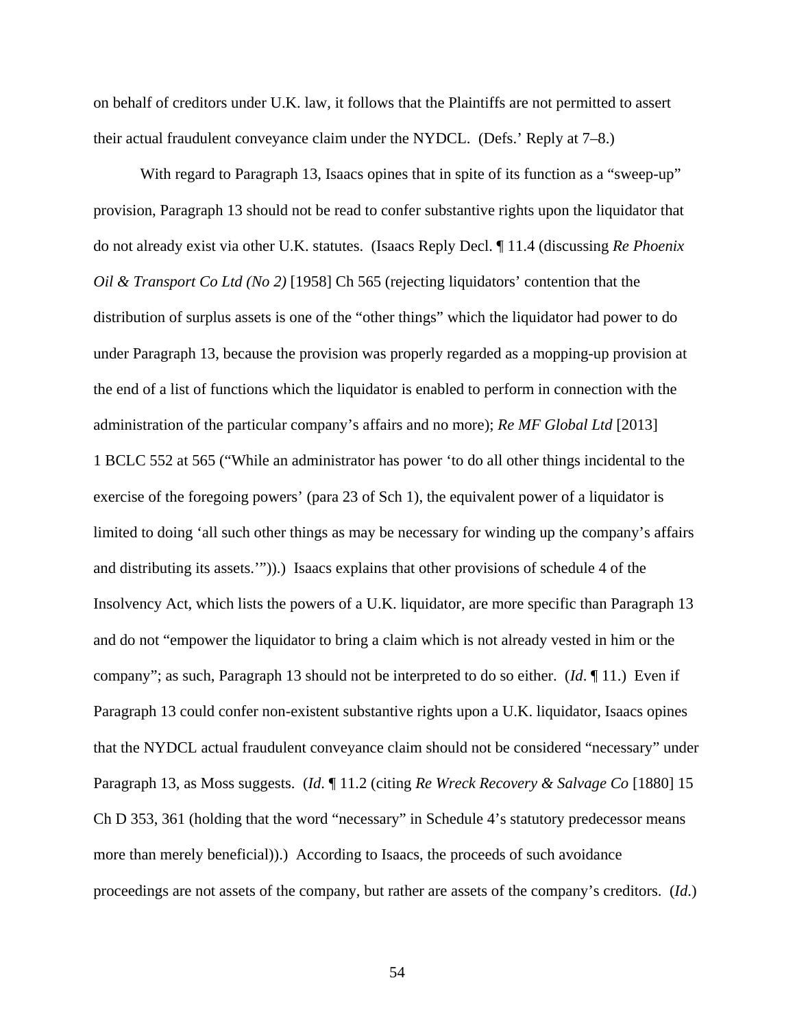on behalf of creditors under U.K. law, it follows that the Plaintiffs are not permitted to assert their actual fraudulent conveyance claim under the NYDCL. (Defs.' Reply at 7–8.)

With regard to Paragraph 13, Isaacs opines that in spite of its function as a "sweep-up" provision, Paragraph 13 should not be read to confer substantive rights upon the liquidator that do not already exist via other U.K. statutes. (Isaacs Reply Decl. ¶ 11.4 (discussing *Re Phoenix Oil & Transport Co Ltd (No 2)* [1958] Ch 565 (rejecting liquidators' contention that the distribution of surplus assets is one of the "other things" which the liquidator had power to do under Paragraph 13, because the provision was properly regarded as a mopping-up provision at the end of a list of functions which the liquidator is enabled to perform in connection with the administration of the particular company's affairs and no more); *Re MF Global Ltd* [2013] 1 BCLC 552 at 565 ("While an administrator has power 'to do all other things incidental to the exercise of the foregoing powers' (para 23 of Sch 1), the equivalent power of a liquidator is limited to doing 'all such other things as may be necessary for winding up the company's affairs and distributing its assets.'")).) Isaacs explains that other provisions of schedule 4 of the Insolvency Act, which lists the powers of a U.K. liquidator, are more specific than Paragraph 13 and do not "empower the liquidator to bring a claim which is not already vested in him or the company"; as such, Paragraph 13 should not be interpreted to do so either. (*Id*. ¶ 11.) Even if Paragraph 13 could confer non-existent substantive rights upon a U.K. liquidator, Isaacs opines that the NYDCL actual fraudulent conveyance claim should not be considered "necessary" under Paragraph 13, as Moss suggests. (*Id*. ¶ 11.2 (citing *Re Wreck Recovery & Salvage Co* [1880] 15 Ch D 353, 361 (holding that the word "necessary" in Schedule 4's statutory predecessor means more than merely beneficial)).) According to Isaacs, the proceeds of such avoidance proceedings are not assets of the company, but rather are assets of the company's creditors. (*Id*.)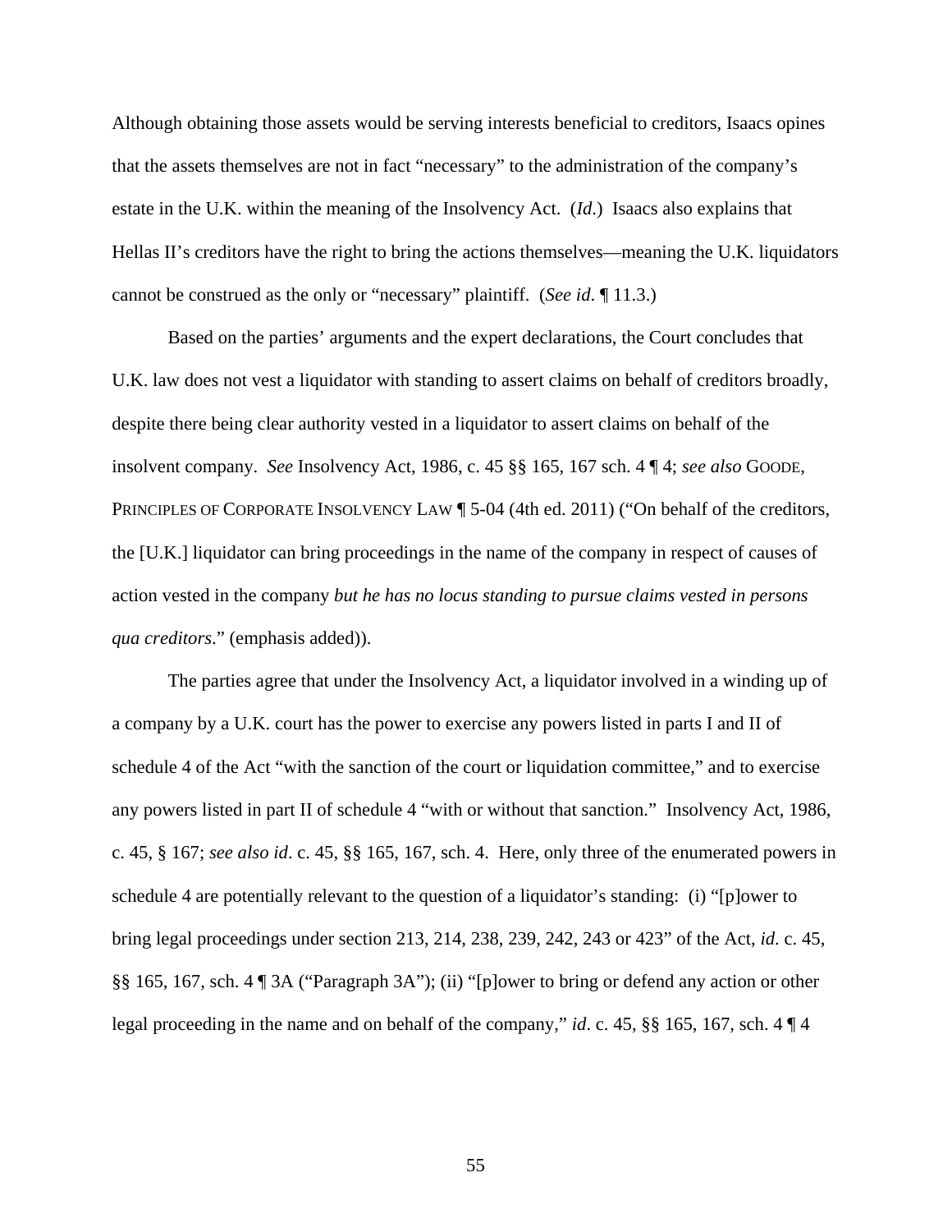Although obtaining those assets would be serving interests beneficial to creditors, Isaacs opines that the assets themselves are not in fact "necessary" to the administration of the company's estate in the U.K. within the meaning of the Insolvency Act. (*Id.*) Isaacs also explains that Hellas II's creditors have the right to bring the actions themselves—meaning the U.K. liquidators cannot be construed as the only or "necessary" plaintiff. (*See id.* ¶ 11.3.)

Based on the parties' arguments and the expert declarations, the Court concludes that U.K. law does not vest a liquidator with standing to assert claims on behalf of creditors broadly, despite there being clear authority vested in a liquidator to assert claims on behalf of the insolvent company. *See* Insolvency Act, 1986, c. 45 §§ 165, 167 sch. 4 ¶ 4; *see also* GOODE, PRINCIPLES OF CORPORATE INSOLVENCY LAW ¶ 5-04 (4th ed. 2011) ("On behalf of the creditors, the [U.K.] liquidator can bring proceedings in the name of the company in respect of causes of action vested in the company *but he has no locus standing to pursue claims vested in persons qua creditors*." (emphasis added)).

The parties agree that under the Insolvency Act, a liquidator involved in a winding up of a company by a U.K. court has the power to exercise any powers listed in parts I and II of schedule 4 of the Act "with the sanction of the court or liquidation committee," and to exercise any powers listed in part II of schedule 4 "with or without that sanction." Insolvency Act, 1986, c. 45, § 167; *see also id*. c. 45, §§ 165, 167, sch. 4. Here, only three of the enumerated powers in schedule 4 are potentially relevant to the question of a liquidator's standing: (i) "[p]ower to bring legal proceedings under section 213, 214, 238, 239, 242, 243 or 423" of the Act, *id*. c. 45, §§ 165, 167, sch. 4 ¶ 3A ("Paragraph 3A"); (ii) "[p]ower to bring or defend any action or other legal proceeding in the name and on behalf of the company," *id*. c. 45, §§ 165, 167, sch. 4 ¶ 4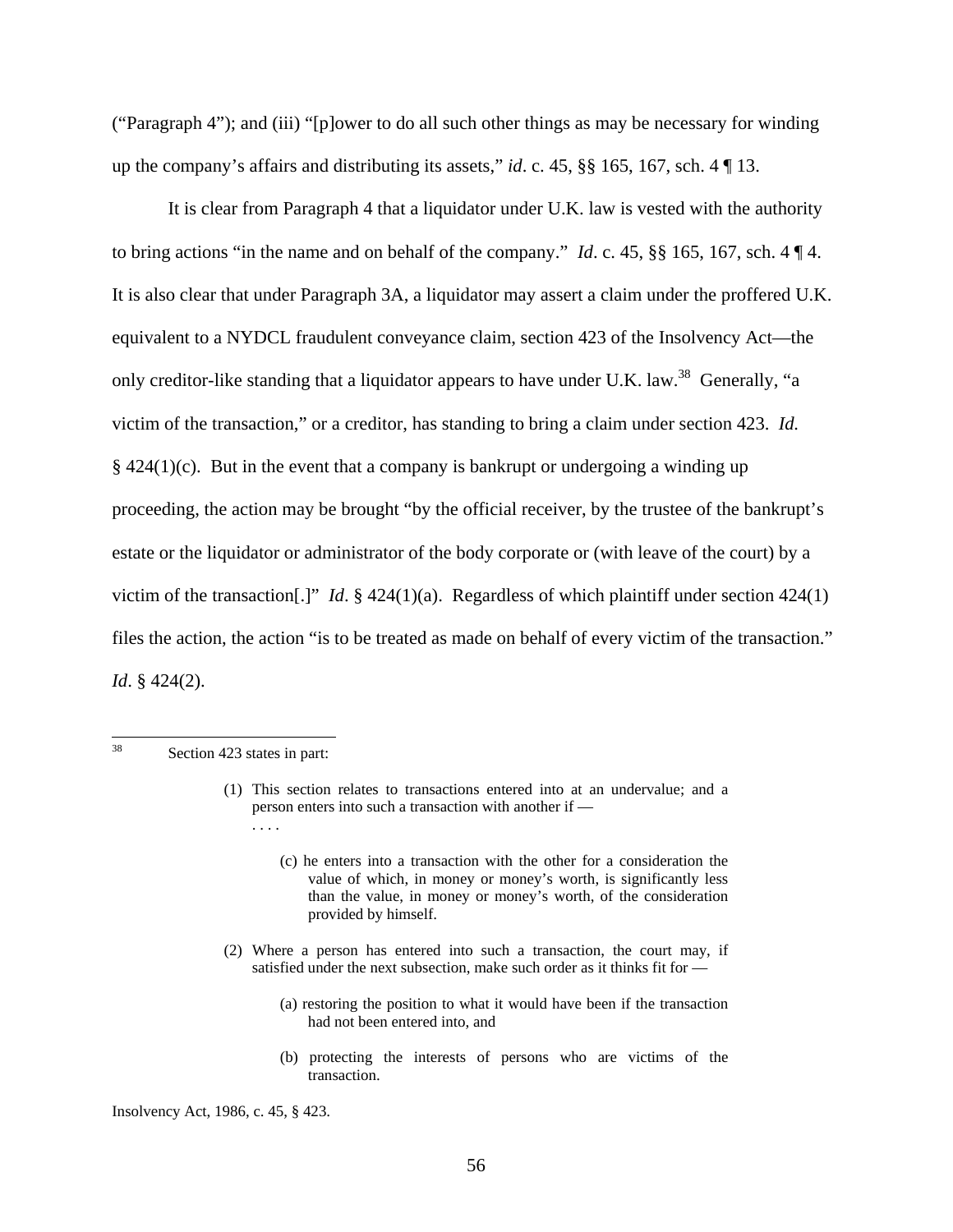("Paragraph 4"); and (iii) "[p]ower to do all such other things as may be necessary for winding up the company's affairs and distributing its assets," *id*. c. 45, §§ 165, 167, sch. 4 ¶ 13.

It is clear from Paragraph 4 that a liquidator under U.K. law is vested with the authority to bring actions "in the name and on behalf of the company." *Id*. c. 45, §§ 165, 167, sch. 4 ¶ 4. It is also clear that under Paragraph 3A, a liquidator may assert a claim under the proffered U.K. equivalent to a NYDCL fraudulent conveyance claim, section 423 of the Insolvency Act—the only creditor-like standing that a liquidator appears to have under U.K. law.[38] Generally, "a victim of the transaction," or a creditor, has standing to bring a claim under section 423. *Id.* § 424(1)(c). But in the event that a company is bankrupt or undergoing a winding up proceeding, the action may be brought "by the official receiver, by the trustee of the bankrupt's estate or the liquidator or administrator of the body corporate or (with leave of the court) by a victim of the transaction[.]" *Id*. § 424(1)(a). Regardless of which plaintiff under section 424(1) files the action, the action "is to be treated as made on behalf of every victim of the transaction." *Id*. § 424(2).

---

[38] Section 423 states in part:

> (1) This section relates to transactions entered into at an undervalue; and a person enters into such a transaction with another if —
> . . . .
>
> (c) he enters into a transaction with the other for a consideration the value of which, in money or money's worth, is significantly less than the value, in money or money's worth, of the consideration provided by himself.
>
> (2) Where a person has entered into such a transaction, the court may, if satisfied under the next subsection, make such order as it thinks fit for —
>
> (a) restoring the position to what it would have been if the transaction had not been entered into, and
>
> (b) protecting the interests of persons who are victims of the transaction.

Insolvency Act, 1986, c. 45, § 423.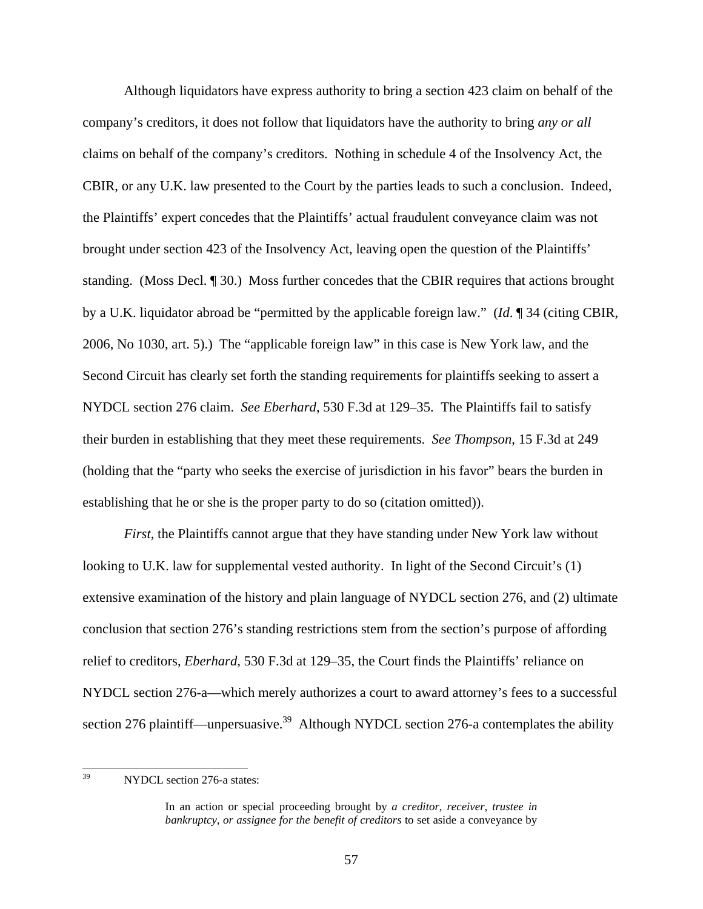Although liquidators have express authority to bring a section 423 claim on behalf of the company's creditors, it does not follow that liquidators have the authority to bring *any or all* claims on behalf of the company's creditors. Nothing in schedule 4 of the Insolvency Act, the CBIR, or any U.K. law presented to the Court by the parties leads to such a conclusion. Indeed, the Plaintiffs' expert concedes that the Plaintiffs' actual fraudulent conveyance claim was not brought under section 423 of the Insolvency Act, leaving open the question of the Plaintiffs' standing. (Moss Decl. ¶ 30.) Moss further concedes that the CBIR requires that actions brought by a U.K. liquidator abroad be "permitted by the applicable foreign law." (*Id.* ¶ 34 (citing CBIR, 2006, No 1030, art. 5).) The "applicable foreign law" in this case is New York law, and the Second Circuit has clearly set forth the standing requirements for plaintiffs seeking to assert a NYDCL section 276 claim. *See Eberhard*, 530 F.3d at 129–35. The Plaintiffs fail to satisfy their burden in establishing that they meet these requirements. *See Thompson*, 15 F.3d at 249 (holding that the "party who seeks the exercise of jurisdiction in his favor" bears the burden in establishing that he or she is the proper party to do so (citation omitted)).

*First*, the Plaintiffs cannot argue that they have standing under New York law without looking to U.K. law for supplemental vested authority. In light of the Second Circuit's (1) extensive examination of the history and plain language of NYDCL section 276, and (2) ultimate conclusion that section 276's standing restrictions stem from the section's purpose of affording relief to creditors, *Eberhard*, 530 F.3d at 129–35, the Court finds the Plaintiffs' reliance on NYDCL section 276-a—which merely authorizes a court to award attorney's fees to a successful section 276 plaintiff—unpersuasive.[39] Although NYDCL section 276-a contemplates the ability

---

[39] NYDCL section 276-a states:

> In an action or special proceeding brought by *a creditor, receiver, trustee in bankruptcy, or assignee for the benefit of creditors* to set aside a conveyance by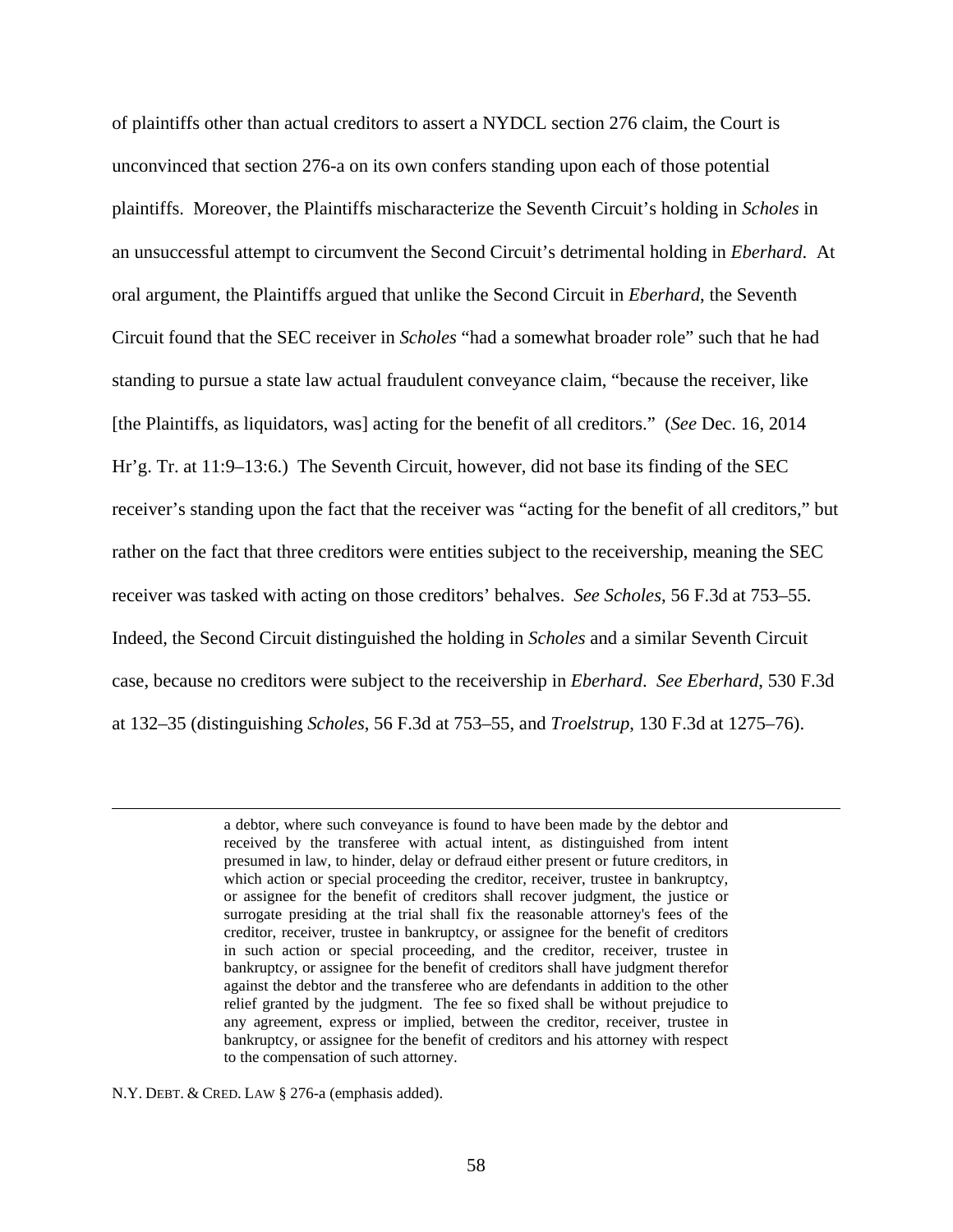of plaintiffs other than actual creditors to assert a NYDCL section 276 claim, the Court is unconvinced that section 276-a on its own confers standing upon each of those potential plaintiffs. Moreover, the Plaintiffs mischaracterize the Seventh Circuit's holding in *Scholes* in an unsuccessful attempt to circumvent the Second Circuit's detrimental holding in *Eberhard*. At oral argument, the Plaintiffs argued that unlike the Second Circuit in *Eberhard*, the Seventh Circuit found that the SEC receiver in *Scholes* "had a somewhat broader role" such that he had standing to pursue a state law actual fraudulent conveyance claim, "because the receiver, like [the Plaintiffs, as liquidators, was] acting for the benefit of all creditors." (*See* Dec. 16, 2014 Hr'g. Tr. at 11:9–13:6.) The Seventh Circuit, however, did not base its finding of the SEC receiver's standing upon the fact that the receiver was "acting for the benefit of all creditors," but rather on the fact that three creditors were entities subject to the receivership, meaning the SEC receiver was tasked with acting on those creditors' behalves. *See Scholes*, 56 F.3d at 753–55. Indeed, the Second Circuit distinguished the holding in *Scholes* and a similar Seventh Circuit case, because no creditors were subject to the receivership in *Eberhard*. *See Eberhard*, 530 F.3d at 132–35 (distinguishing *Scholes*, 56 F.3d at 753–55, and *Troelstrup*, 130 F.3d at 1275–76).

---

> a debtor, where such conveyance is found to have been made by the debtor and received by the transferee with actual intent, as distinguished from intent presumed in law, to hinder, delay or defraud either present or future creditors, in which action or special proceeding the creditor, receiver, trustee in bankruptcy, or assignee for the benefit of creditors shall recover judgment, the justice or surrogate presiding at the trial shall fix the reasonable attorney's fees of the creditor, receiver, trustee in bankruptcy, or assignee for the benefit of creditors in such action or special proceeding, and the creditor, receiver, trustee in bankruptcy, or assignee for the benefit of creditors shall have judgment therefor against the debtor and the transferee who are defendants in addition to the other relief granted by the judgment. The fee so fixed shall be without prejudice to any agreement, express or implied, between the creditor, receiver, trustee in bankruptcy, or assignee for the benefit of creditors and his attorney with respect to the compensation of such attorney.

N.Y. DEBT. & CRED. LAW § 276-a (emphasis added).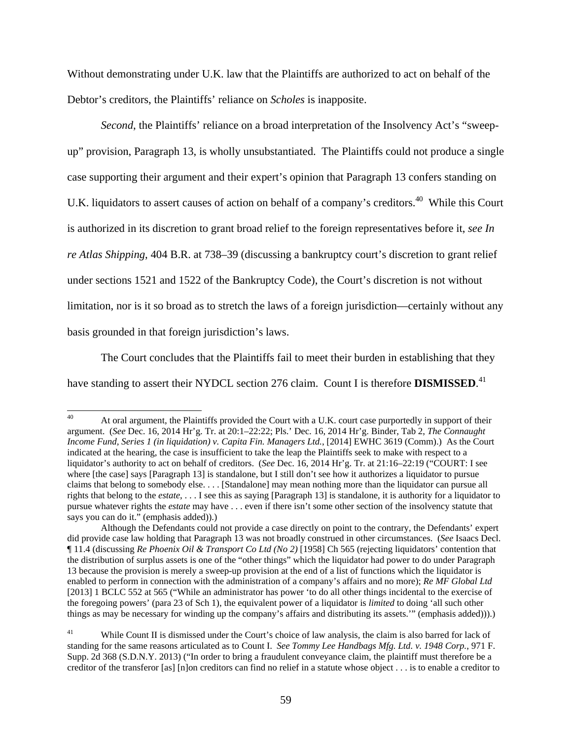Without demonstrating under U.K. law that the Plaintiffs are authorized to act on behalf of the Debtor's creditors, the Plaintiffs' reliance on *Scholes* is inapposite.

*Second*, the Plaintiffs' reliance on a broad interpretation of the Insolvency Act's "sweep-up" provision, Paragraph 13, is wholly unsubstantiated. The Plaintiffs could not produce a single case supporting their argument and their expert's opinion that Paragraph 13 confers standing on U.K. liquidators to assert causes of action on behalf of a company's creditors.[40] While this Court is authorized in its discretion to grant broad relief to the foreign representatives before it, *see In re Atlas Shipping*, 404 B.R. at 738–39 (discussing a bankruptcy court's discretion to grant relief under sections 1521 and 1522 of the Bankruptcy Code), the Court's discretion is not without limitation, nor is it so broad as to stretch the laws of a foreign jurisdiction—certainly without any basis grounded in that foreign jurisdiction's laws.

The Court concludes that the Plaintiffs fail to meet their burden in establishing that they have standing to assert their NYDCL section 276 claim. Count I is therefore **DISMISSED**.[41]

---

[40] At oral argument, the Plaintiffs provided the Court with a U.K. court case purportedly in support of their argument. (*See* Dec. 16, 2014 Hr'g. Tr. at 20:1–22:22; Pls.' Dec. 16, 2014 Hr'g. Binder, Tab 2, *The Connaught Income Fund, Series 1 (in liquidation) v. Capita Fin. Managers Ltd.*, [2014] EWHC 3619 (Comm).) As the Court indicated at the hearing, the case is insufficient to take the leap the Plaintiffs seek to make with respect to a liquidator's authority to act on behalf of creditors. (*See* Dec. 16, 2014 Hr'g. Tr. at 21:16–22:19 ("COURT: I see where [the case] says [Paragraph 13] is standalone, but I still don't see how it authorizes a liquidator to pursue claims that belong to somebody else. . . . [Standalone] may mean nothing more than the liquidator can pursue all rights that belong to the *estate*, . . . I see this as saying [Paragraph 13] is standalone, it is authority for a liquidator to pursue whatever rights the *estate* may have . . . even if there isn't some other section of the insolvency statute that says you can do it." (emphasis added)).)

Although the Defendants could not provide a case directly on point to the contrary, the Defendants' expert did provide case law holding that Paragraph 13 was not broadly construed in other circumstances. (*See* Isaacs Decl. ¶ 11.4 (discussing *Re Phoenix Oil & Transport Co Ltd (No 2)* [1958] Ch 565 (rejecting liquidators' contention that the distribution of surplus assets is one of the "other things" which the liquidator had power to do under Paragraph 13 because the provision is merely a sweep-up provision at the end of a list of functions which the liquidator is enabled to perform in connection with the administration of a company's affairs and no more); *Re MF Global Ltd* [2013] 1 BCLC 552 at 565 ("While an administrator has power 'to do all other things incidental to the exercise of the foregoing powers' (para 23 of Sch 1), the equivalent power of a liquidator is *limited* to doing 'all such other things as may be necessary for winding up the company's affairs and distributing its assets.'" (emphasis added))).)

[41] While Count II is dismissed under the Court's choice of law analysis, the claim is also barred for lack of standing for the same reasons articulated as to Count I. *See Tommy Lee Handbags Mfg. Ltd. v. 1948 Corp.*, 971 F. Supp. 2d 368 (S.D.N.Y. 2013) ("In order to bring a fraudulent conveyance claim, the plaintiff must therefore be a creditor of the transferor [as] [n]on creditors can find no relief in a statute whose object . . . is to enable a creditor to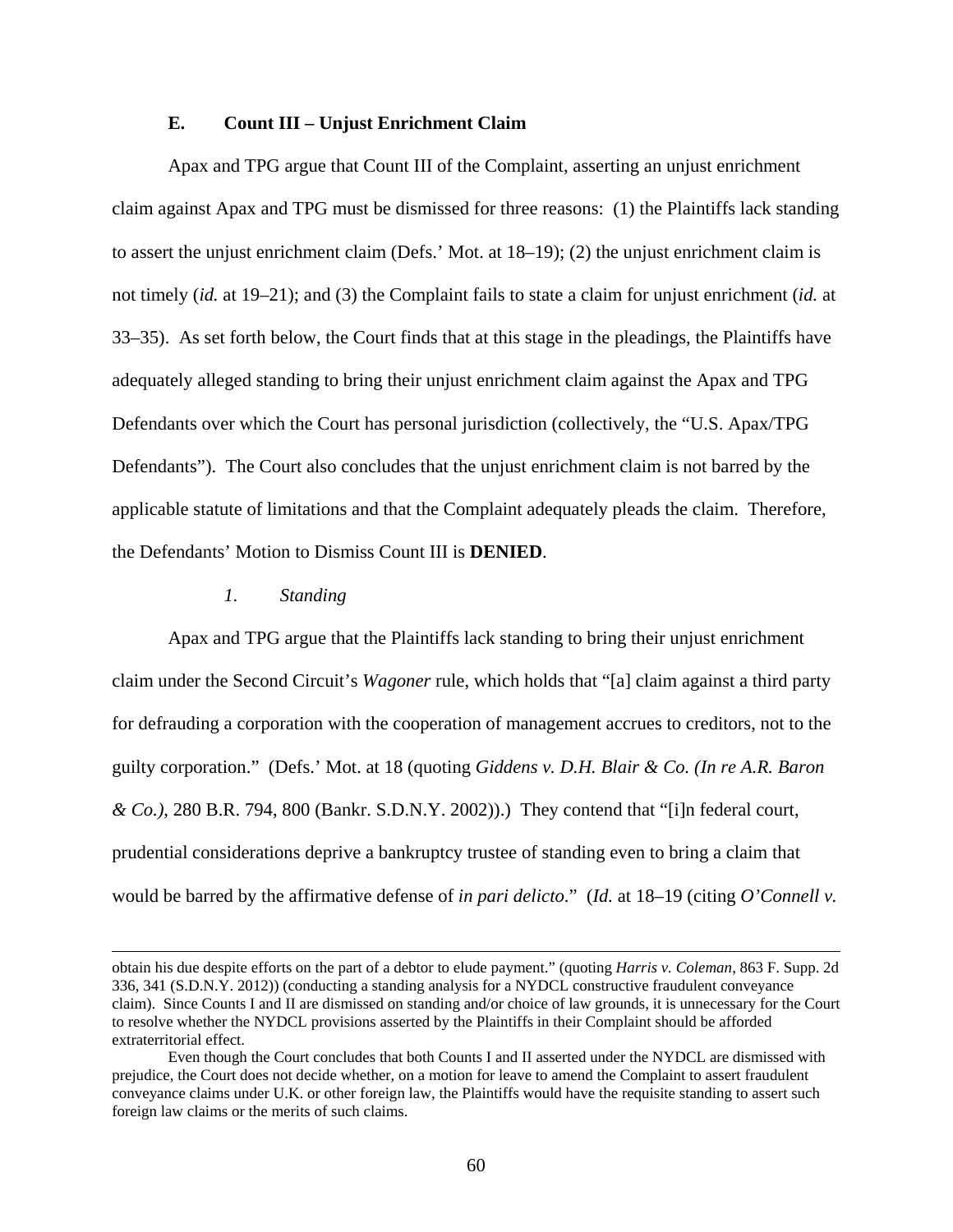### E. Count III – Unjust Enrichment Claim

Apax and TPG argue that Count III of the Complaint, asserting an unjust enrichment claim against Apax and TPG must be dismissed for three reasons: (1) the Plaintiffs lack standing to assert the unjust enrichment claim (Defs.' Mot. at 18–19); (2) the unjust enrichment claim is not timely (*id.* at 19–21); and (3) the Complaint fails to state a claim for unjust enrichment (*id.* at 33–35). As set forth below, the Court finds that at this stage in the pleadings, the Plaintiffs have adequately alleged standing to bring their unjust enrichment claim against the Apax and TPG Defendants over which the Court has personal jurisdiction (collectively, the "U.S. Apax/TPG Defendants"). The Court also concludes that the unjust enrichment claim is not barred by the applicable statute of limitations and that the Complaint adequately pleads the claim. Therefore, the Defendants' Motion to Dismiss Count III is **DENIED**.

#### *1. Standing*

Apax and TPG argue that the Plaintiffs lack standing to bring their unjust enrichment claim under the Second Circuit's *Wagoner* rule, which holds that "[a] claim against a third party for defrauding a corporation with the cooperation of management accrues to creditors, not to the guilty corporation." (Defs.' Mot. at 18 (quoting *Giddens v. D.H. Blair & Co. (In re A.R. Baron & Co.)*, 280 B.R. 794, 800 (Bankr. S.D.N.Y. 2002)).) They contend that "[i]n federal court, prudential considerations deprive a bankruptcy trustee of standing even to bring a claim that would be barred by the affirmative defense of *in pari delicto*." (*Id.* at 18–19 (citing *O'Connell v.*

---

obtain his due despite efforts on the part of a debtor to elude payment." (quoting *Harris v. Coleman*, 863 F. Supp. 2d 336, 341 (S.D.N.Y. 2012)) (conducting a standing analysis for a NYDCL constructive fraudulent conveyance claim). Since Counts I and II are dismissed on standing and/or choice of law grounds, it is unnecessary for the Court to resolve whether the NYDCL provisions asserted by the Plaintiffs in their Complaint should be afforded extraterritorial effect.

Even though the Court concludes that both Counts I and II asserted under the NYDCL are dismissed with prejudice, the Court does not decide whether, on a motion for leave to amend the Complaint to assert fraudulent conveyance claims under U.K. or other foreign law, the Plaintiffs would have the requisite standing to assert such foreign law claims or the merits of such claims.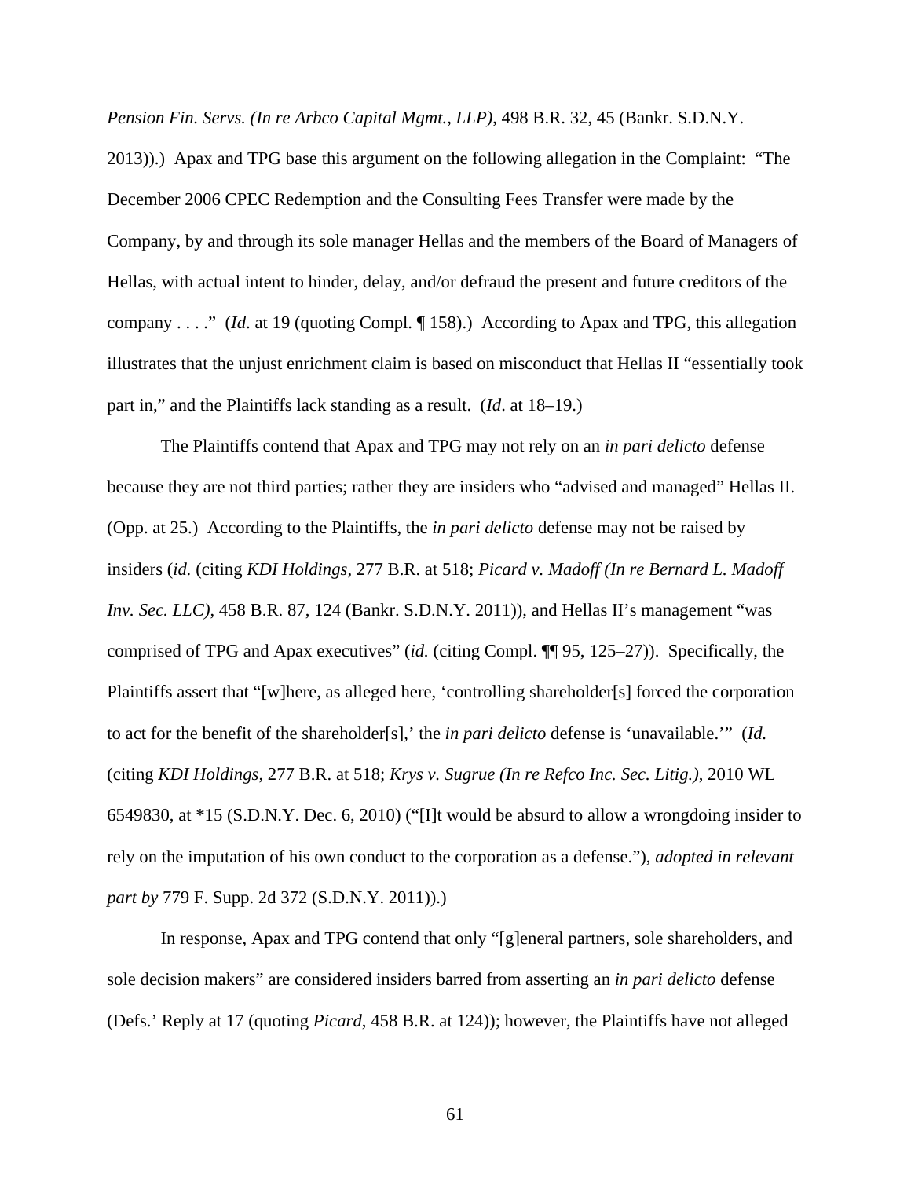*Pension Fin. Servs. (In re Arbco Capital Mgmt., LLP)*, 498 B.R. 32, 45 (Bankr. S.D.N.Y. 2013)).) Apax and TPG base this argument on the following allegation in the Complaint: "The December 2006 CPEC Redemption and the Consulting Fees Transfer were made by the Company, by and through its sole manager Hellas and the members of the Board of Managers of Hellas, with actual intent to hinder, delay, and/or defraud the present and future creditors of the company . . . ." (*Id*. at 19 (quoting Compl. ¶ 158).) According to Apax and TPG, this allegation illustrates that the unjust enrichment claim is based on misconduct that Hellas II "essentially took part in," and the Plaintiffs lack standing as a result. (*Id*. at 18–19.)

The Plaintiffs contend that Apax and TPG may not rely on an *in pari delicto* defense because they are not third parties; rather they are insiders who "advised and managed" Hellas II. (Opp. at 25.) According to the Plaintiffs, the *in pari delicto* defense may not be raised by insiders (*id.* (citing *KDI Holdings*, 277 B.R. at 518; *Picard v. Madoff (In re Bernard L. Madoff Inv. Sec. LLC)*, 458 B.R. 87, 124 (Bankr. S.D.N.Y. 2011)), and Hellas II's management "was comprised of TPG and Apax executives" (*id.* (citing Compl. ¶¶ 95, 125–27)). Specifically, the Plaintiffs assert that "[w]here, as alleged here, 'controlling shareholder[s] forced the corporation to act for the benefit of the shareholder[s],' the *in pari delicto* defense is 'unavailable.'" (*Id.* (citing *KDI Holdings*, 277 B.R. at 518; *Krys v. Sugrue (In re Refco Inc. Sec. Litig.)*, 2010 WL 6549830, at *15 (S.D.N.Y. Dec. 6, 2010) ("[I]t would be absurd to allow a wrongdoing insider to rely on the imputation of his own conduct to the corporation as a defense."), *adopted in relevant part by* 779 F. Supp. 2d 372 (S.D.N.Y. 2011)).)

In response, Apax and TPG contend that only "[g]eneral partners, sole shareholders, and sole decision makers" are considered insiders barred from asserting an *in pari delicto* defense (Defs.' Reply at 17 (quoting *Picard*, 458 B.R. at 124)); however, the Plaintiffs have not alleged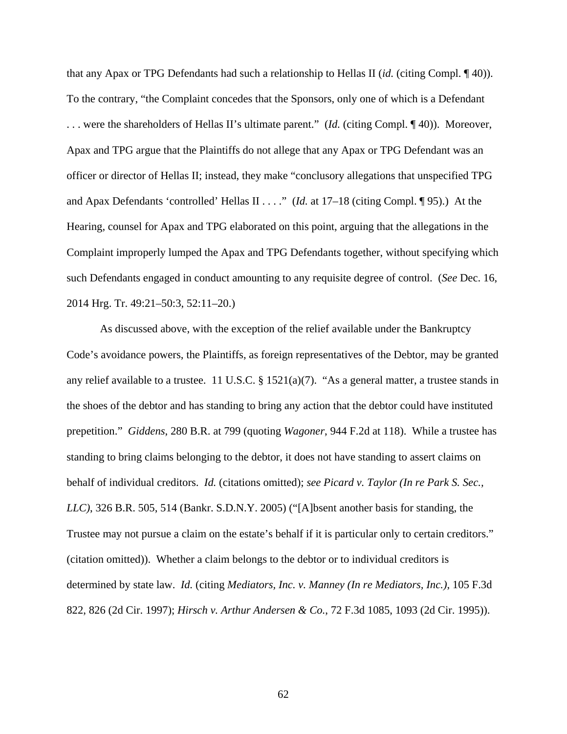that any Apax or TPG Defendants had such a relationship to Hellas II (*id.* (citing Compl. ¶ 40)). To the contrary, "the Complaint concedes that the Sponsors, only one of which is a Defendant . . . were the shareholders of Hellas II's ultimate parent." (*Id.* (citing Compl. ¶ 40)). Moreover, Apax and TPG argue that the Plaintiffs do not allege that any Apax or TPG Defendant was an officer or director of Hellas II; instead, they make "conclusory allegations that unspecified TPG and Apax Defendants 'controlled' Hellas II . . . ." (*Id.* at 17–18 (citing Compl. ¶ 95).) At the Hearing, counsel for Apax and TPG elaborated on this point, arguing that the allegations in the Complaint improperly lumped the Apax and TPG Defendants together, without specifying which such Defendants engaged in conduct amounting to any requisite degree of control. (*See* Dec. 16, 2014 Hrg. Tr. 49:21–50:3, 52:11–20.)

As discussed above, with the exception of the relief available under the Bankruptcy Code's avoidance powers, the Plaintiffs, as foreign representatives of the Debtor, may be granted any relief available to a trustee. 11 U.S.C. § 1521(a)(7). "As a general matter, a trustee stands in the shoes of the debtor and has standing to bring any action that the debtor could have instituted prepetition." *Giddens*, 280 B.R. at 799 (quoting *Wagoner*, 944 F.2d at 118). While a trustee has standing to bring claims belonging to the debtor, it does not have standing to assert claims on behalf of individual creditors. *Id.* (citations omitted); *see Picard v. Taylor (In re Park S. Sec., LLC)*, 326 B.R. 505, 514 (Bankr. S.D.N.Y. 2005) ("[A]bsent another basis for standing, the Trustee may not pursue a claim on the estate's behalf if it is particular only to certain creditors." (citation omitted)). Whether a claim belongs to the debtor or to individual creditors is determined by state law. *Id.* (citing *Mediators, Inc. v. Manney (In re Mediators, Inc.)*, 105 F.3d 822, 826 (2d Cir. 1997); *Hirsch v. Arthur Andersen & Co.*, 72 F.3d 1085, 1093 (2d Cir. 1995)).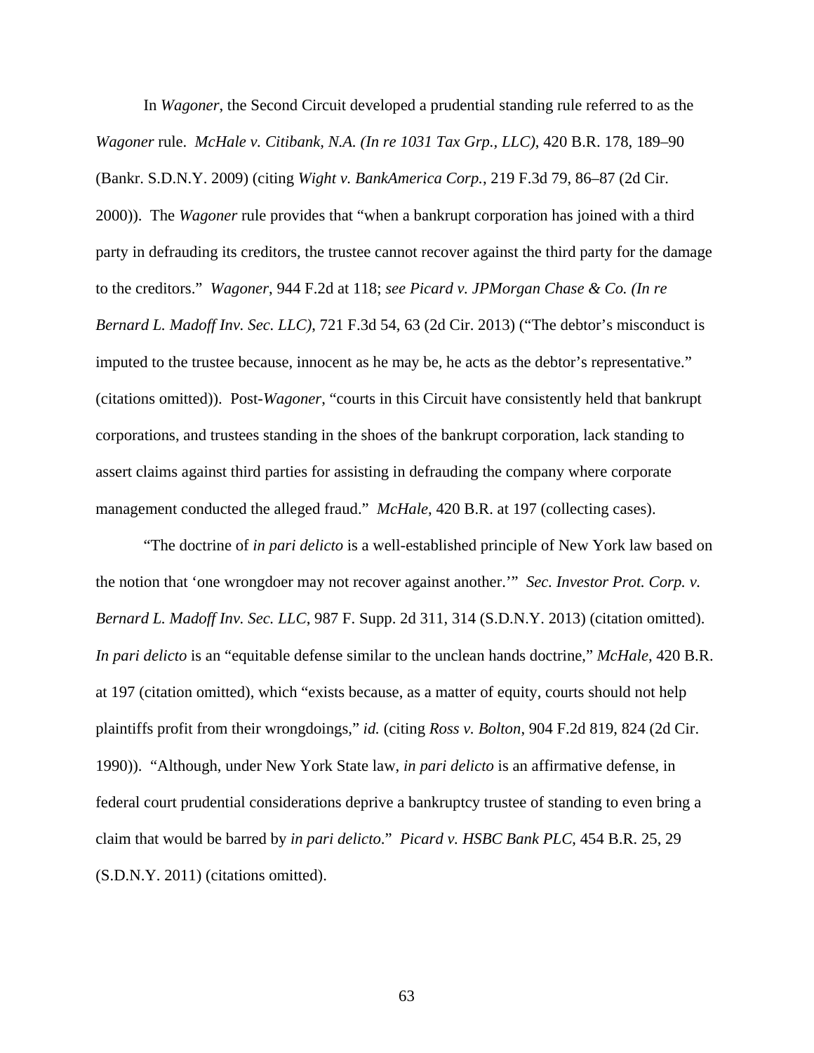In *Wagoner*, the Second Circuit developed a prudential standing rule referred to as the *Wagoner* rule. *McHale v. Citibank, N.A. (In re 1031 Tax Grp., LLC)*, 420 B.R. 178, 189–90 (Bankr. S.D.N.Y. 2009) (citing *Wight v. BankAmerica Corp.*, 219 F.3d 79, 86–87 (2d Cir. 2000)). The *Wagoner* rule provides that "when a bankrupt corporation has joined with a third party in defrauding its creditors, the trustee cannot recover against the third party for the damage to the creditors." *Wagoner*, 944 F.2d at 118; *see Picard v. JPMorgan Chase & Co. (In re Bernard L. Madoff Inv. Sec. LLC)*, 721 F.3d 54, 63 (2d Cir. 2013) ("The debtor's misconduct is imputed to the trustee because, innocent as he may be, he acts as the debtor's representative." (citations omitted)). Post-*Wagoner*, "courts in this Circuit have consistently held that bankrupt corporations, and trustees standing in the shoes of the bankrupt corporation, lack standing to assert claims against third parties for assisting in defrauding the company where corporate management conducted the alleged fraud." *McHale*, 420 B.R. at 197 (collecting cases).

"The doctrine of *in pari delicto* is a well-established principle of New York law based on the notion that 'one wrongdoer may not recover against another.'" *Sec. Investor Prot. Corp. v. Bernard L. Madoff Inv. Sec. LLC*, 987 F. Supp. 2d 311, 314 (S.D.N.Y. 2013) (citation omitted). *In pari delicto* is an "equitable defense similar to the unclean hands doctrine," *McHale*, 420 B.R. at 197 (citation omitted), which "exists because, as a matter of equity, courts should not help plaintiffs profit from their wrongdoings," *id.* (citing *Ross v. Bolton*, 904 F.2d 819, 824 (2d Cir. 1990)). "Although, under New York State law, *in pari delicto* is an affirmative defense, in federal court prudential considerations deprive a bankruptcy trustee of standing to even bring a claim that would be barred by *in pari delicto*." *Picard v. HSBC Bank PLC*, 454 B.R. 25, 29 (S.D.N.Y. 2011) (citations omitted).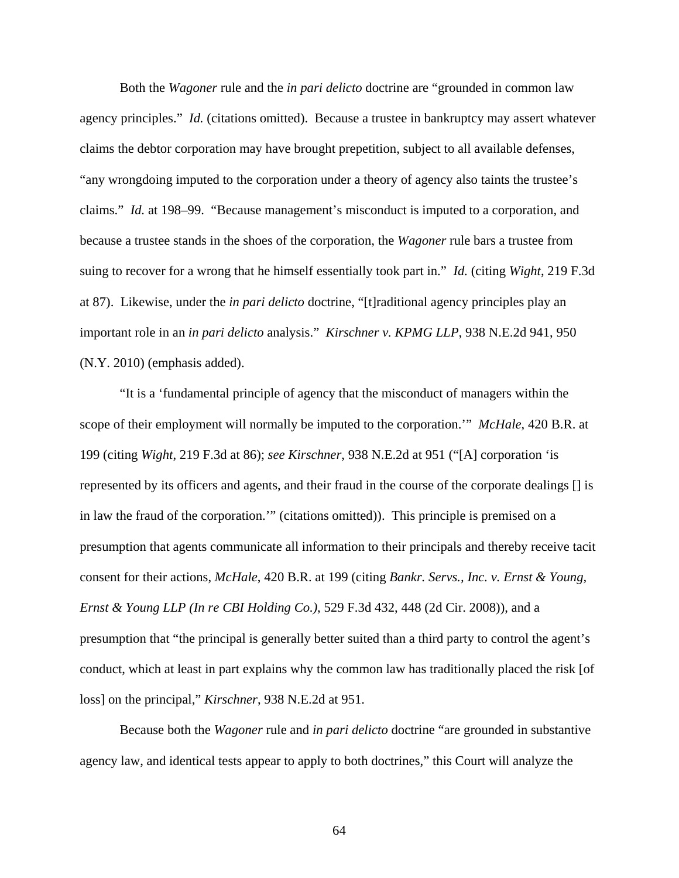Both the *Wagoner* rule and the *in pari delicto* doctrine are "grounded in common law agency principles." *Id.* (citations omitted). Because a trustee in bankruptcy may assert whatever claims the debtor corporation may have brought prepetition, subject to all available defenses, "any wrongdoing imputed to the corporation under a theory of agency also taints the trustee's claims." *Id.* at 198–99. "Because management's misconduct is imputed to a corporation, and because a trustee stands in the shoes of the corporation, the *Wagoner* rule bars a trustee from suing to recover for a wrong that he himself essentially took part in." *Id.* (citing *Wight*, 219 F.3d at 87). Likewise, under the *in pari delicto* doctrine, "[t]raditional agency principles play an important role in an *in pari delicto* analysis." *Kirschner v. KPMG LLP*, 938 N.E.2d 941, 950 (N.Y. 2010) (emphasis added).

"It is a 'fundamental principle of agency that the misconduct of managers within the scope of their employment will normally be imputed to the corporation.'" *McHale*, 420 B.R. at 199 (citing *Wight*, 219 F.3d at 86); *see Kirschner*, 938 N.E.2d at 951 ("[A] corporation 'is represented by its officers and agents, and their fraud in the course of the corporate dealings [] is in law the fraud of the corporation.'" (citations omitted)). This principle is premised on a presumption that agents communicate all information to their principals and thereby receive tacit consent for their actions, *McHale*, 420 B.R. at 199 (citing *Bankr. Servs., Inc. v. Ernst & Young, Ernst & Young LLP (In re CBI Holding Co.)*, 529 F.3d 432, 448 (2d Cir. 2008)), and a presumption that "the principal is generally better suited than a third party to control the agent's conduct, which at least in part explains why the common law has traditionally placed the risk [of loss] on the principal," *Kirschner*, 938 N.E.2d at 951.

Because both the *Wagoner* rule and *in pari delicto* doctrine "are grounded in substantive agency law, and identical tests appear to apply to both doctrines," this Court will analyze the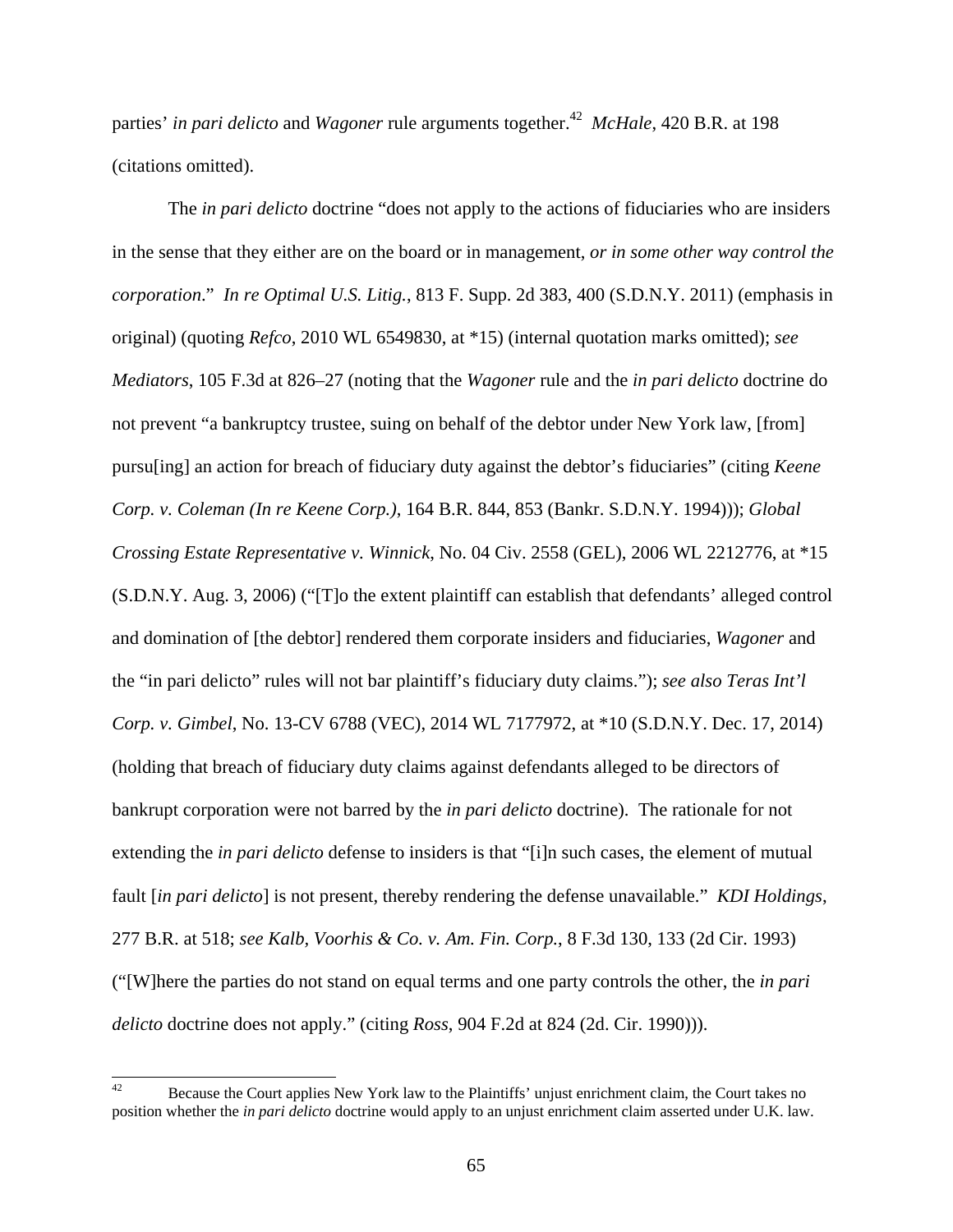parties' *in pari delicto* and *Wagoner* rule arguments together.[42] *McHale*, 420 B.R. at 198 (citations omitted).

The *in pari delicto* doctrine "does not apply to the actions of fiduciaries who are insiders in the sense that they either are on the board or in management, *or in some other way control the corporation*." *In re Optimal U.S. Litig.*, 813 F. Supp. 2d 383, 400 (S.D.N.Y. 2011) (emphasis in original) (quoting *Refco*, 2010 WL 6549830, at *15) (internal quotation marks omitted); *see Mediators*, 105 F.3d at 826–27 (noting that the *Wagoner* rule and the *in pari delicto* doctrine do not prevent "a bankruptcy trustee, suing on behalf of the debtor under New York law, [from] pursu[ing] an action for breach of fiduciary duty against the debtor's fiduciaries" (citing *Keene Corp. v. Coleman (In re Keene Corp.)*, 164 B.R. 844, 853 (Bankr. S.D.N.Y. 1994))); *Global Crossing Estate Representative v. Winnick*, No. 04 Civ. 2558 (GEL), 2006 WL 2212776, at *15 (S.D.N.Y. Aug. 3, 2006) ("[T]o the extent plaintiff can establish that defendants' alleged control and domination of [the debtor] rendered them corporate insiders and fiduciaries, *Wagoner* and the "in pari delicto" rules will not bar plaintiff's fiduciary duty claims."); *see also Teras Int'l Corp. v. Gimbel*, No. 13-CV 6788 (VEC), 2014 WL 7177972, at *10 (S.D.N.Y. Dec. 17, 2014) (holding that breach of fiduciary duty claims against defendants alleged to be directors of bankrupt corporation were not barred by the *in pari delicto* doctrine). The rationale for not extending the *in pari delicto* defense to insiders is that "[i]n such cases, the element of mutual fault [*in pari delicto*] is not present, thereby rendering the defense unavailable." *KDI Holdings*, 277 B.R. at 518; *see Kalb, Voorhis & Co. v. Am. Fin. Corp.*, 8 F.3d 130, 133 (2d Cir. 1993) ("[W]here the parties do not stand on equal terms and one party controls the other, the *in pari delicto* doctrine does not apply." (citing *Ross*, 904 F.2d at 824 (2d. Cir. 1990))).

---

[42] Because the Court applies New York law to the Plaintiffs' unjust enrichment claim, the Court takes no position whether the *in pari delicto* doctrine would apply to an unjust enrichment claim asserted under U.K. law.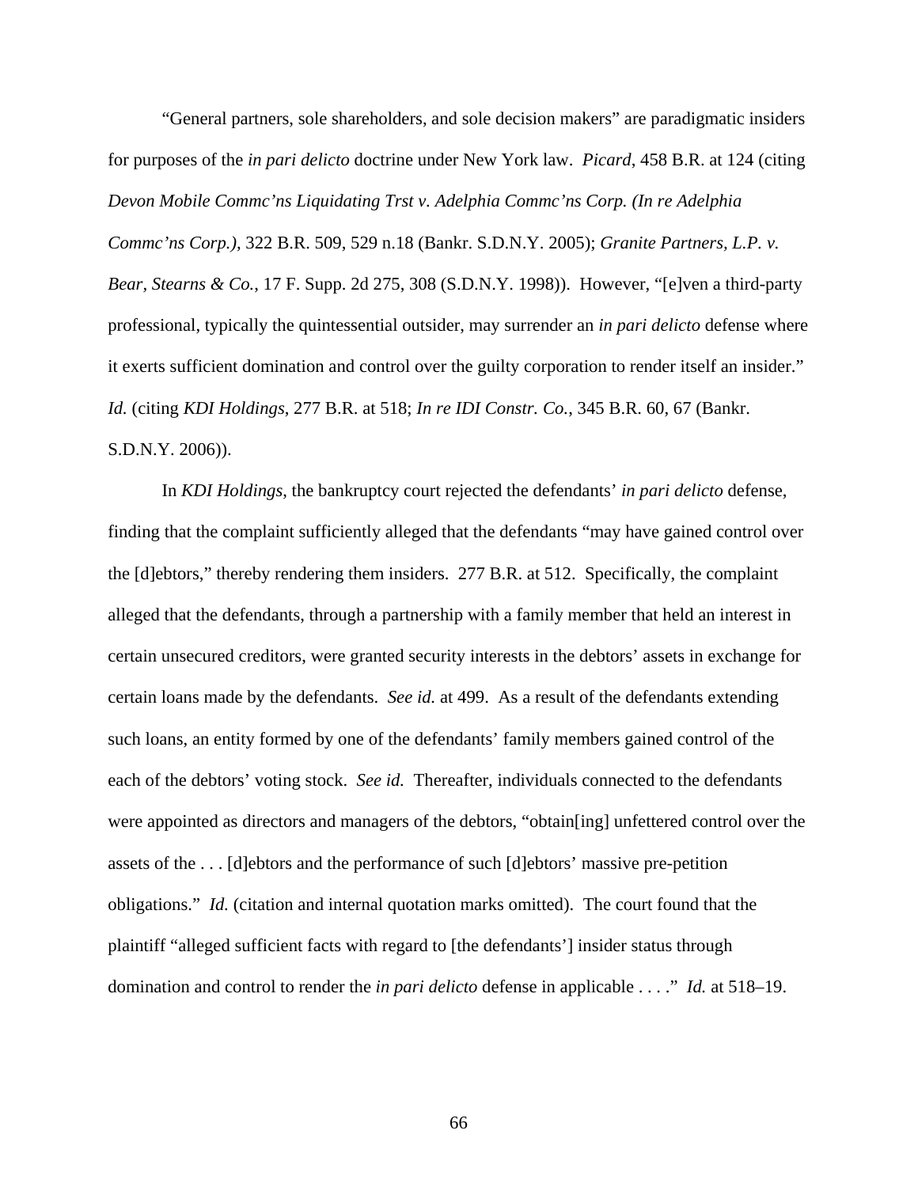"General partners, sole shareholders, and sole decision makers" are paradigmatic insiders for purposes of the *in pari delicto* doctrine under New York law. *Picard*, 458 B.R. at 124 (citing *Devon Mobile Commc'ns Liquidating Trst v. Adelphia Commc'ns Corp. (In re Adelphia Commc'ns Corp.)*, 322 B.R. 509, 529 n.18 (Bankr. S.D.N.Y. 2005); *Granite Partners, L.P. v. Bear, Stearns & Co.*, 17 F. Supp. 2d 275, 308 (S.D.N.Y. 1998)). However, "[e]ven a third-party professional, typically the quintessential outsider, may surrender an *in pari delicto* defense where it exerts sufficient domination and control over the guilty corporation to render itself an insider." *Id.* (citing *KDI Holdings*, 277 B.R. at 518; *In re IDI Constr. Co.*, 345 B.R. 60, 67 (Bankr. S.D.N.Y. 2006)).

In *KDI Holdings*, the bankruptcy court rejected the defendants' *in pari delicto* defense, finding that the complaint sufficiently alleged that the defendants "may have gained control over the [d]ebtors," thereby rendering them insiders. 277 B.R. at 512. Specifically, the complaint alleged that the defendants, through a partnership with a family member that held an interest in certain unsecured creditors, were granted security interests in the debtors' assets in exchange for certain loans made by the defendants. *See id.* at 499. As a result of the defendants extending such loans, an entity formed by one of the defendants' family members gained control of the each of the debtors' voting stock. *See id.* Thereafter, individuals connected to the defendants were appointed as directors and managers of the debtors, "obtain[ing] unfettered control over the assets of the . . . [d]ebtors and the performance of such [d]ebtors' massive pre-petition obligations." *Id.* (citation and internal quotation marks omitted). The court found that the plaintiff "alleged sufficient facts with regard to [the defendants'] insider status through domination and control to render the *in pari delicto* defense in applicable . . . ." *Id.* at 518–19.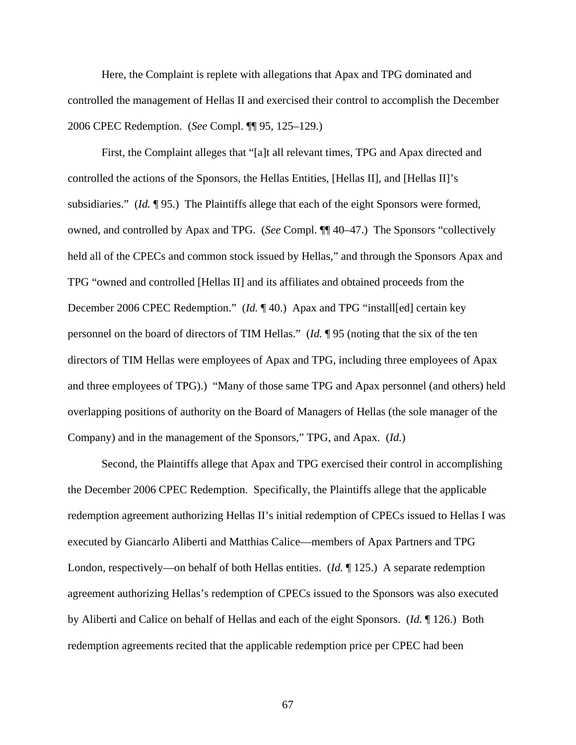Here, the Complaint is replete with allegations that Apax and TPG dominated and controlled the management of Hellas II and exercised their control to accomplish the December 2006 CPEC Redemption. (*See* Compl. ¶¶ 95, 125–129.)

First, the Complaint alleges that "[a]t all relevant times, TPG and Apax directed and controlled the actions of the Sponsors, the Hellas Entities, [Hellas II], and [Hellas II]'s subsidiaries." (*Id.* ¶ 95.) The Plaintiffs allege that each of the eight Sponsors were formed, owned, and controlled by Apax and TPG. (*See* Compl. ¶¶ 40–47.) The Sponsors "collectively held all of the CPECs and common stock issued by Hellas," and through the Sponsors Apax and TPG "owned and controlled [Hellas II] and its affiliates and obtained proceeds from the December 2006 CPEC Redemption." (*Id.* ¶ 40.) Apax and TPG "install[ed] certain key personnel on the board of directors of TIM Hellas." (*Id.* ¶ 95 (noting that the six of the ten directors of TIM Hellas were employees of Apax and TPG, including three employees of Apax and three employees of TPG).) "Many of those same TPG and Apax personnel (and others) held overlapping positions of authority on the Board of Managers of Hellas (the sole manager of the Company) and in the management of the Sponsors," TPG, and Apax. (*Id.*)

Second, the Plaintiffs allege that Apax and TPG exercised their control in accomplishing the December 2006 CPEC Redemption. Specifically, the Plaintiffs allege that the applicable redemption agreement authorizing Hellas II's initial redemption of CPECs issued to Hellas I was executed by Giancarlo Aliberti and Matthias Calice—members of Apax Partners and TPG London, respectively—on behalf of both Hellas entities. (*Id.* ¶ 125.) A separate redemption agreement authorizing Hellas's redemption of CPECs issued to the Sponsors was also executed by Aliberti and Calice on behalf of Hellas and each of the eight Sponsors. (*Id.* ¶ 126.) Both redemption agreements recited that the applicable redemption price per CPEC had been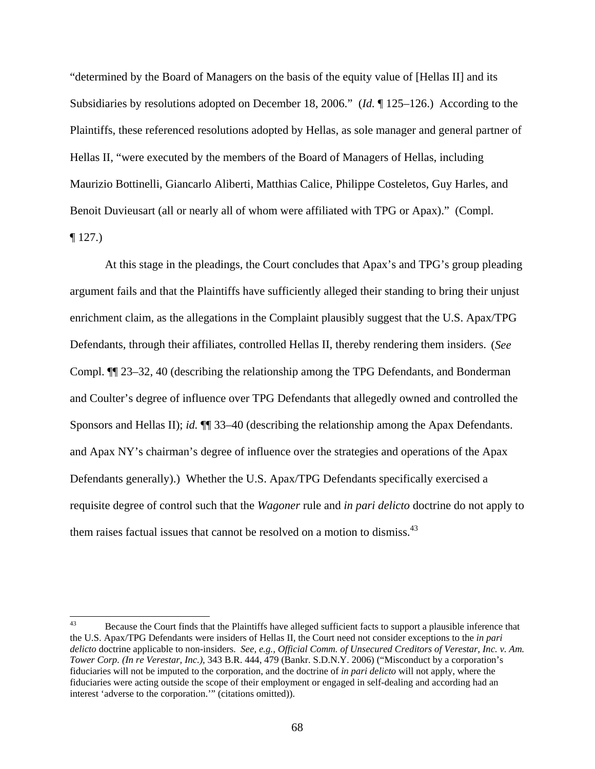"determined by the Board of Managers on the basis of the equity value of [Hellas II] and its Subsidiaries by resolutions adopted on December 18, 2006." (*Id.* ¶ 125–126.) According to the Plaintiffs, these referenced resolutions adopted by Hellas, as sole manager and general partner of Hellas II, "were executed by the members of the Board of Managers of Hellas, including Maurizio Bottinelli, Giancarlo Aliberti, Matthias Calice, Philippe Costeletos, Guy Harles, and Benoit Duvieusart (all or nearly all of whom were affiliated with TPG or Apax)." (Compl. ¶ 127.)

At this stage in the pleadings, the Court concludes that Apax's and TPG's group pleading argument fails and that the Plaintiffs have sufficiently alleged their standing to bring their unjust enrichment claim, as the allegations in the Complaint plausibly suggest that the U.S. Apax/TPG Defendants, through their affiliates, controlled Hellas II, thereby rendering them insiders. (*See* Compl. ¶¶ 23–32, 40 (describing the relationship among the TPG Defendants, and Bonderman and Coulter's degree of influence over TPG Defendants that allegedly owned and controlled the Sponsors and Hellas II); *id.* ¶¶ 33–40 (describing the relationship among the Apax Defendants. and Apax NY's chairman's degree of influence over the strategies and operations of the Apax Defendants generally).) Whether the U.S. Apax/TPG Defendants specifically exercised a requisite degree of control such that the *Wagoner* rule and *in pari delicto* doctrine do not apply to them raises factual issues that cannot be resolved on a motion to dismiss.[43]

---

[43] Because the Court finds that the Plaintiffs have alleged sufficient facts to support a plausible inference that the U.S. Apax/TPG Defendants were insiders of Hellas II, the Court need not consider exceptions to the *in pari delicto* doctrine applicable to non-insiders. *See, e.g., Official Comm. of Unsecured Creditors of Verestar, Inc. v. Am. Tower Corp. (In re Verestar, Inc.)*, 343 B.R. 444, 479 (Bankr. S.D.N.Y. 2006) ("Misconduct by a corporation's fiduciaries will not be imputed to the corporation, and the doctrine of *in pari delicto* will not apply, where the fiduciaries were acting outside the scope of their employment or engaged in self-dealing and according had an interest 'adverse to the corporation.'" (citations omitted)).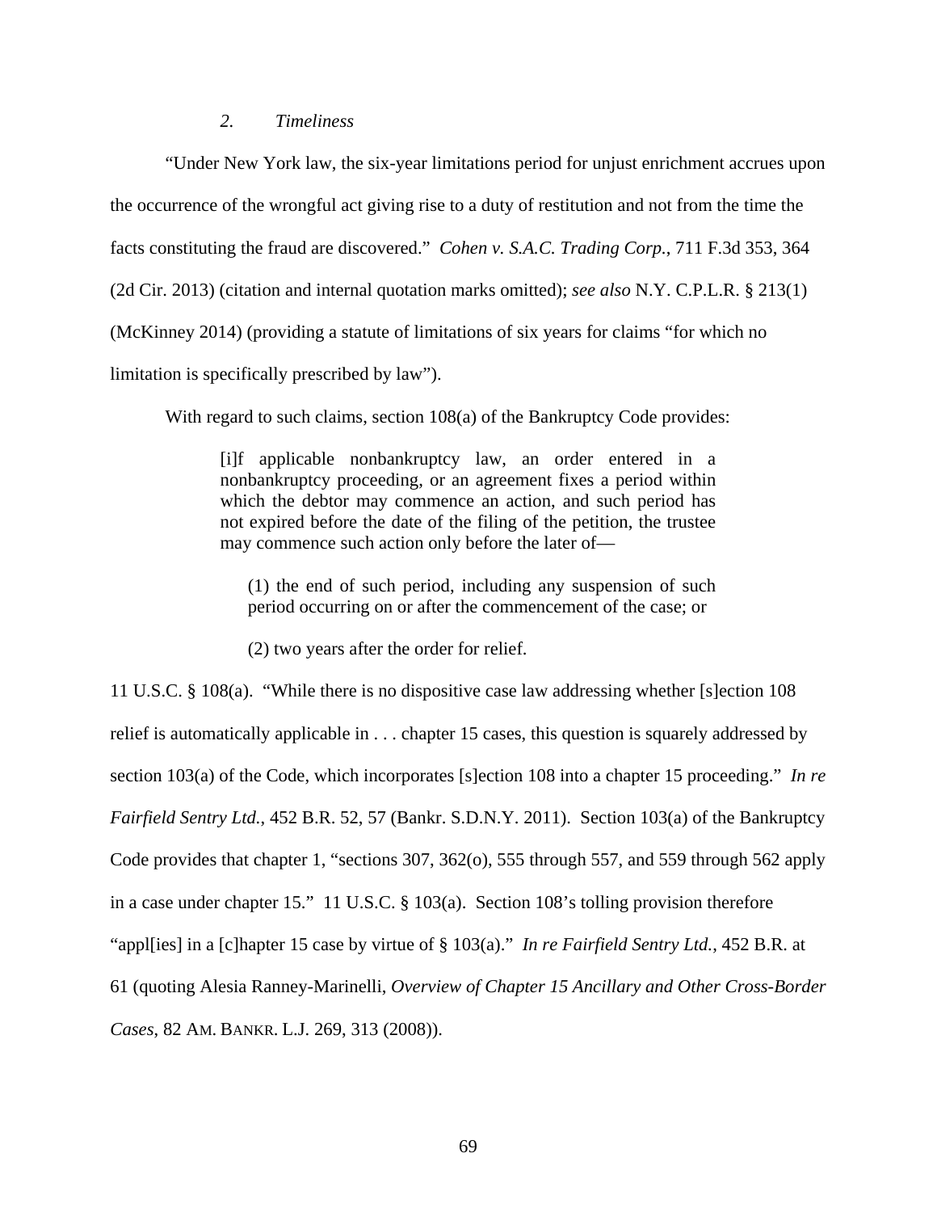### *2. Timeliness*

"Under New York law, the six-year limitations period for unjust enrichment accrues upon the occurrence of the wrongful act giving rise to a duty of restitution and not from the time the facts constituting the fraud are discovered." *Cohen v. S.A.C. Trading Corp.*, 711 F.3d 353, 364 (2d Cir. 2013) (citation and internal quotation marks omitted); *see also* N.Y. C.P.L.R. § 213(1) (McKinney 2014) (providing a statute of limitations of six years for claims "for which no limitation is specifically prescribed by law").

With regard to such claims, section 108(a) of the Bankruptcy Code provides:

> [i]f applicable nonbankruptcy law, an order entered in a nonbankruptcy proceeding, or an agreement fixes a period within which the debtor may commence an action, and such period has not expired before the date of the filing of the petition, the trustee may commence such action only before the later of—
>
> (1) the end of such period, including any suspension of such period occurring on or after the commencement of the case; or
>
> (2) two years after the order for relief.

11 U.S.C. § 108(a). "While there is no dispositive case law addressing whether [s]ection 108 relief is automatically applicable in . . . chapter 15 cases, this question is squarely addressed by section 103(a) of the Code, which incorporates [s]ection 108 into a chapter 15 proceeding." *In re Fairfield Sentry Ltd.*, 452 B.R. 52, 57 (Bankr. S.D.N.Y. 2011). Section 103(a) of the Bankruptcy Code provides that chapter 1, "sections 307, 362(o), 555 through 557, and 559 through 562 apply in a case under chapter 15." 11 U.S.C. § 103(a). Section 108's tolling provision therefore "appl[ies] in a [c]hapter 15 case by virtue of § 103(a)." *In re Fairfield Sentry Ltd.*, 452 B.R. at 61 (quoting Alesia Ranney-Marinelli, *Overview of Chapter 15 Ancillary and Other Cross-Border Cases*, 82 AM. BANKR. L.J. 269, 313 (2008)).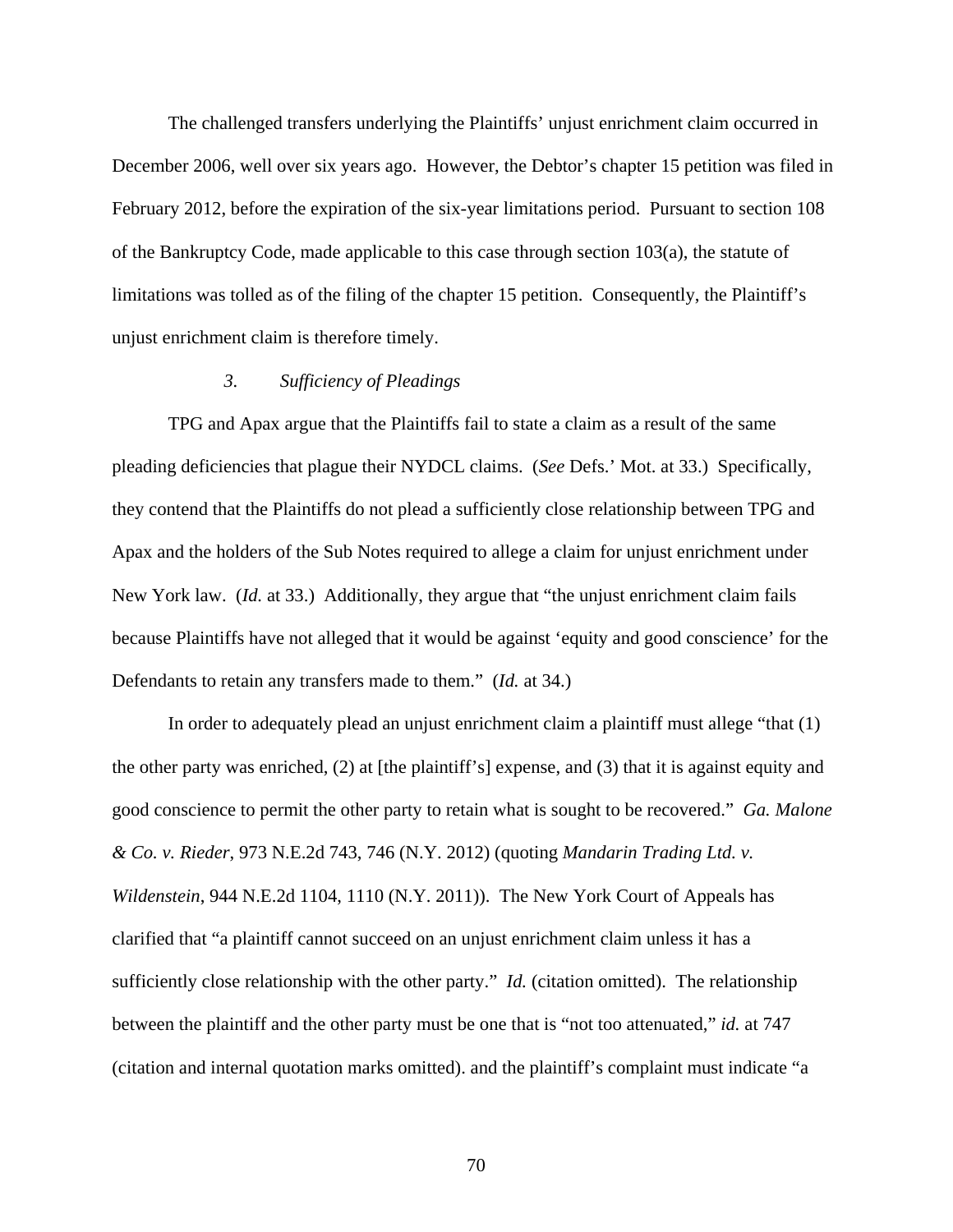The challenged transfers underlying the Plaintiffs' unjust enrichment claim occurred in December 2006, well over six years ago. However, the Debtor's chapter 15 petition was filed in February 2012, before the expiration of the six-year limitations period. Pursuant to section 108 of the Bankruptcy Code, made applicable to this case through section 103(a), the statute of limitations was tolled as of the filing of the chapter 15 petition. Consequently, the Plaintiff's unjust enrichment claim is therefore timely.

*3. Sufficiency of Pleadings*

TPG and Apax argue that the Plaintiffs fail to state a claim as a result of the same pleading deficiencies that plague their NYDCL claims. (*See* Defs.' Mot. at 33.) Specifically, they contend that the Plaintiffs do not plead a sufficiently close relationship between TPG and Apax and the holders of the Sub Notes required to allege a claim for unjust enrichment under New York law. (*Id.* at 33.) Additionally, they argue that "the unjust enrichment claim fails because Plaintiffs have not alleged that it would be against 'equity and good conscience' for the Defendants to retain any transfers made to them." (*Id.* at 34.)

In order to adequately plead an unjust enrichment claim a plaintiff must allege "that (1) the other party was enriched, (2) at [the plaintiff's] expense, and (3) that it is against equity and good conscience to permit the other party to retain what is sought to be recovered." *Ga. Malone & Co. v. Rieder*, 973 N.E.2d 743, 746 (N.Y. 2012) (quoting *Mandarin Trading Ltd. v. Wildenstein*, 944 N.E.2d 1104, 1110 (N.Y. 2011)). The New York Court of Appeals has clarified that "a plaintiff cannot succeed on an unjust enrichment claim unless it has a sufficiently close relationship with the other party." *Id.* (citation omitted). The relationship between the plaintiff and the other party must be one that is "not too attenuated," *id.* at 747 (citation and internal quotation marks omitted). and the plaintiff's complaint must indicate "a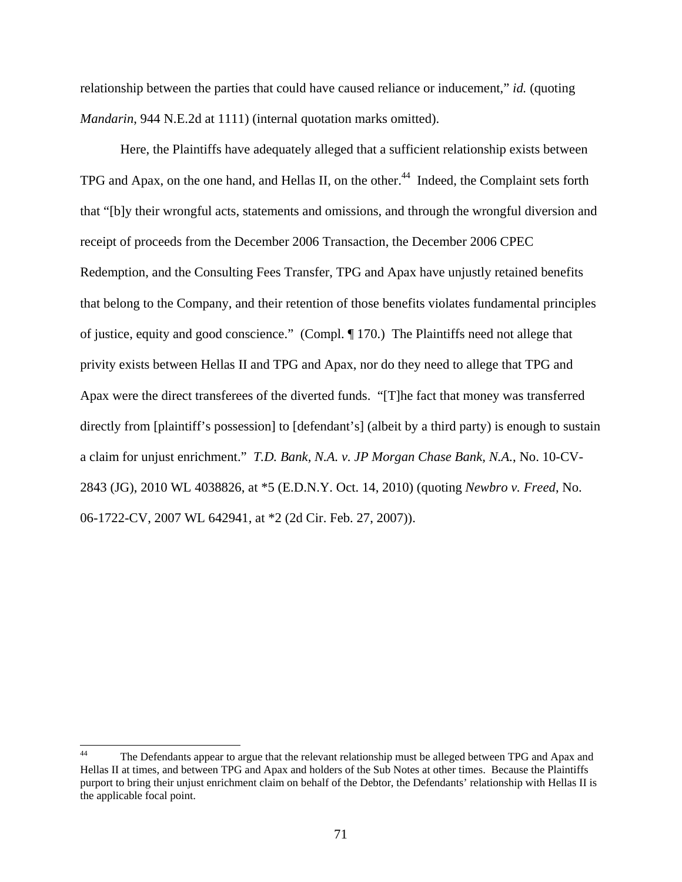relationship between the parties that could have caused reliance or inducement," *id.* (quoting *Mandarin*, 944 N.E.2d at 1111) (internal quotation marks omitted).

Here, the Plaintiffs have adequately alleged that a sufficient relationship exists between TPG and Apax, on the one hand, and Hellas II, on the other.[44] Indeed, the Complaint sets forth that "[b]y their wrongful acts, statements and omissions, and through the wrongful diversion and receipt of proceeds from the December 2006 Transaction, the December 2006 CPEC Redemption, and the Consulting Fees Transfer, TPG and Apax have unjustly retained benefits that belong to the Company, and their retention of those benefits violates fundamental principles of justice, equity and good conscience." (Compl. ¶ 170.) The Plaintiffs need not allege that privity exists between Hellas II and TPG and Apax, nor do they need to allege that TPG and Apax were the direct transferees of the diverted funds. "[T]he fact that money was transferred directly from [plaintiff's possession] to [defendant's] (albeit by a third party) is enough to sustain a claim for unjust enrichment." *T.D. Bank, N.A. v. JP Morgan Chase Bank, N.A.*, No. 10-CV-2843 (JG), 2010 WL 4038826, at *5 (E.D.N.Y. Oct. 14, 2010) (quoting *Newbro v. Freed*, No. 06-1722-CV, 2007 WL 642941, at *2 (2d Cir. Feb. 27, 2007)).

---

[44] The Defendants appear to argue that the relevant relationship must be alleged between TPG and Apax and Hellas II at times, and between TPG and Apax and holders of the Sub Notes at other times. Because the Plaintiffs purport to bring their unjust enrichment claim on behalf of the Debtor, the Defendants' relationship with Hellas II is the applicable focal point.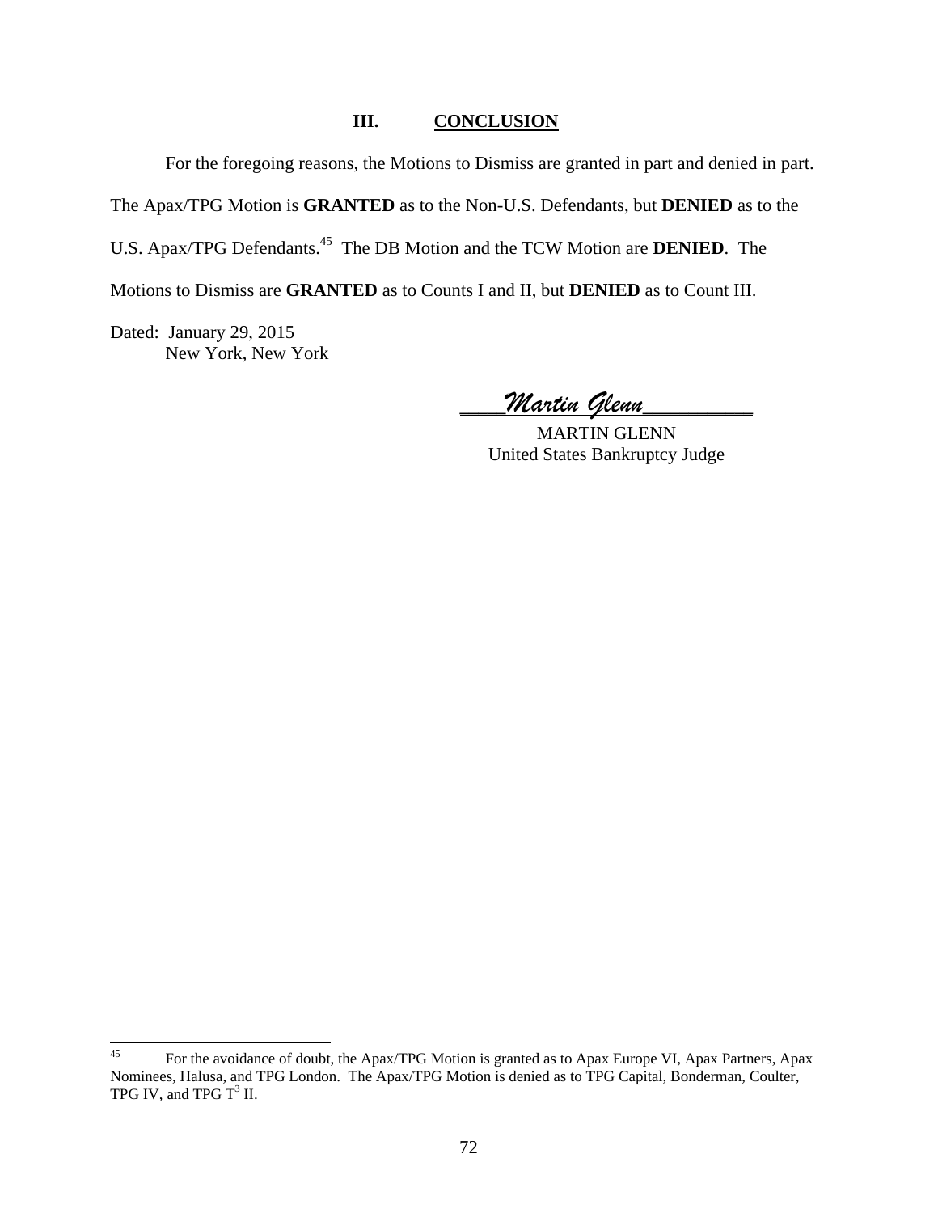## III. CONCLUSION

For the foregoing reasons, the Motions to Dismiss are granted in part and denied in part. The Apax/TPG Motion is **GRANTED** as to the Non-U.S. Defendants, but **DENIED** as to the U.S. Apax/TPG Defendants.[45] The DB Motion and the TCW Motion are **DENIED**. The Motions to Dismiss are **GRANTED** as to Counts I and II, but **DENIED** as to Count III.

Dated: January 29, 2015
New York, New York

_Martin Glenn_
MARTIN GLENN
United States Bankruptcy Judge

---

[45] For the avoidance of doubt, the Apax/TPG Motion is granted as to Apax Europe VI, Apax Partners, Apax Nominees, Halusa, and TPG London. The Apax/TPG Motion is denied as to TPG Capital, Bonderman, Coulter, TPG IV, and TPG $T^3$ II.